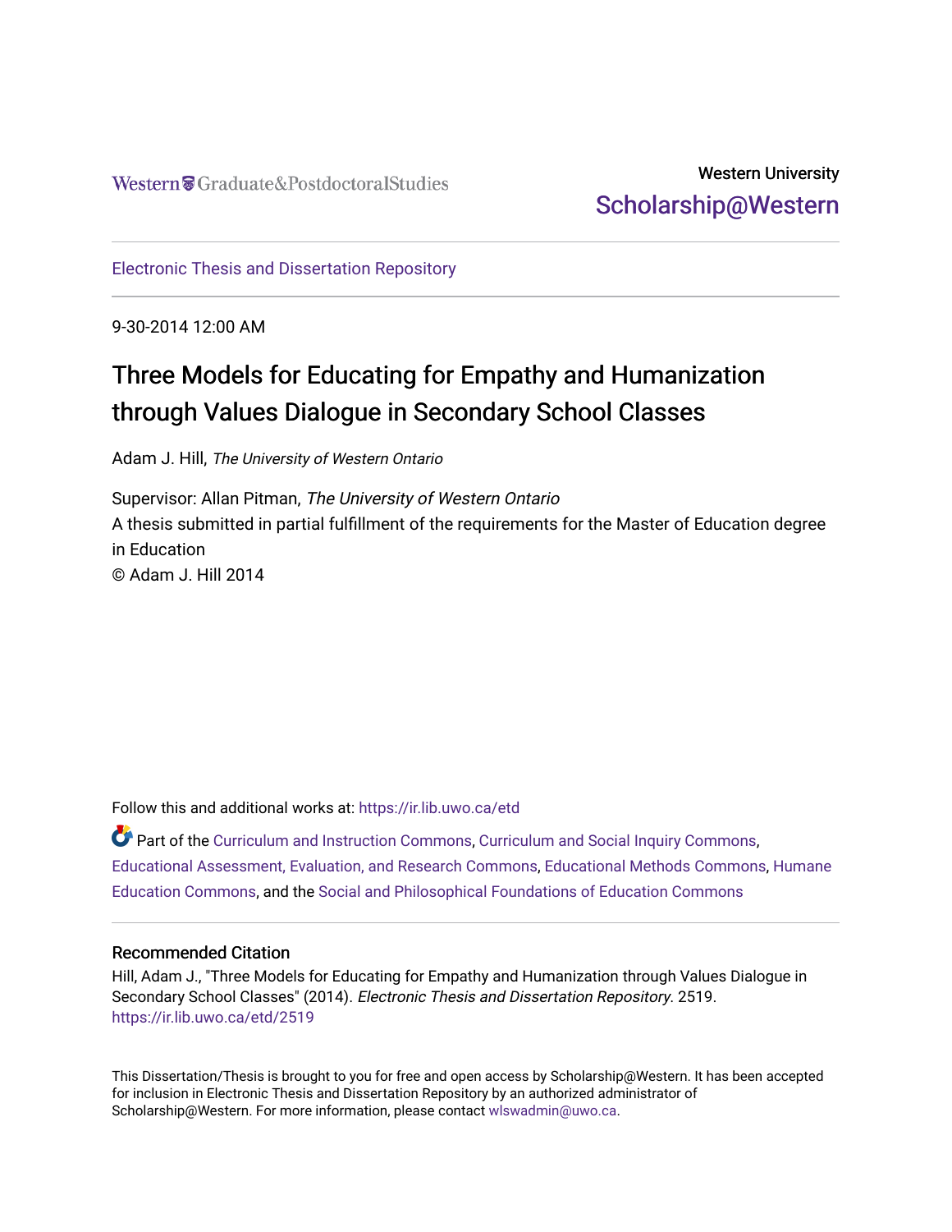Western Graduate&PostdoctoralStudies

Western University
Scholarship@Western

Electronic Thesis and Dissertation Repository

9-30-2014 12:00 AM

# Three Models for Educating for Empathy and Humanization through Values Dialogue in Secondary School Classes

Adam J. Hill, *The University of Western Ontario*

Supervisor: Allan Pitman, *The University of Western Ontario*
A thesis submitted in partial fulfillment of the requirements for the Master of Education degree in Education
© Adam J. Hill 2014

Follow this and additional works at: https://ir.lib.uwo.ca/etd

Part of the Curriculum and Instruction Commons, Curriculum and Social Inquiry Commons, Educational Assessment, Evaluation, and Research Commons, Educational Methods Commons, Humane Education Commons, and the Social and Philosophical Foundations of Education Commons

## Recommended Citation

Hill, Adam J., "Three Models for Educating for Empathy and Humanization through Values Dialogue in Secondary School Classes" (2014). *Electronic Thesis and Dissertation Repository*. 2519.
https://ir.lib.uwo.ca/etd/2519

This Dissertation/Thesis is brought to you for free and open access by Scholarship@Western. It has been accepted for inclusion in Electronic Thesis and Dissertation Repository by an authorized administrator of Scholarship@Western. For more information, please contact wlswadmin@uwo.ca.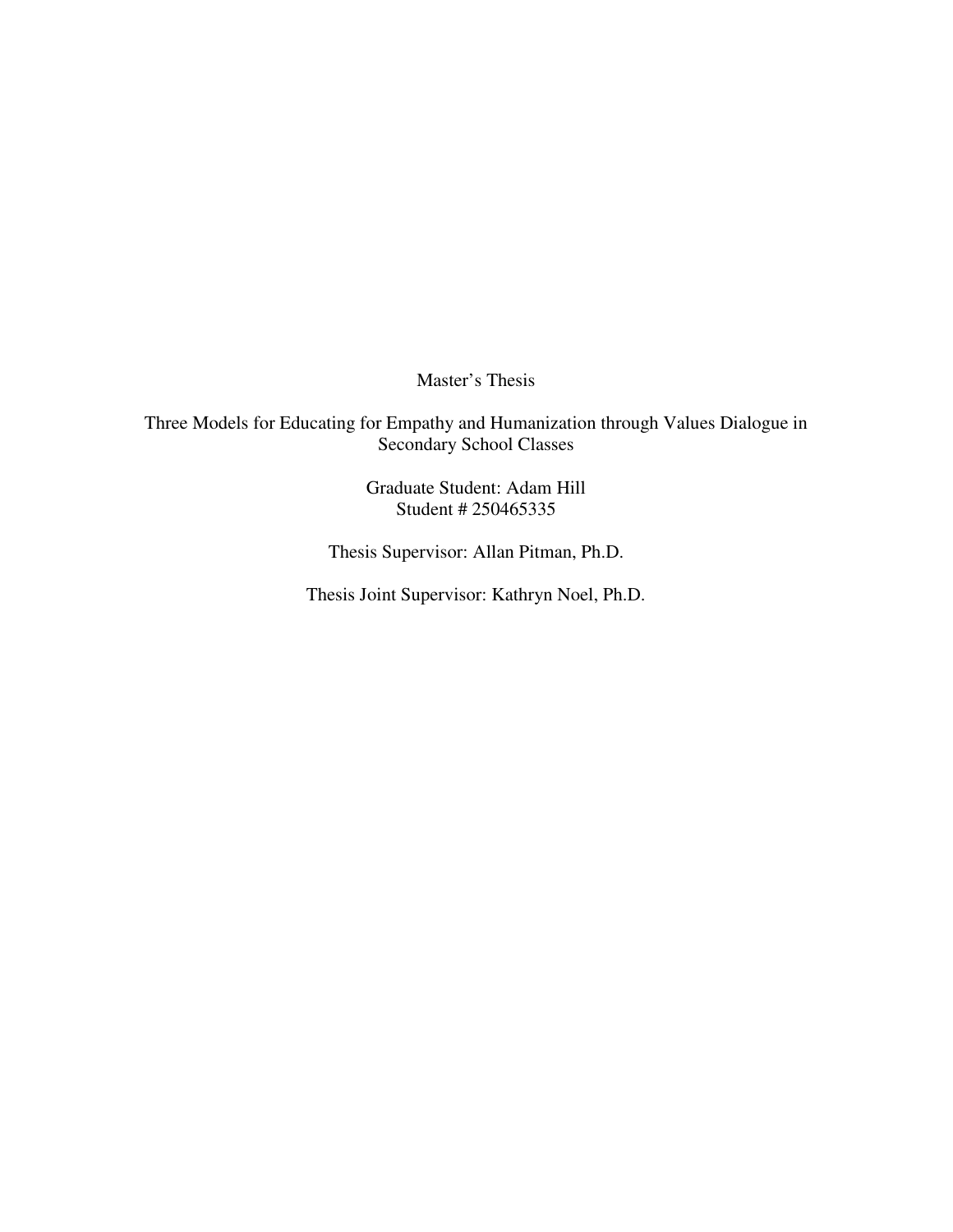Master's Thesis

Three Models for Educating for Empathy and Humanization through Values Dialogue in Secondary School Classes

Graduate Student: Adam Hill
Student # 250465335

Thesis Supervisor: Allan Pitman, Ph.D.

Thesis Joint Supervisor: Kathryn Noel, Ph.D.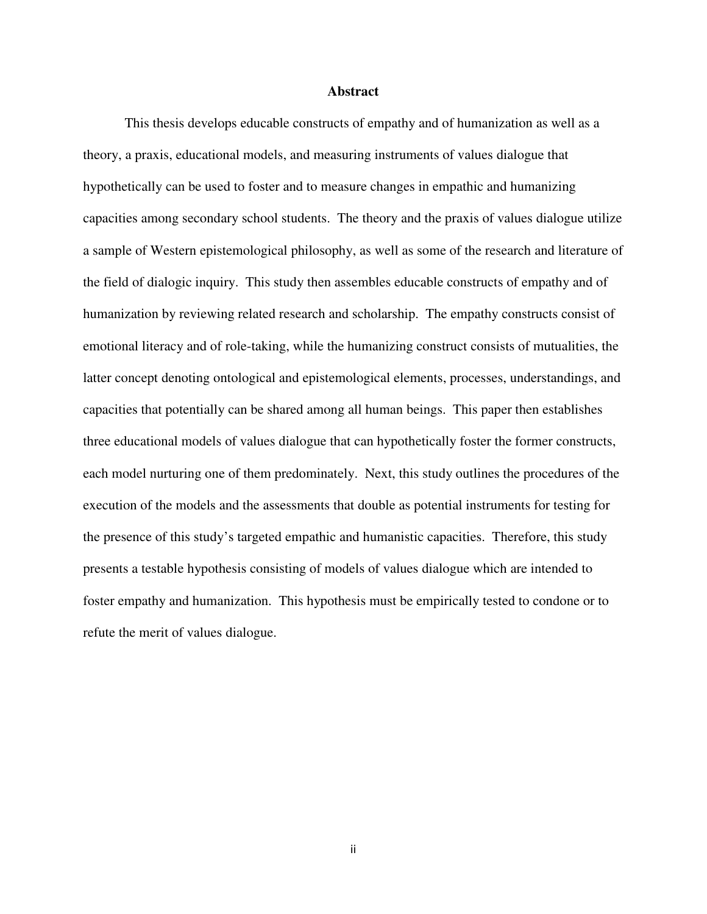# Abstract

This thesis develops educable constructs of empathy and of humanization as well as a theory, a praxis, educational models, and measuring instruments of values dialogue that hypothetically can be used to foster and to measure changes in empathic and humanizing capacities among secondary school students. The theory and the praxis of values dialogue utilize a sample of Western epistemological philosophy, as well as some of the research and literature of the field of dialogic inquiry. This study then assembles educable constructs of empathy and of humanization by reviewing related research and scholarship. The empathy constructs consist of emotional literacy and of role-taking, while the humanizing construct consists of mutualities, the latter concept denoting ontological and epistemological elements, processes, understandings, and capacities that potentially can be shared among all human beings. This paper then establishes three educational models of values dialogue that can hypothetically foster the former constructs, each model nurturing one of them predominately. Next, this study outlines the procedures of the execution of the models and the assessments that double as potential instruments for testing for the presence of this study's targeted empathic and humanistic capacities. Therefore, this study presents a testable hypothesis consisting of models of values dialogue which are intended to foster empathy and humanization. This hypothesis must be empirically tested to condone or to refute the merit of values dialogue.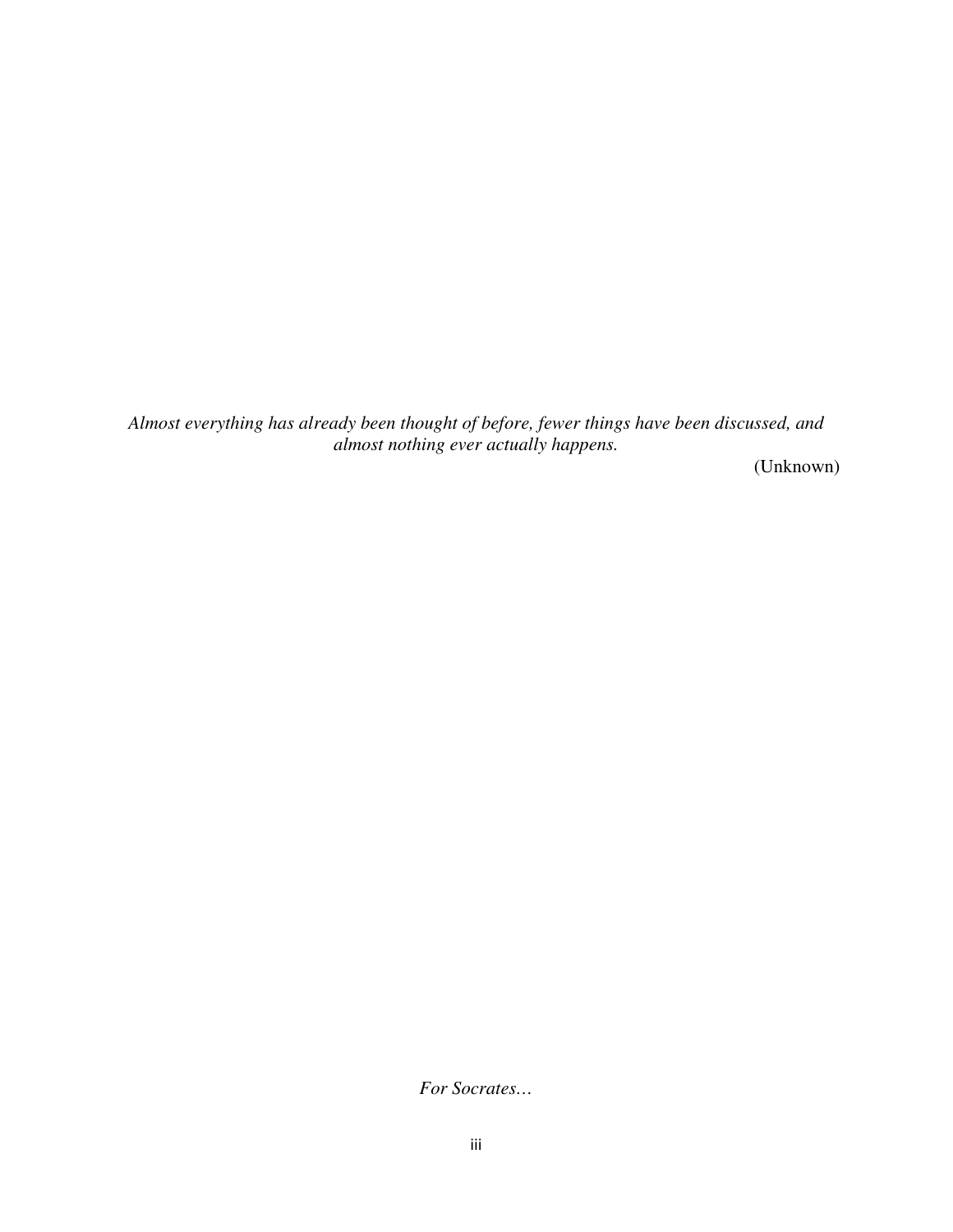*Almost everything has already been thought of before, fewer things have been discussed, and almost nothing ever actually happens.*

(Unknown)

*For Socrates…*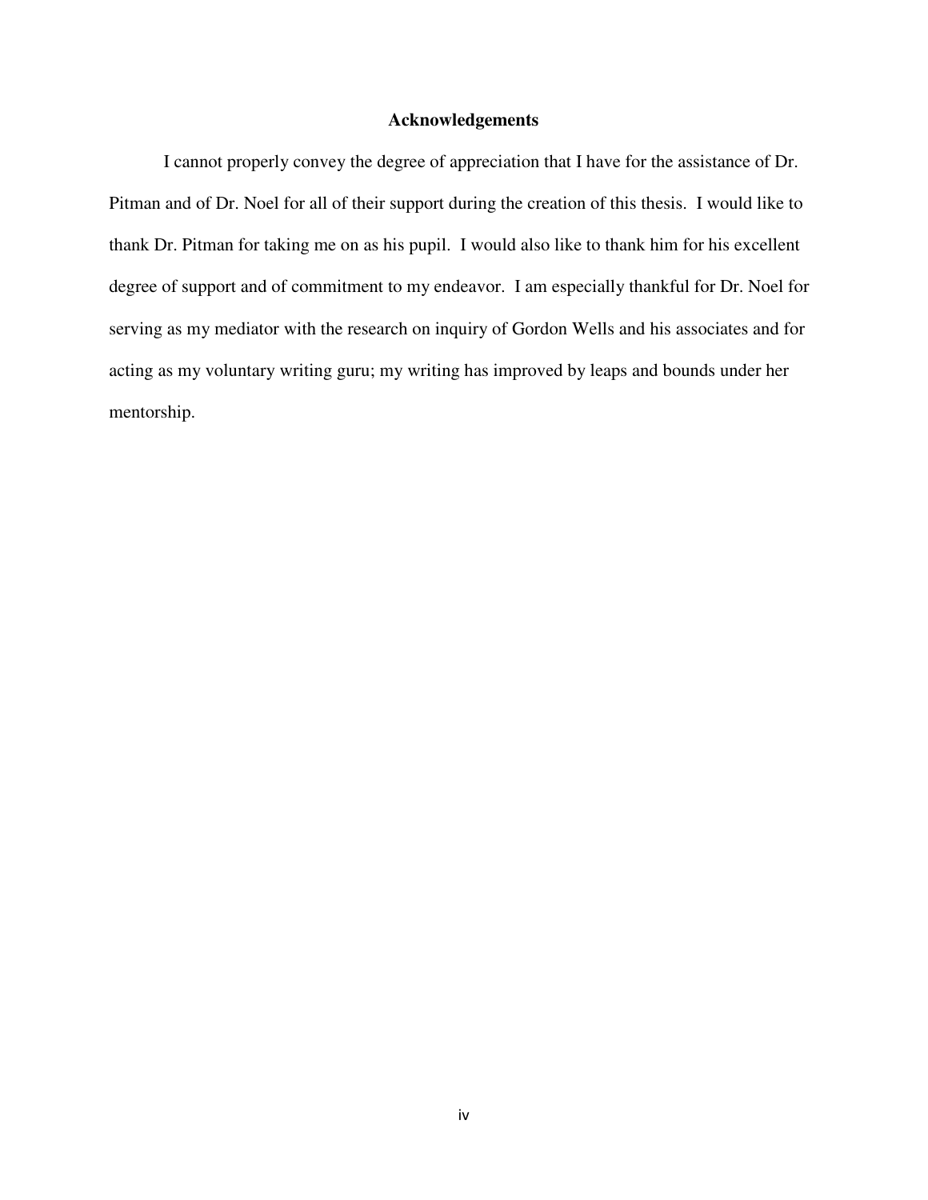# Acknowledgements

I cannot properly convey the degree of appreciation that I have for the assistance of Dr. Pitman and of Dr. Noel for all of their support during the creation of this thesis. I would like to thank Dr. Pitman for taking me on as his pupil. I would also like to thank him for his excellent degree of support and of commitment to my endeavor. I am especially thankful for Dr. Noel for serving as my mediator with the research on inquiry of Gordon Wells and his associates and for acting as my voluntary writing guru; my writing has improved by leaps and bounds under her mentorship.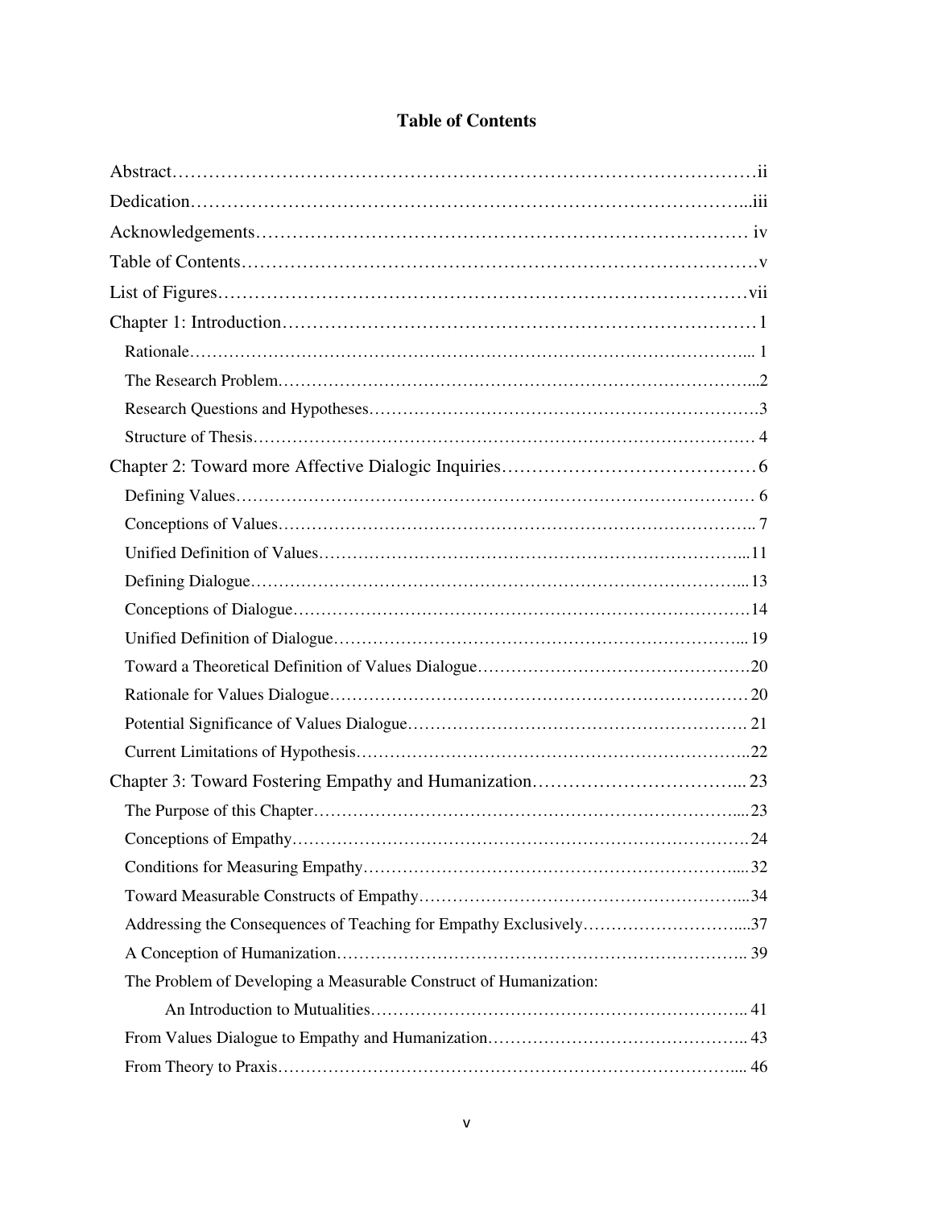# Table of Contents

Abstract…………………………………………………………………………………ii

Dedication……………………………………………………………………………...iii

Acknowledgements……………………………………………………………………… iv

Table of Contents……………………………………………………………………….v

List of Figures…………………………………………………………………………vii

Chapter 1: Introduction……………………………………………………………………1

- Rationale……………………………………………………………………………………... 1
- The Research Problem…………………………………………………………………………...2
- Research Questions and Hypotheses……………………………………………………………3
- Structure of Thesis……………………………………………………………………………… 4

Chapter 2: Toward more Affective Dialogic Inquiries……………………………………6

- Defining Values………………………………………………………………………………… 6
- Conceptions of Values………………………………………………………………………….. 7
- Unified Definition of Values……………………………………………………………………...11
- Defining Dialogue………………………………………………………………………………... 13
- Conceptions of Dialogue…………………………………………………………………………14
- Unified Definition of Dialogue…………………………………………………………………... 19
- Toward a Theoretical Definition of Values Dialogue…………………………………………20
- Rationale for Values Dialogue………………………………………………………………… 20
- Potential Significance of Values Dialogue……………………………………………………. 21
- Current Limitations of Hypothesis……………………………………………………………..22

Chapter 3: Toward Fostering Empathy and Humanization……………………………... 23

- The Purpose of this Chapter…………………………………………………………………....23
- Conceptions of Empathy…………………………………………………………………………24
- Conditions for Measuring Empathy…………………………………………………………....32
- Toward Measurable Constructs of Empathy…………………………………………………...34
- Addressing the Consequences of Teaching for Empathy Exclusively………………………....37
- A Conception of Humanization………………………………………………………………….. 39
- The Problem of Developing a Measurable Construct of Humanization:
  - An Introduction to Mutualities………………………………………………………….. 41
- From Values Dialogue to Empathy and Humanization……………………………………….. 43
- From Theory to Praxis………………………………………………………………………….... 46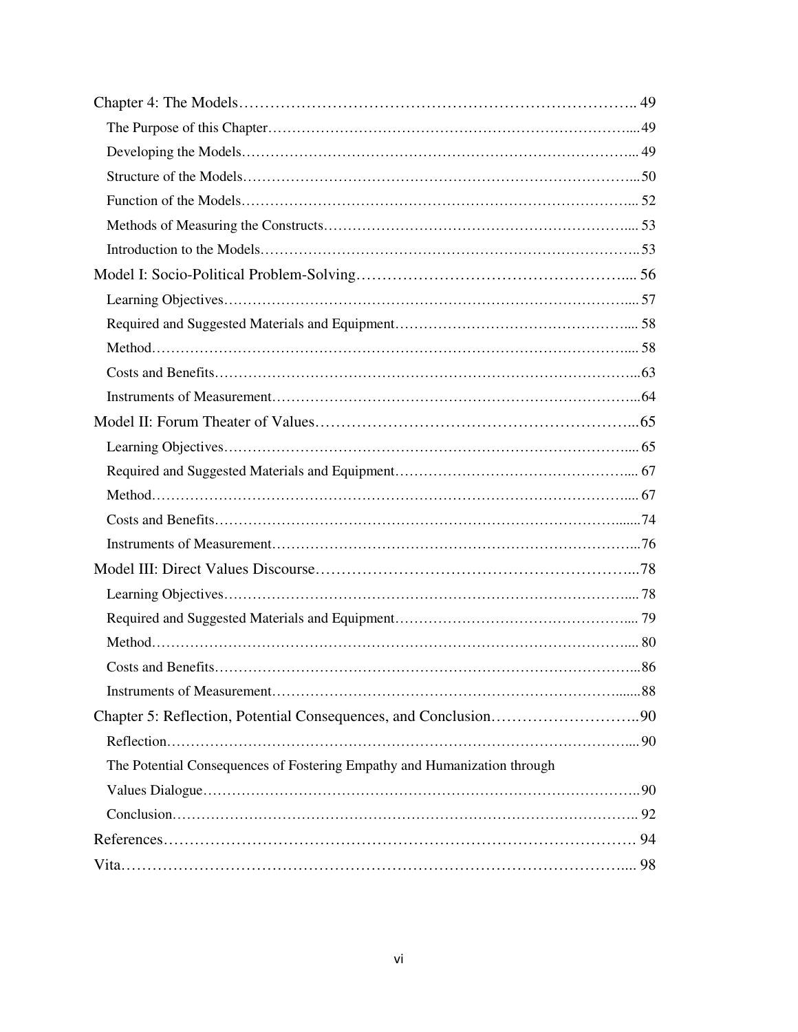Chapter 4: The Models…………………………………………………………………….. 49

The Purpose of this Chapter…………………………………………………………….... 49

Developing the Models………………………………………………………………….... 49

Structure of the Models………………………………………………………………….... 50

Function of the Models………………………………………………………………….... 52

Methods of Measuring the Constructs…………………………………………………..... 53

Introduction to the Models……………………………………………………………….. 53

Model I: Socio-Political Problem-Solving…………………………………………….... 56

Learning Objectives…………………………………………………………………….... 57

Required and Suggested Materials and Equipment…………………………………….... 58

Method………………………………………………………………………………….... 58

Costs and Benefits……………………………………………………………………….. 63

Instruments of Measurement…………………………………………………………….. 64

Model II: Forum Theater of Values……………………………………………………... 65

Learning Objectives…………………………………………………………………….... 65

Required and Suggested Materials and Equipment…………………………………….... 67

Method………………………………………………………………………………….... 67

Costs and Benefits……………………………………………………………………....... 74

Instruments of Measurement…………………………………………………………….. 76

Model III: Direct Values Discourse……………………………………………………... 78

Learning Objectives…………………………………………………………………….... 78

Required and Suggested Materials and Equipment…………………………………….... 79

Method………………………………………………………………………………….... 80

Costs and Benefits……………………………………………………………………….. 86

Instruments of Measurement…………………………………………………………...... 88

Chapter 5: Reflection, Potential Consequences, and Conclusion……………………….. 90

Reflection……………………………………………………………………………….... 90

The Potential Consequences of Fostering Empathy and Humanization through Values Dialogue…………………………………………………………………………….. 90

Conclusion……………………………………………………………………………….. 92

References………………………………………………………………………………. 94

Vita…………………………………………………………………………………….... 98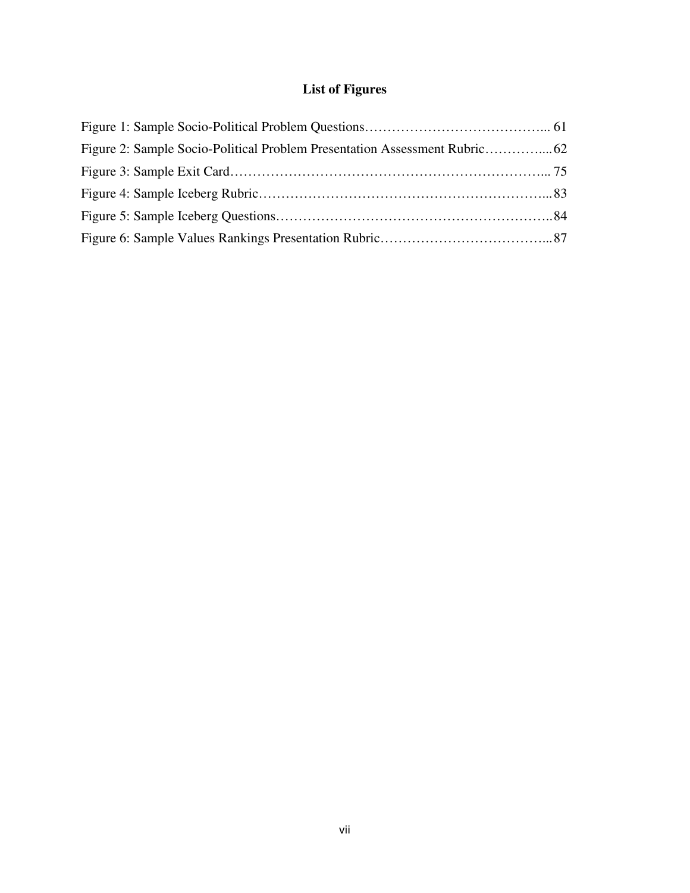# List of Figures

Figure 1: Sample Socio-Political Problem Questions…………………………………... 61

Figure 2: Sample Socio-Political Problem Presentation Assessment Rubric………….... 62

Figure 3: Sample Exit Card…………………………………………………………... 75

Figure 4: Sample Iceberg Rubric……………………………………………………... 83

Figure 5: Sample Iceberg Questions………………………………………………….. 84

Figure 6: Sample Values Rankings Presentation Rubric………………………………... 87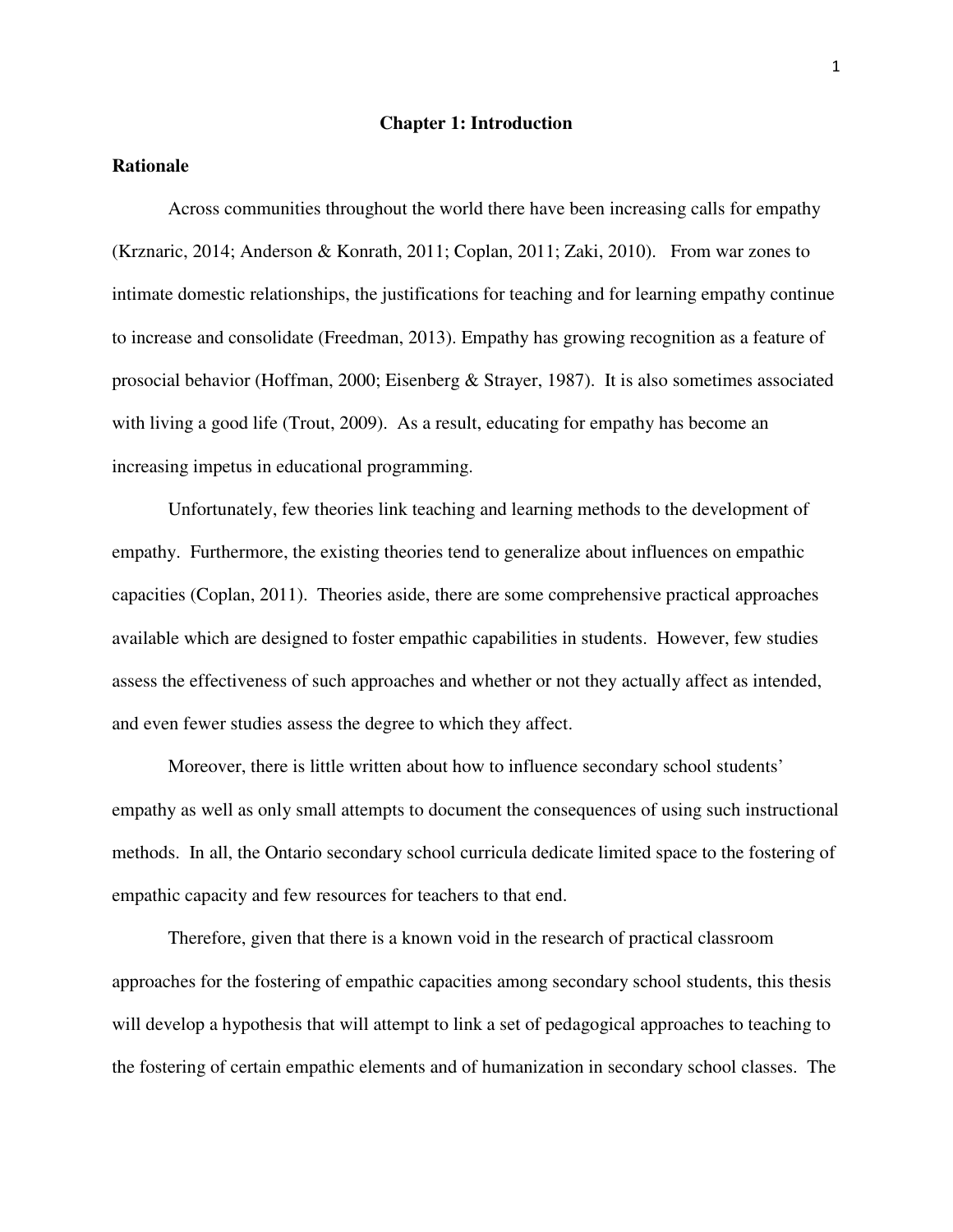# Chapter 1: Introduction

## Rationale

Across communities throughout the world there have been increasing calls for empathy (Krznaric, 2014; Anderson & Konrath, 2011; Coplan, 2011; Zaki, 2010). From war zones to intimate domestic relationships, the justifications for teaching and for learning empathy continue to increase and consolidate (Freedman, 2013). Empathy has growing recognition as a feature of prosocial behavior (Hoffman, 2000; Eisenberg & Strayer, 1987). It is also sometimes associated with living a good life (Trout, 2009). As a result, educating for empathy has become an increasing impetus in educational programming.

Unfortunately, few theories link teaching and learning methods to the development of empathy. Furthermore, the existing theories tend to generalize about influences on empathic capacities (Coplan, 2011). Theories aside, there are some comprehensive practical approaches available which are designed to foster empathic capabilities in students. However, few studies assess the effectiveness of such approaches and whether or not they actually affect as intended, and even fewer studies assess the degree to which they affect.

Moreover, there is little written about how to influence secondary school students' empathy as well as only small attempts to document the consequences of using such instructional methods. In all, the Ontario secondary school curricula dedicate limited space to the fostering of empathic capacity and few resources for teachers to that end.

Therefore, given that there is a known void in the research of practical classroom approaches for the fostering of empathic capacities among secondary school students, this thesis will develop a hypothesis that will attempt to link a set of pedagogical approaches to teaching to the fostering of certain empathic elements and of humanization in secondary school classes. The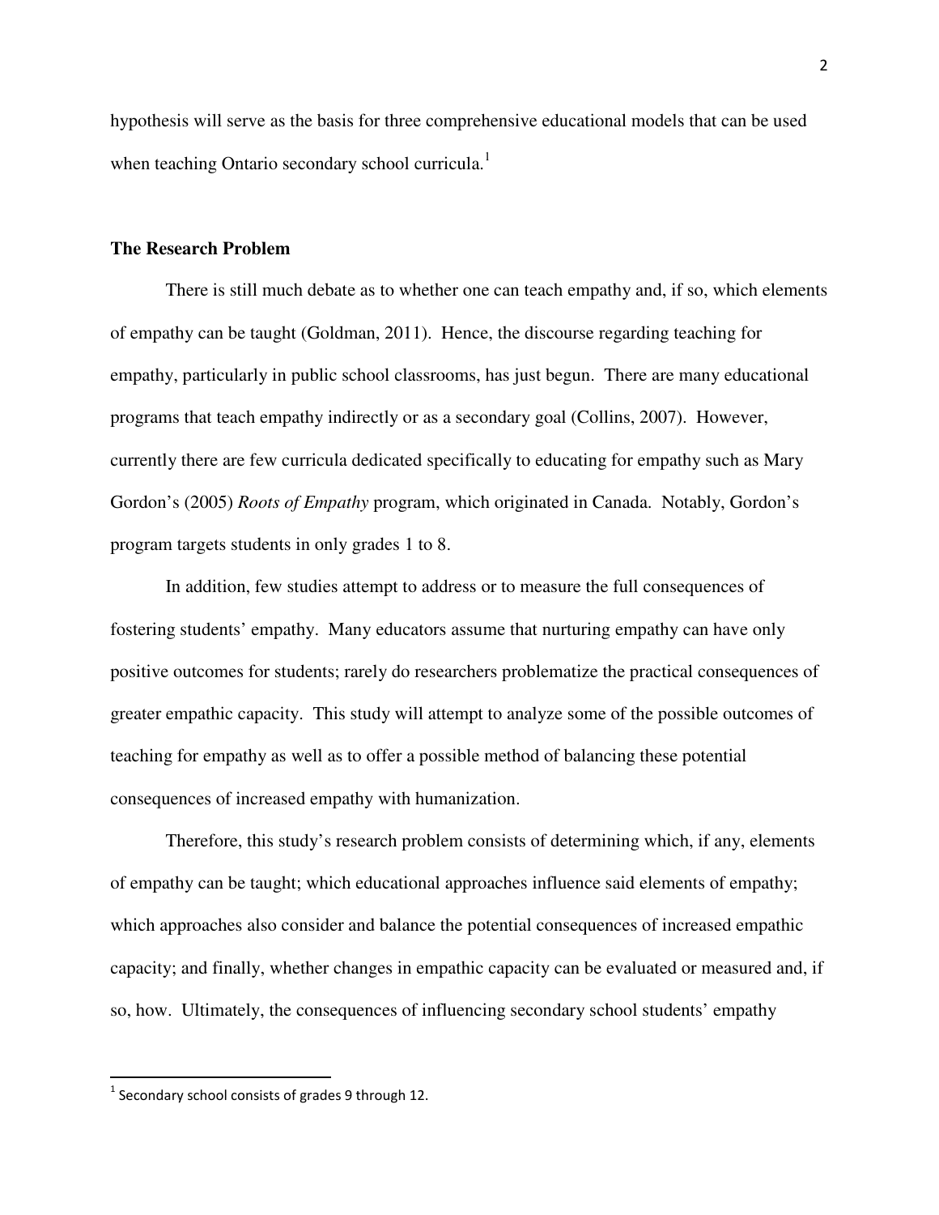hypothesis will serve as the basis for three comprehensive educational models that can be used when teaching Ontario secondary school curricula.[1]

## The Research Problem

There is still much debate as to whether one can teach empathy and, if so, which elements of empathy can be taught (Goldman, 2011). Hence, the discourse regarding teaching for empathy, particularly in public school classrooms, has just begun. There are many educational programs that teach empathy indirectly or as a secondary goal (Collins, 2007). However, currently there are few curricula dedicated specifically to educating for empathy such as Mary Gordon's (2005) *Roots of Empathy* program, which originated in Canada. Notably, Gordon's program targets students in only grades 1 to 8.

In addition, few studies attempt to address or to measure the full consequences of fostering students' empathy. Many educators assume that nurturing empathy can have only positive outcomes for students; rarely do researchers problematize the practical consequences of greater empathic capacity. This study will attempt to analyze some of the possible outcomes of teaching for empathy as well as to offer a possible method of balancing these potential consequences of increased empathy with humanization.

Therefore, this study's research problem consists of determining which, if any, elements of empathy can be taught; which educational approaches influence said elements of empathy; which approaches also consider and balance the potential consequences of increased empathic capacity; and finally, whether changes in empathic capacity can be evaluated or measured and, if so, how. Ultimately, the consequences of influencing secondary school students' empathy

---

[1] Secondary school consists of grades 9 through 12.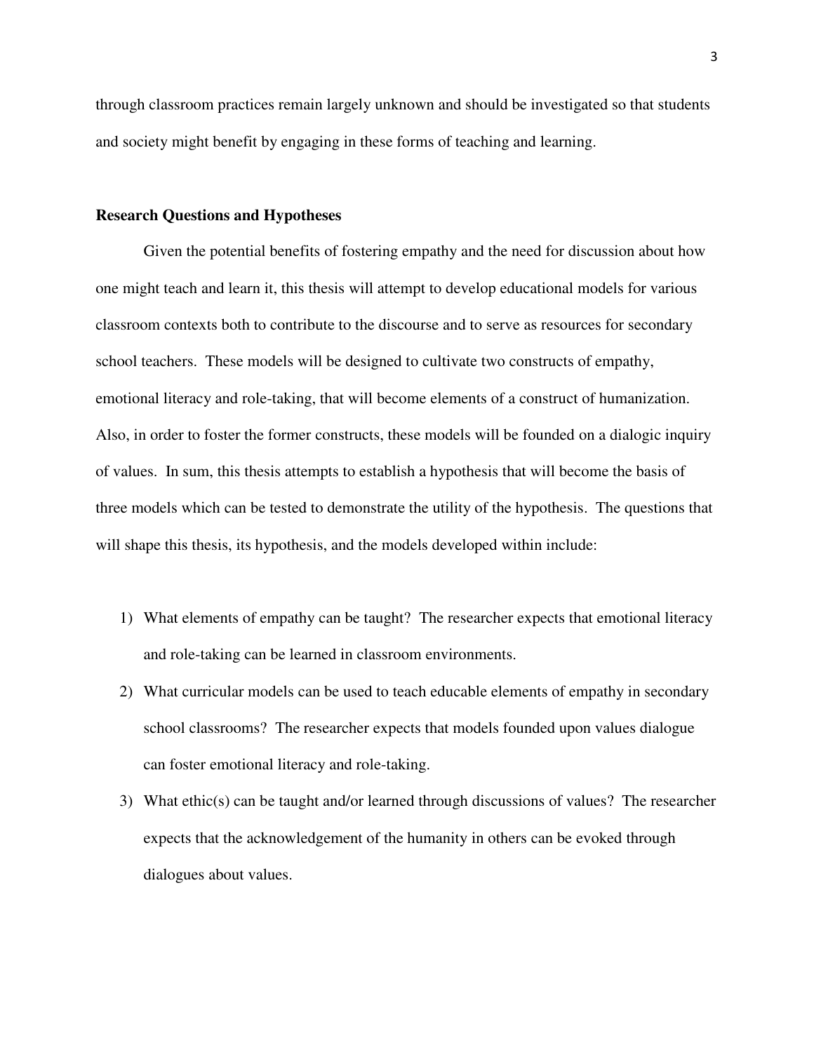through classroom practices remain largely unknown and should be investigated so that students and society might benefit by engaging in these forms of teaching and learning.

## Research Questions and Hypotheses

Given the potential benefits of fostering empathy and the need for discussion about how one might teach and learn it, this thesis will attempt to develop educational models for various classroom contexts both to contribute to the discourse and to serve as resources for secondary school teachers. These models will be designed to cultivate two constructs of empathy, emotional literacy and role-taking, that will become elements of a construct of humanization. Also, in order to foster the former constructs, these models will be founded on a dialogic inquiry of values. In sum, this thesis attempts to establish a hypothesis that will become the basis of three models which can be tested to demonstrate the utility of the hypothesis. The questions that will shape this thesis, its hypothesis, and the models developed within include:

1) What elements of empathy can be taught? The researcher expects that emotional literacy and role-taking can be learned in classroom environments.
2) What curricular models can be used to teach educable elements of empathy in secondary school classrooms? The researcher expects that models founded upon values dialogue can foster emotional literacy and role-taking.
3) What ethic(s) can be taught and/or learned through discussions of values? The researcher expects that the acknowledgement of the humanity in others can be evoked through dialogues about values.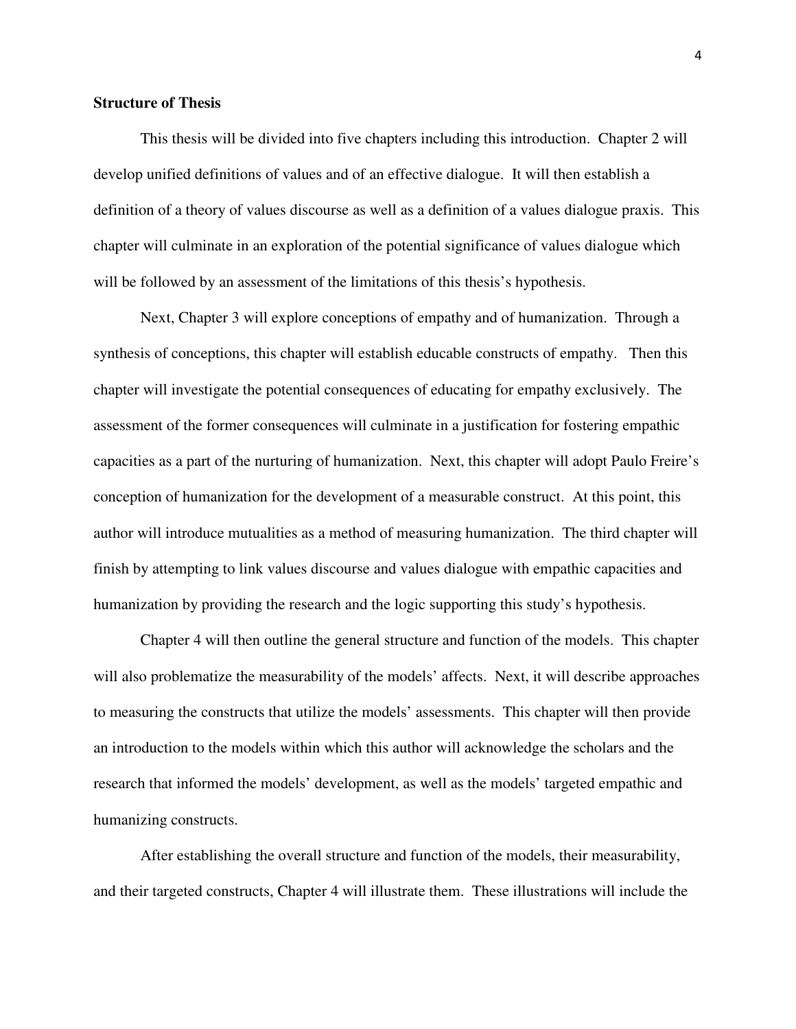**Structure of Thesis**

This thesis will be divided into five chapters including this introduction. Chapter 2 will develop unified definitions of values and of an effective dialogue. It will then establish a definition of a theory of values discourse as well as a definition of a values dialogue praxis. This chapter will culminate in an exploration of the potential significance of values dialogue which will be followed by an assessment of the limitations of this thesis's hypothesis.

Next, Chapter 3 will explore conceptions of empathy and of humanization. Through a synthesis of conceptions, this chapter will establish educable constructs of empathy. Then this chapter will investigate the potential consequences of educating for empathy exclusively. The assessment of the former consequences will culminate in a justification for fostering empathic capacities as a part of the nurturing of humanization. Next, this chapter will adopt Paulo Freire's conception of humanization for the development of a measurable construct. At this point, this author will introduce mutualities as a method of measuring humanization. The third chapter will finish by attempting to link values discourse and values dialogue with empathic capacities and humanization by providing the research and the logic supporting this study's hypothesis.

Chapter 4 will then outline the general structure and function of the models. This chapter will also problematize the measurability of the models' affects. Next, it will describe approaches to measuring the constructs that utilize the models' assessments. This chapter will then provide an introduction to the models within which this author will acknowledge the scholars and the research that informed the models' development, as well as the models' targeted empathic and humanizing constructs.

After establishing the overall structure and function of the models, their measurability, and their targeted constructs, Chapter 4 will illustrate them. These illustrations will include the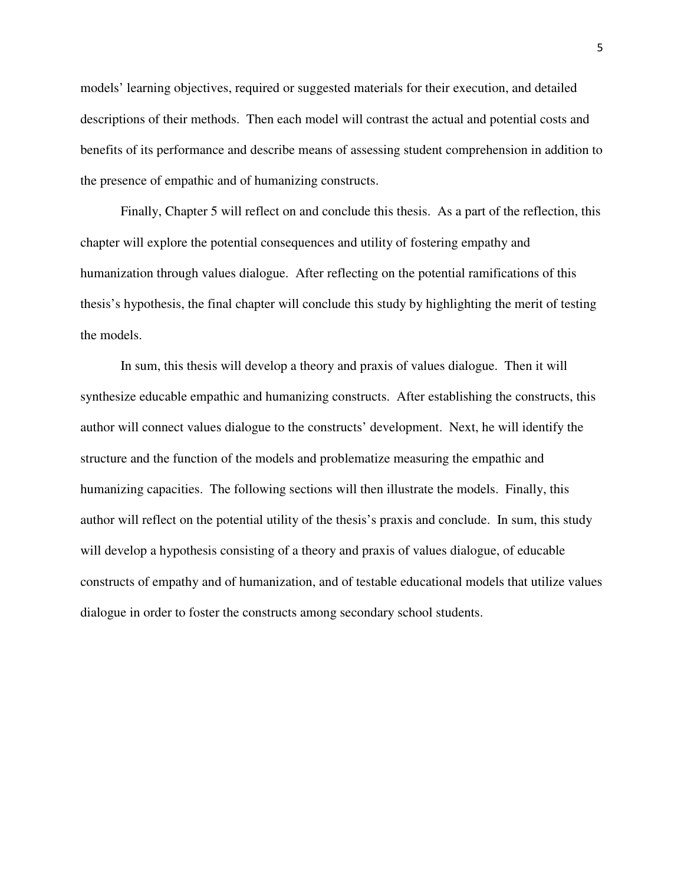models' learning objectives, required or suggested materials for their execution, and detailed descriptions of their methods. Then each model will contrast the actual and potential costs and benefits of its performance and describe means of assessing student comprehension in addition to the presence of empathic and of humanizing constructs.

Finally, Chapter 5 will reflect on and conclude this thesis. As a part of the reflection, this chapter will explore the potential consequences and utility of fostering empathy and humanization through values dialogue. After reflecting on the potential ramifications of this thesis's hypothesis, the final chapter will conclude this study by highlighting the merit of testing the models.

In sum, this thesis will develop a theory and praxis of values dialogue. Then it will synthesize educable empathic and humanizing constructs. After establishing the constructs, this author will connect values dialogue to the constructs' development. Next, he will identify the structure and the function of the models and problematize measuring the empathic and humanizing capacities. The following sections will then illustrate the models. Finally, this author will reflect on the potential utility of the thesis's praxis and conclude. In sum, this study will develop a hypothesis consisting of a theory and praxis of values dialogue, of educable constructs of empathy and of humanization, and of testable educational models that utilize values dialogue in order to foster the constructs among secondary school students.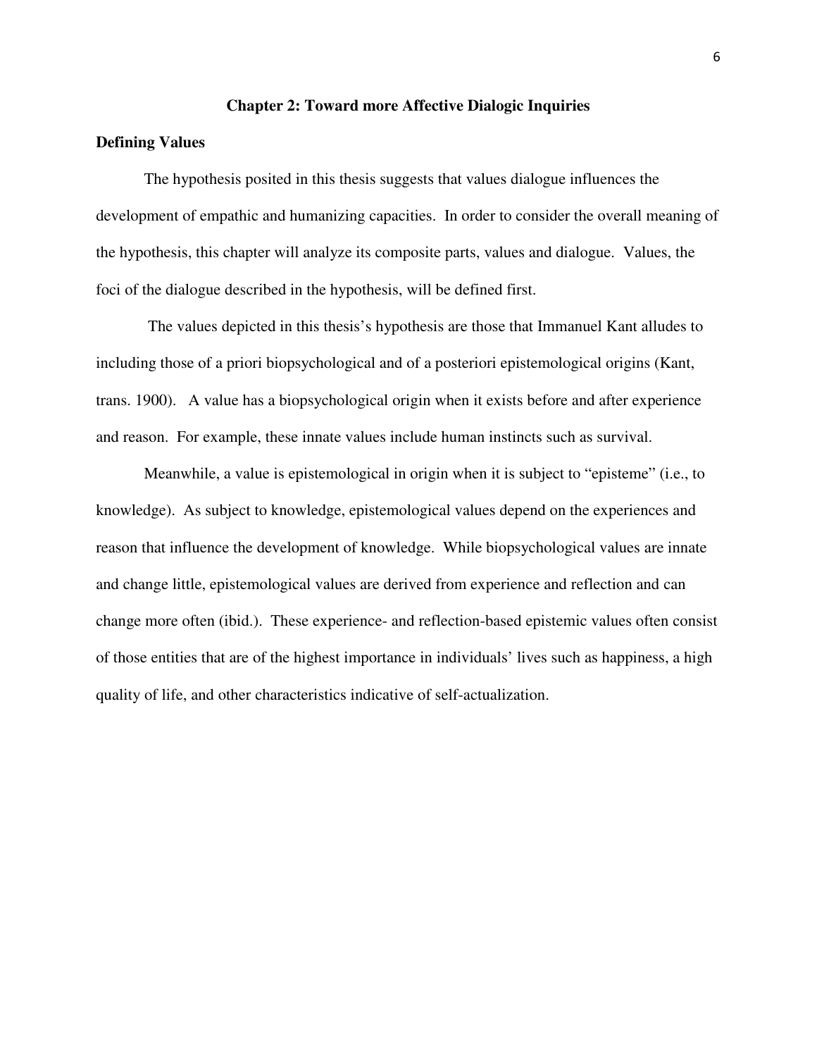## Chapter 2: Toward more Affective Dialogic Inquiries

### Defining Values

The hypothesis posited in this thesis suggests that values dialogue influences the development of empathic and humanizing capacities. In order to consider the overall meaning of the hypothesis, this chapter will analyze its composite parts, values and dialogue. Values, the foci of the dialogue described in the hypothesis, will be defined first.

The values depicted in this thesis's hypothesis are those that Immanuel Kant alludes to including those of a priori biopsychological and of a posteriori epistemological origins (Kant, trans. 1900). A value has a biopsychological origin when it exists before and after experience and reason. For example, these innate values include human instincts such as survival.

Meanwhile, a value is epistemological in origin when it is subject to "episteme" (i.e., to knowledge). As subject to knowledge, epistemological values depend on the experiences and reason that influence the development of knowledge. While biopsychological values are innate and change little, epistemological values are derived from experience and reflection and can change more often (ibid.). These experience- and reflection-based epistemic values often consist of those entities that are of the highest importance in individuals' lives such as happiness, a high quality of life, and other characteristics indicative of self-actualization.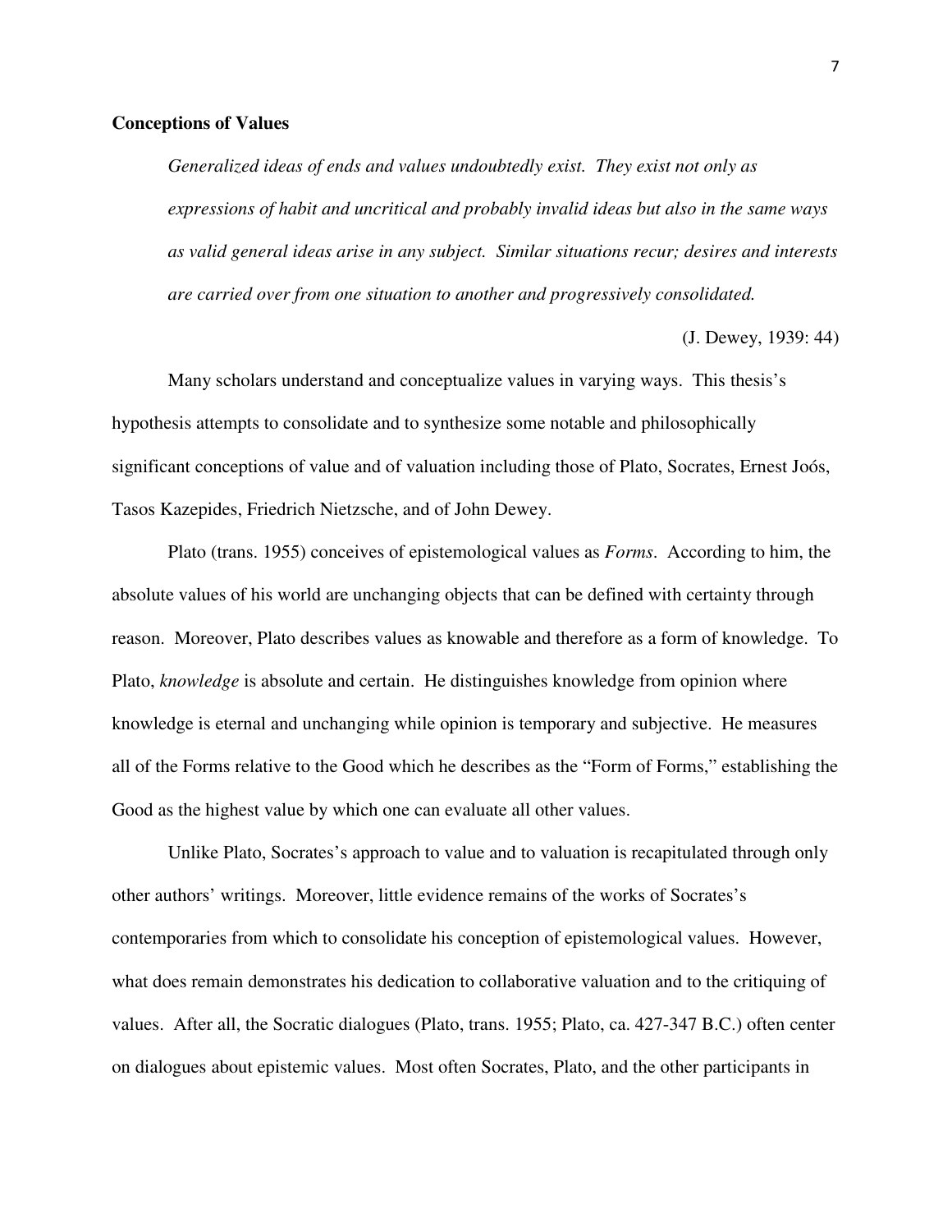**Conceptions of Values**

> *Generalized ideas of ends and values undoubtedly exist. They exist not only as expressions of habit and uncritical and probably invalid ideas but also in the same ways as valid general ideas arise in any subject. Similar situations recur; desires and interests are carried over from one situation to another and progressively consolidated.*
>
> (J. Dewey, 1939: 44)

Many scholars understand and conceptualize values in varying ways. This thesis's hypothesis attempts to consolidate and to synthesize some notable and philosophically significant conceptions of value and of valuation including those of Plato, Socrates, Ernest Joós, Tasos Kazepides, Friedrich Nietzsche, and of John Dewey.

Plato (trans. 1955) conceives of epistemological values as *Forms*. According to him, the absolute values of his world are unchanging objects that can be defined with certainty through reason. Moreover, Plato describes values as knowable and therefore as a form of knowledge. To Plato, *knowledge* is absolute and certain. He distinguishes knowledge from opinion where knowledge is eternal and unchanging while opinion is temporary and subjective. He measures all of the Forms relative to the Good which he describes as the "Form of Forms," establishing the Good as the highest value by which one can evaluate all other values.

Unlike Plato, Socrates's approach to value and to valuation is recapitulated through only other authors' writings. Moreover, little evidence remains of the works of Socrates's contemporaries from which to consolidate his conception of epistemological values. However, what does remain demonstrates his dedication to collaborative valuation and to the critiquing of values. After all, the Socratic dialogues (Plato, trans. 1955; Plato, ca. 427-347 B.C.) often center on dialogues about epistemic values. Most often Socrates, Plato, and the other participants in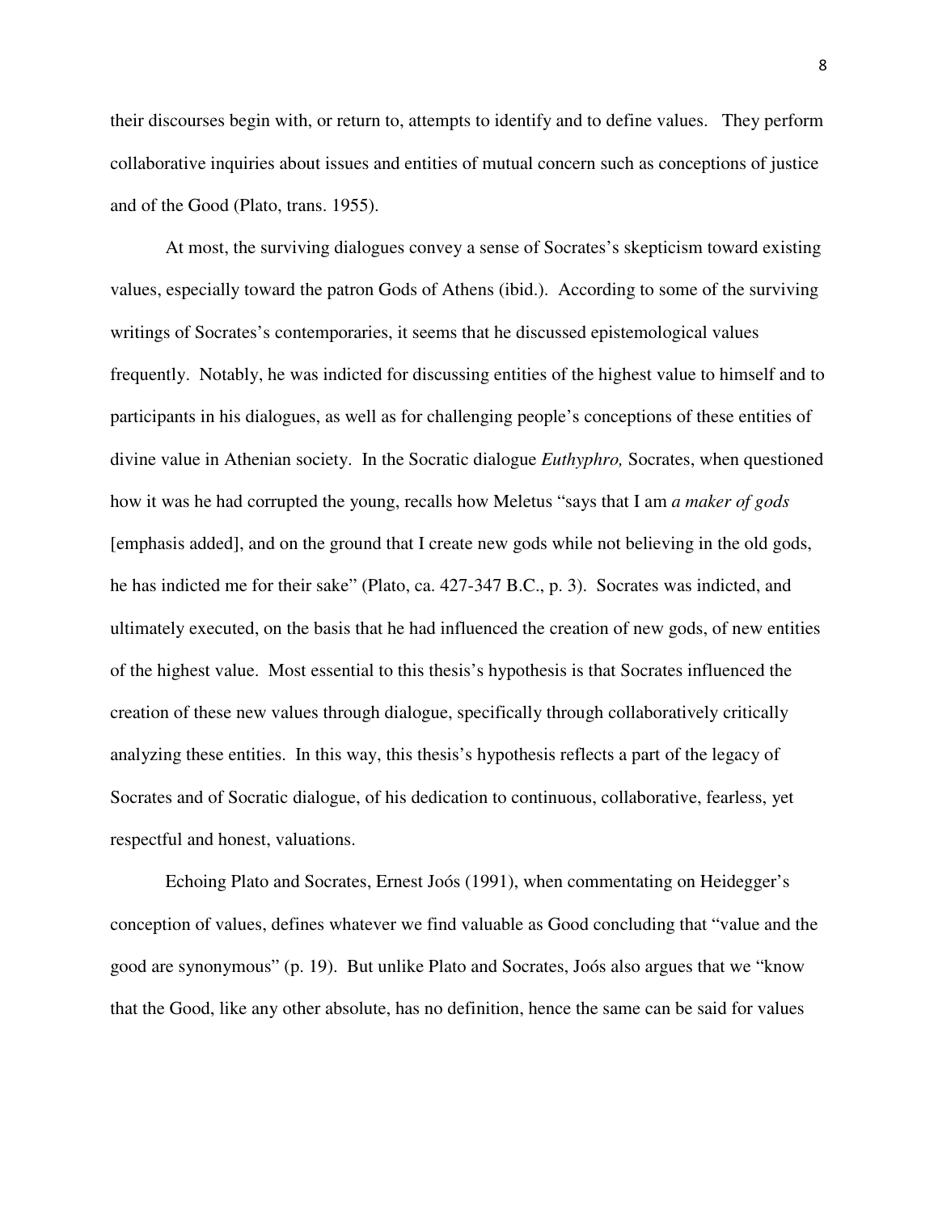their discourses begin with, or return to, attempts to identify and to define values. They perform collaborative inquiries about issues and entities of mutual concern such as conceptions of justice and of the Good (Plato, trans. 1955).

At most, the surviving dialogues convey a sense of Socrates's skepticism toward existing values, especially toward the patron Gods of Athens (ibid.). According to some of the surviving writings of Socrates's contemporaries, it seems that he discussed epistemological values frequently. Notably, he was indicted for discussing entities of the highest value to himself and to participants in his dialogues, as well as for challenging people's conceptions of these entities of divine value in Athenian society. In the Socratic dialogue *Euthyphro,* Socrates, when questioned how it was he had corrupted the young, recalls how Meletus "says that I am *a maker of gods* [emphasis added], and on the ground that I create new gods while not believing in the old gods, he has indicted me for their sake" (Plato, ca. 427-347 B.C., p. 3). Socrates was indicted, and ultimately executed, on the basis that he had influenced the creation of new gods, of new entities of the highest value. Most essential to this thesis's hypothesis is that Socrates influenced the creation of these new values through dialogue, specifically through collaboratively critically analyzing these entities. In this way, this thesis's hypothesis reflects a part of the legacy of Socrates and of Socratic dialogue, of his dedication to continuous, collaborative, fearless, yet respectful and honest, valuations.

Echoing Plato and Socrates, Ernest Joós (1991), when commentating on Heidegger's conception of values, defines whatever we find valuable as Good concluding that "value and the good are synonymous" (p. 19). But unlike Plato and Socrates, Joós also argues that we "know that the Good, like any other absolute, has no definition, hence the same can be said for values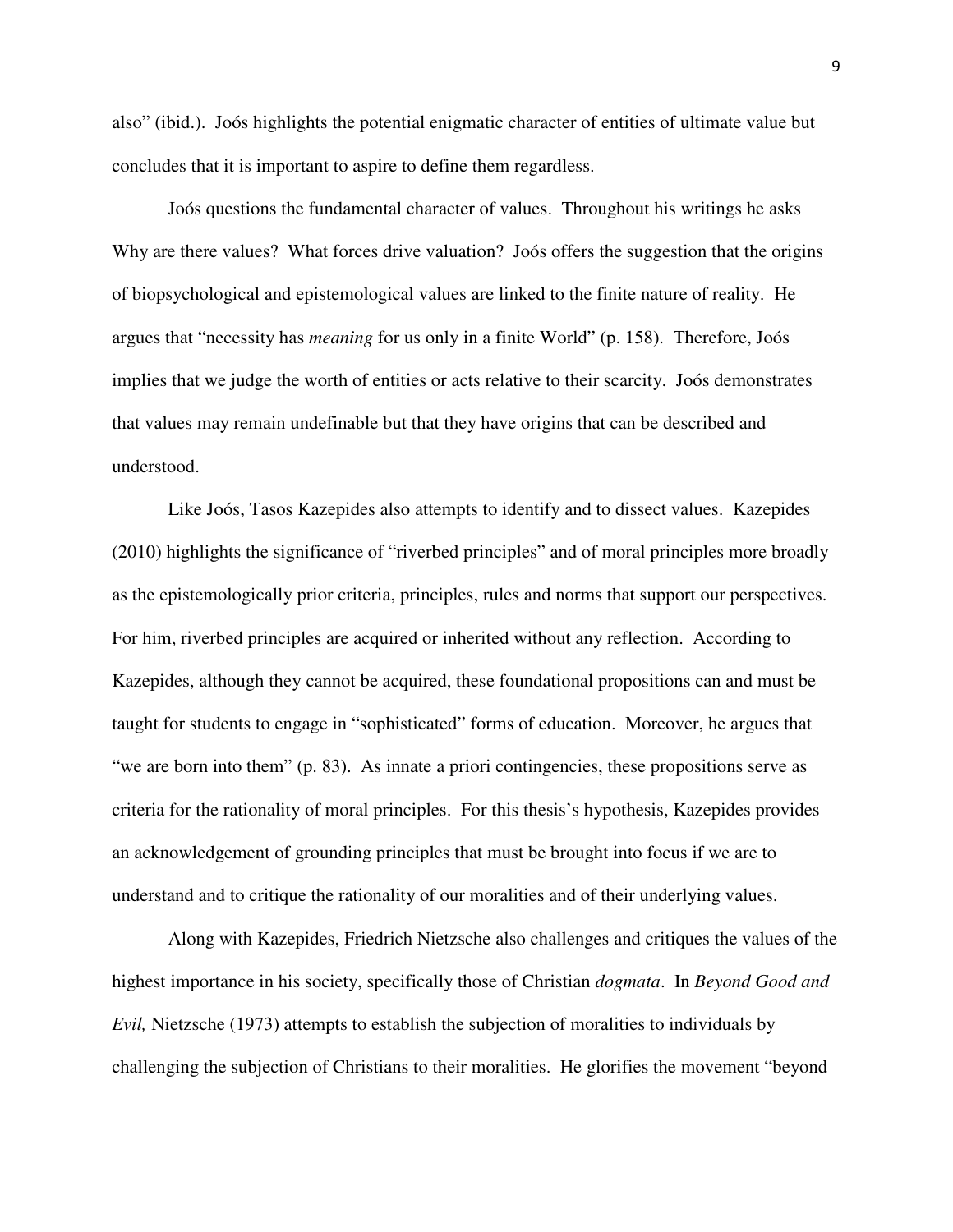also" (ibid.). Joós highlights the potential enigmatic character of entities of ultimate value but concludes that it is important to aspire to define them regardless.

Joós questions the fundamental character of values. Throughout his writings he asks Why are there values? What forces drive valuation? Joós offers the suggestion that the origins of biopsychological and epistemological values are linked to the finite nature of reality. He argues that "necessity has *meaning* for us only in a finite World" (p. 158). Therefore, Joós implies that we judge the worth of entities or acts relative to their scarcity. Joós demonstrates that values may remain undefinable but that they have origins that can be described and understood.

Like Joós, Tasos Kazepides also attempts to identify and to dissect values. Kazepides (2010) highlights the significance of "riverbed principles" and of moral principles more broadly as the epistemologically prior criteria, principles, rules and norms that support our perspectives. For him, riverbed principles are acquired or inherited without any reflection. According to Kazepides, although they cannot be acquired, these foundational propositions can and must be taught for students to engage in "sophisticated" forms of education. Moreover, he argues that "we are born into them" (p. 83). As innate a priori contingencies, these propositions serve as criteria for the rationality of moral principles. For this thesis's hypothesis, Kazepides provides an acknowledgement of grounding principles that must be brought into focus if we are to understand and to critique the rationality of our moralities and of their underlying values.

Along with Kazepides, Friedrich Nietzsche also challenges and critiques the values of the highest importance in his society, specifically those of Christian *dogmata*. In *Beyond Good and Evil,* Nietzsche (1973) attempts to establish the subjection of moralities to individuals by challenging the subjection of Christians to their moralities. He glorifies the movement "beyond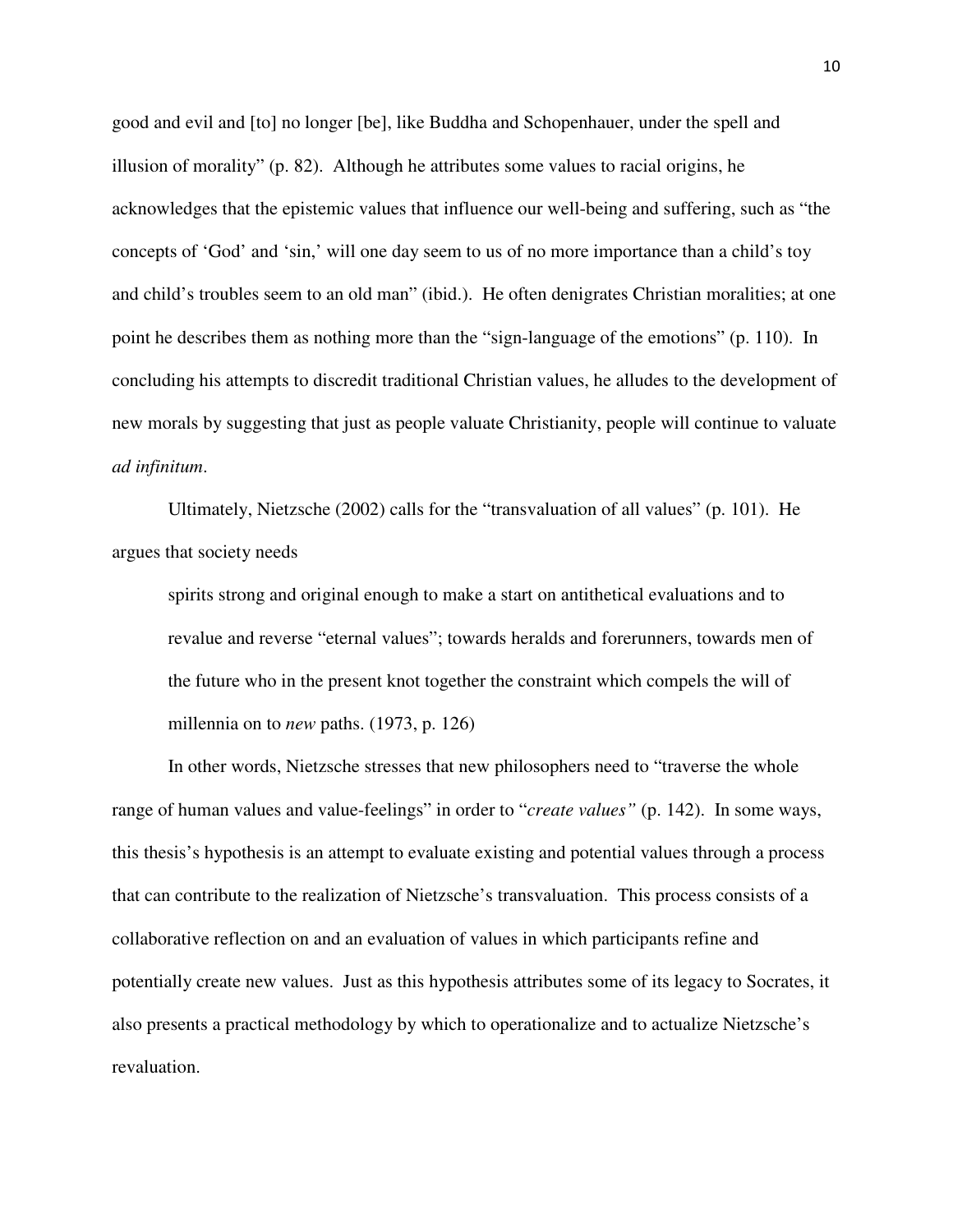good and evil and [to] no longer [be], like Buddha and Schopenhauer, under the spell and illusion of morality" (p. 82). Although he attributes some values to racial origins, he acknowledges that the epistemic values that influence our well-being and suffering, such as "the concepts of 'God' and 'sin,' will one day seem to us of no more importance than a child's toy and child's troubles seem to an old man" (ibid.). He often denigrates Christian moralities; at one point he describes them as nothing more than the "sign-language of the emotions" (p. 110). In concluding his attempts to discredit traditional Christian values, he alludes to the development of new morals by suggesting that just as people valuate Christianity, people will continue to valuate *ad infinitum*.

Ultimately, Nietzsche (2002) calls for the "transvaluation of all values" (p. 101). He argues that society needs

> spirits strong and original enough to make a start on antithetical evaluations and to revalue and reverse "eternal values"; towards heralds and forerunners, towards men of the future who in the present knot together the constraint which compels the will of millennia on to *new* paths. (1973, p. 126)

In other words, Nietzsche stresses that new philosophers need to "traverse the whole range of human values and value-feelings" in order to "*create values"* (p. 142). In some ways, this thesis's hypothesis is an attempt to evaluate existing and potential values through a process that can contribute to the realization of Nietzsche's transvaluation. This process consists of a collaborative reflection on and an evaluation of values in which participants refine and potentially create new values. Just as this hypothesis attributes some of its legacy to Socrates, it also presents a practical methodology by which to operationalize and to actualize Nietzsche's revaluation.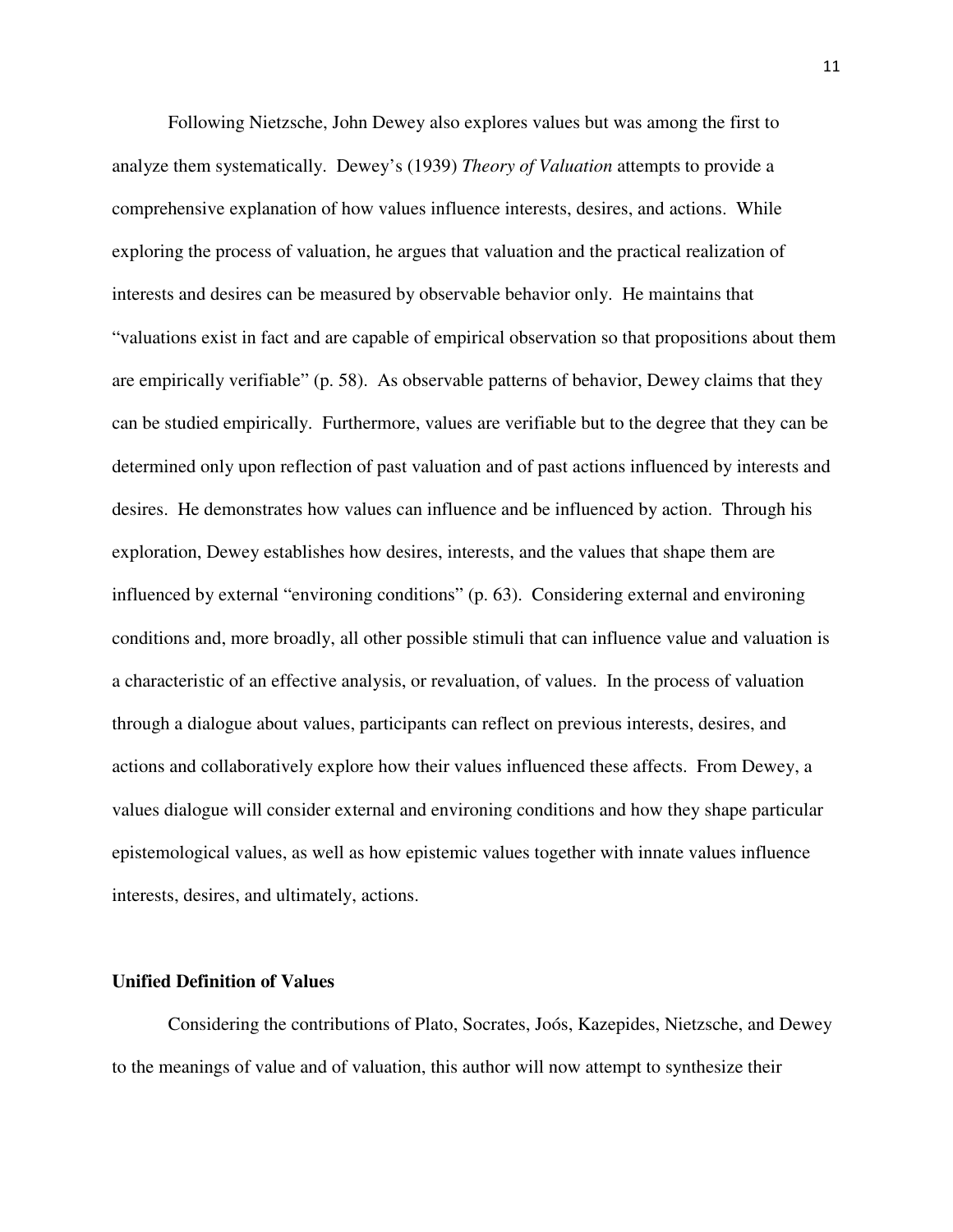Following Nietzsche, John Dewey also explores values but was among the first to analyze them systematically. Dewey's (1939) *Theory of Valuation* attempts to provide a comprehensive explanation of how values influence interests, desires, and actions. While exploring the process of valuation, he argues that valuation and the practical realization of interests and desires can be measured by observable behavior only. He maintains that "valuations exist in fact and are capable of empirical observation so that propositions about them are empirically verifiable" (p. 58). As observable patterns of behavior, Dewey claims that they can be studied empirically. Furthermore, values are verifiable but to the degree that they can be determined only upon reflection of past valuation and of past actions influenced by interests and desires. He demonstrates how values can influence and be influenced by action. Through his exploration, Dewey establishes how desires, interests, and the values that shape them are influenced by external "environing conditions" (p. 63). Considering external and environing conditions and, more broadly, all other possible stimuli that can influence value and valuation is a characteristic of an effective analysis, or revaluation, of values. In the process of valuation through a dialogue about values, participants can reflect on previous interests, desires, and actions and collaboratively explore how their values influenced these affects. From Dewey, a values dialogue will consider external and environing conditions and how they shape particular epistemological values, as well as how epistemic values together with innate values influence interests, desires, and ultimately, actions.

**Unified Definition of Values**

Considering the contributions of Plato, Socrates, Joós, Kazepides, Nietzsche, and Dewey to the meanings of value and of valuation, this author will now attempt to synthesize their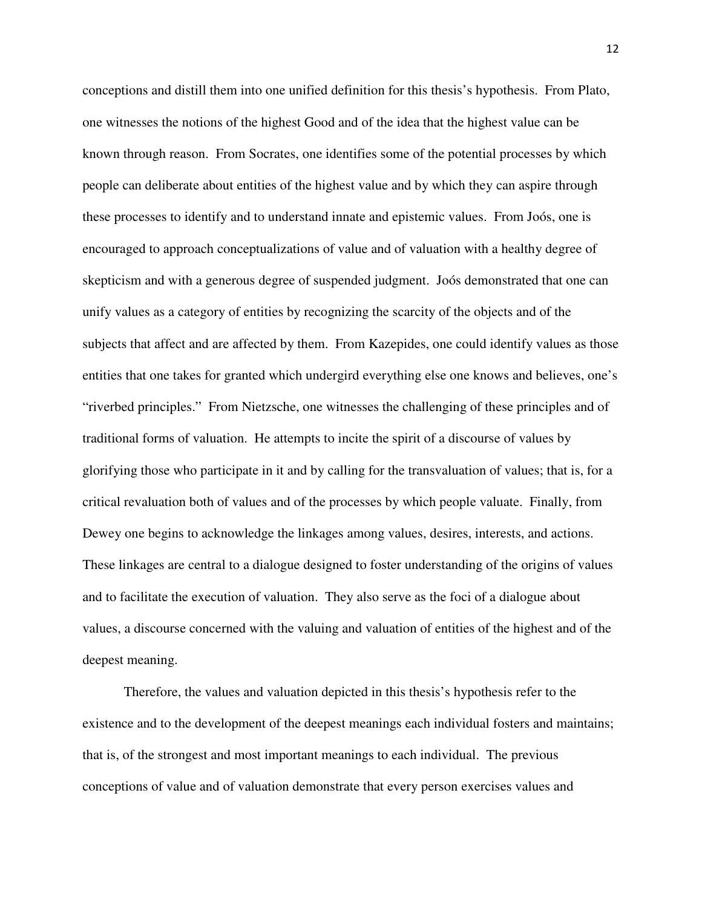conceptions and distill them into one unified definition for this thesis's hypothesis. From Plato, one witnesses the notions of the highest Good and of the idea that the highest value can be known through reason. From Socrates, one identifies some of the potential processes by which people can deliberate about entities of the highest value and by which they can aspire through these processes to identify and to understand innate and epistemic values. From Joós, one is encouraged to approach conceptualizations of value and of valuation with a healthy degree of skepticism and with a generous degree of suspended judgment. Joós demonstrated that one can unify values as a category of entities by recognizing the scarcity of the objects and of the subjects that affect and are affected by them. From Kazepides, one could identify values as those entities that one takes for granted which undergird everything else one knows and believes, one's "riverbed principles." From Nietzsche, one witnesses the challenging of these principles and of traditional forms of valuation. He attempts to incite the spirit of a discourse of values by glorifying those who participate in it and by calling for the transvaluation of values; that is, for a critical revaluation both of values and of the processes by which people valuate. Finally, from Dewey one begins to acknowledge the linkages among values, desires, interests, and actions. These linkages are central to a dialogue designed to foster understanding of the origins of values and to facilitate the execution of valuation. They also serve as the foci of a dialogue about values, a discourse concerned with the valuing and valuation of entities of the highest and of the deepest meaning.

Therefore, the values and valuation depicted in this thesis's hypothesis refer to the existence and to the development of the deepest meanings each individual fosters and maintains; that is, of the strongest and most important meanings to each individual. The previous conceptions of value and of valuation demonstrate that every person exercises values and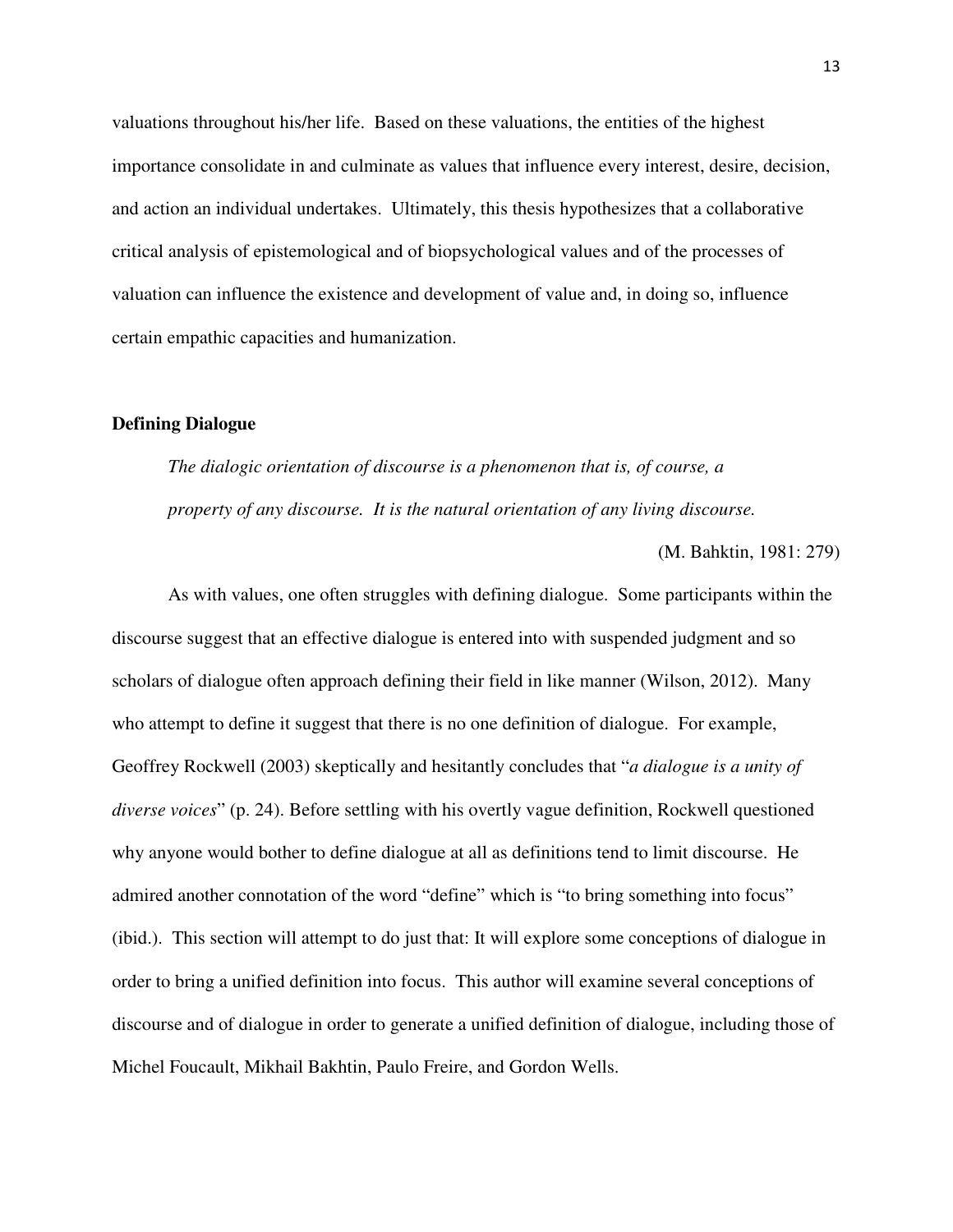valuations throughout his/her life. Based on these valuations, the entities of the highest importance consolidate in and culminate as values that influence every interest, desire, decision, and action an individual undertakes. Ultimately, this thesis hypothesizes that a collaborative critical analysis of epistemological and of biopsychological values and of the processes of valuation can influence the existence and development of value and, in doing so, influence certain empathic capacities and humanization.

## Defining Dialogue

> *The dialogic orientation of discourse is a phenomenon that is, of course, a property of any discourse. It is the natural orientation of any living discourse.*
>
> (M. Bahktin, 1981: 279)

As with values, one often struggles with defining dialogue. Some participants within the discourse suggest that an effective dialogue is entered into with suspended judgment and so scholars of dialogue often approach defining their field in like manner (Wilson, 2012). Many who attempt to define it suggest that there is no one definition of dialogue. For example, Geoffrey Rockwell (2003) skeptically and hesitantly concludes that "*a dialogue is a unity of diverse voices*" (p. 24). Before settling with his overtly vague definition, Rockwell questioned why anyone would bother to define dialogue at all as definitions tend to limit discourse. He admired another connotation of the word "define" which is "to bring something into focus" (ibid.). This section will attempt to do just that: It will explore some conceptions of dialogue in order to bring a unified definition into focus. This author will examine several conceptions of discourse and of dialogue in order to generate a unified definition of dialogue, including those of Michel Foucault, Mikhail Bakhtin, Paulo Freire, and Gordon Wells.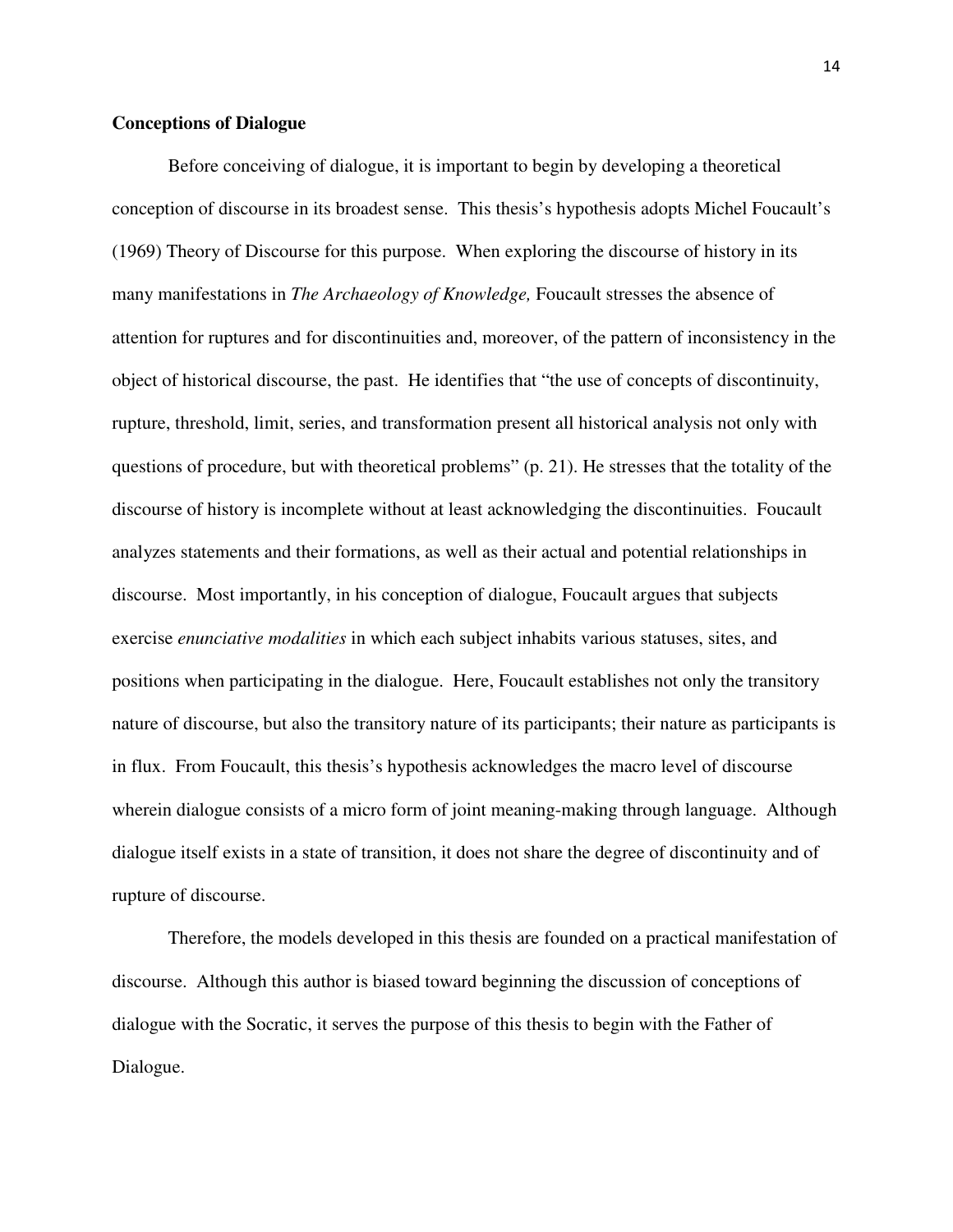**Conceptions of Dialogue**

Before conceiving of dialogue, it is important to begin by developing a theoretical conception of discourse in its broadest sense. This thesis's hypothesis adopts Michel Foucault's (1969) Theory of Discourse for this purpose. When exploring the discourse of history in its many manifestations in *The Archaeology of Knowledge,* Foucault stresses the absence of attention for ruptures and for discontinuities and, moreover, of the pattern of inconsistency in the object of historical discourse, the past. He identifies that "the use of concepts of discontinuity, rupture, threshold, limit, series, and transformation present all historical analysis not only with questions of procedure, but with theoretical problems" (p. 21). He stresses that the totality of the discourse of history is incomplete without at least acknowledging the discontinuities. Foucault analyzes statements and their formations, as well as their actual and potential relationships in discourse. Most importantly, in his conception of dialogue, Foucault argues that subjects exercise *enunciative modalities* in which each subject inhabits various statuses, sites, and positions when participating in the dialogue. Here, Foucault establishes not only the transitory nature of discourse, but also the transitory nature of its participants; their nature as participants is in flux. From Foucault, this thesis's hypothesis acknowledges the macro level of discourse wherein dialogue consists of a micro form of joint meaning-making through language. Although dialogue itself exists in a state of transition, it does not share the degree of discontinuity and of rupture of discourse.

Therefore, the models developed in this thesis are founded on a practical manifestation of discourse. Although this author is biased toward beginning the discussion of conceptions of dialogue with the Socratic, it serves the purpose of this thesis to begin with the Father of Dialogue.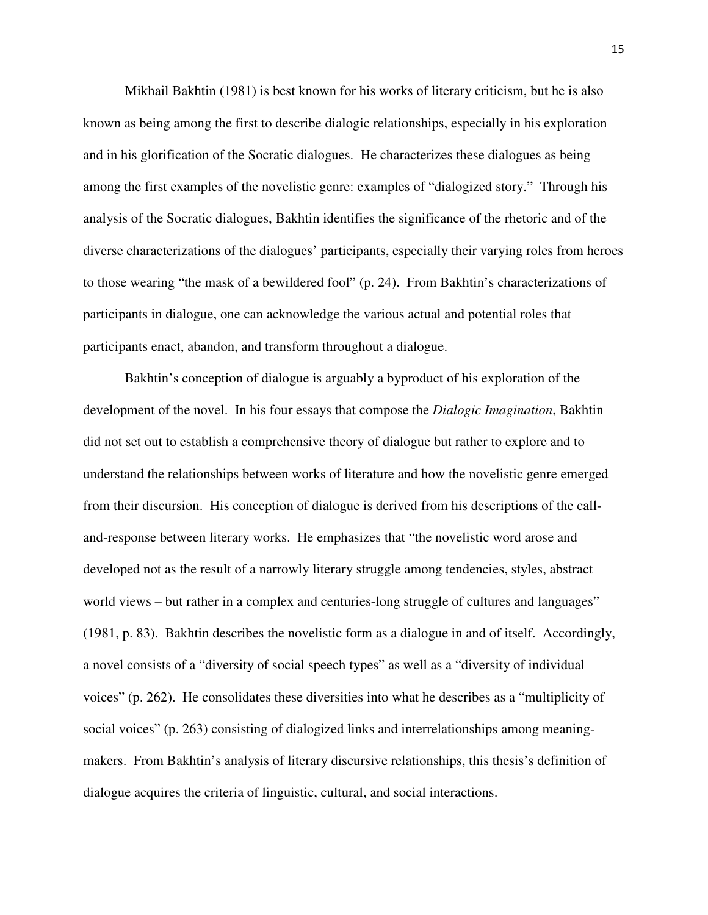Mikhail Bakhtin (1981) is best known for his works of literary criticism, but he is also known as being among the first to describe dialogic relationships, especially in his exploration and in his glorification of the Socratic dialogues. He characterizes these dialogues as being among the first examples of the novelistic genre: examples of "dialogized story." Through his analysis of the Socratic dialogues, Bakhtin identifies the significance of the rhetoric and of the diverse characterizations of the dialogues' participants, especially their varying roles from heroes to those wearing "the mask of a bewildered fool" (p. 24). From Bakhtin's characterizations of participants in dialogue, one can acknowledge the various actual and potential roles that participants enact, abandon, and transform throughout a dialogue.

Bakhtin's conception of dialogue is arguably a byproduct of his exploration of the development of the novel. In his four essays that compose the *Dialogic Imagination*, Bakhtin did not set out to establish a comprehensive theory of dialogue but rather to explore and to understand the relationships between works of literature and how the novelistic genre emerged from their discursion. His conception of dialogue is derived from his descriptions of the call-and-response between literary works. He emphasizes that "the novelistic word arose and developed not as the result of a narrowly literary struggle among tendencies, styles, abstract world views – but rather in a complex and centuries-long struggle of cultures and languages" (1981, p. 83). Bakhtin describes the novelistic form as a dialogue in and of itself. Accordingly, a novel consists of a "diversity of social speech types" as well as a "diversity of individual voices" (p. 262). He consolidates these diversities into what he describes as a "multiplicity of social voices" (p. 263) consisting of dialogized links and interrelationships among meaning-makers. From Bakhtin's analysis of literary discursive relationships, this thesis's definition of dialogue acquires the criteria of linguistic, cultural, and social interactions.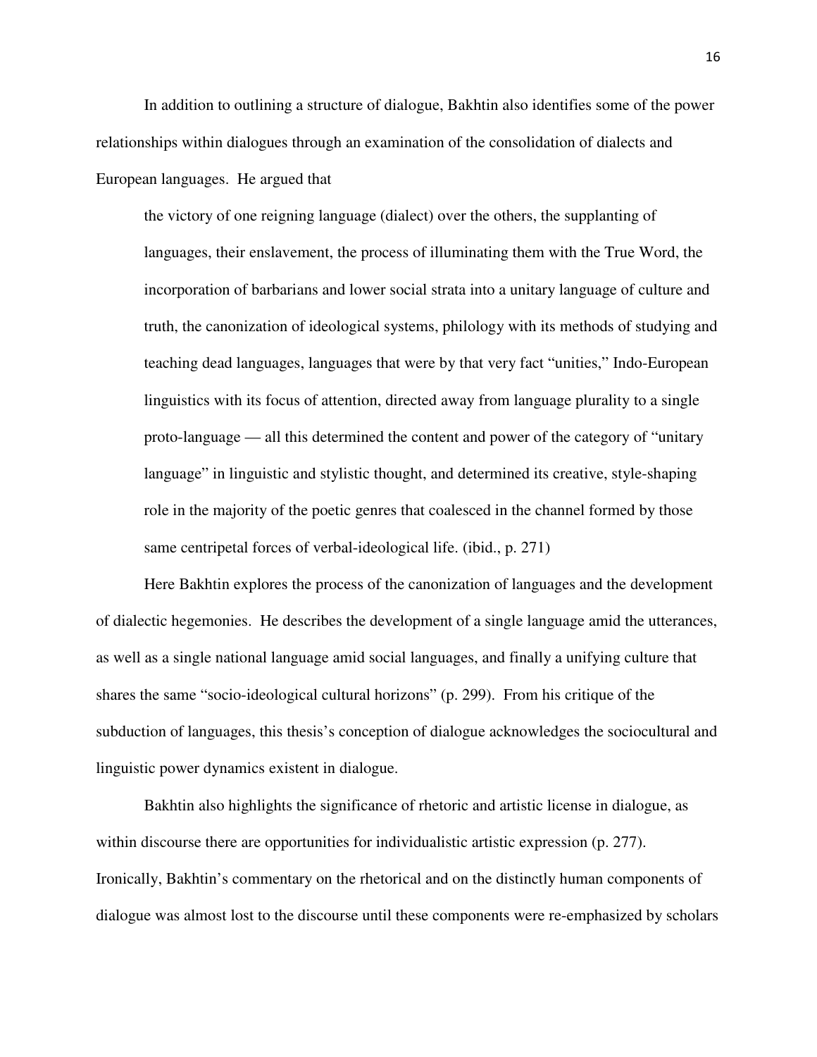In addition to outlining a structure of dialogue, Bakhtin also identifies some of the power relationships within dialogues through an examination of the consolidation of dialects and European languages. He argued that

> the victory of one reigning language (dialect) over the others, the supplanting of languages, their enslavement, the process of illuminating them with the True Word, the incorporation of barbarians and lower social strata into a unitary language of culture and truth, the canonization of ideological systems, philology with its methods of studying and teaching dead languages, languages that were by that very fact "unities," Indo-European linguistics with its focus of attention, directed away from language plurality to a single proto-language — all this determined the content and power of the category of "unitary language" in linguistic and stylistic thought, and determined its creative, style-shaping role in the majority of the poetic genres that coalesced in the channel formed by those same centripetal forces of verbal-ideological life. (ibid., p. 271)

Here Bakhtin explores the process of the canonization of languages and the development of dialectic hegemonies. He describes the development of a single language amid the utterances, as well as a single national language amid social languages, and finally a unifying culture that shares the same "socio-ideological cultural horizons" (p. 299). From his critique of the subduction of languages, this thesis's conception of dialogue acknowledges the sociocultural and linguistic power dynamics existent in dialogue.

Bakhtin also highlights the significance of rhetoric and artistic license in dialogue, as within discourse there are opportunities for individualistic artistic expression (p. 277). Ironically, Bakhtin's commentary on the rhetorical and on the distinctly human components of dialogue was almost lost to the discourse until these components were re-emphasized by scholars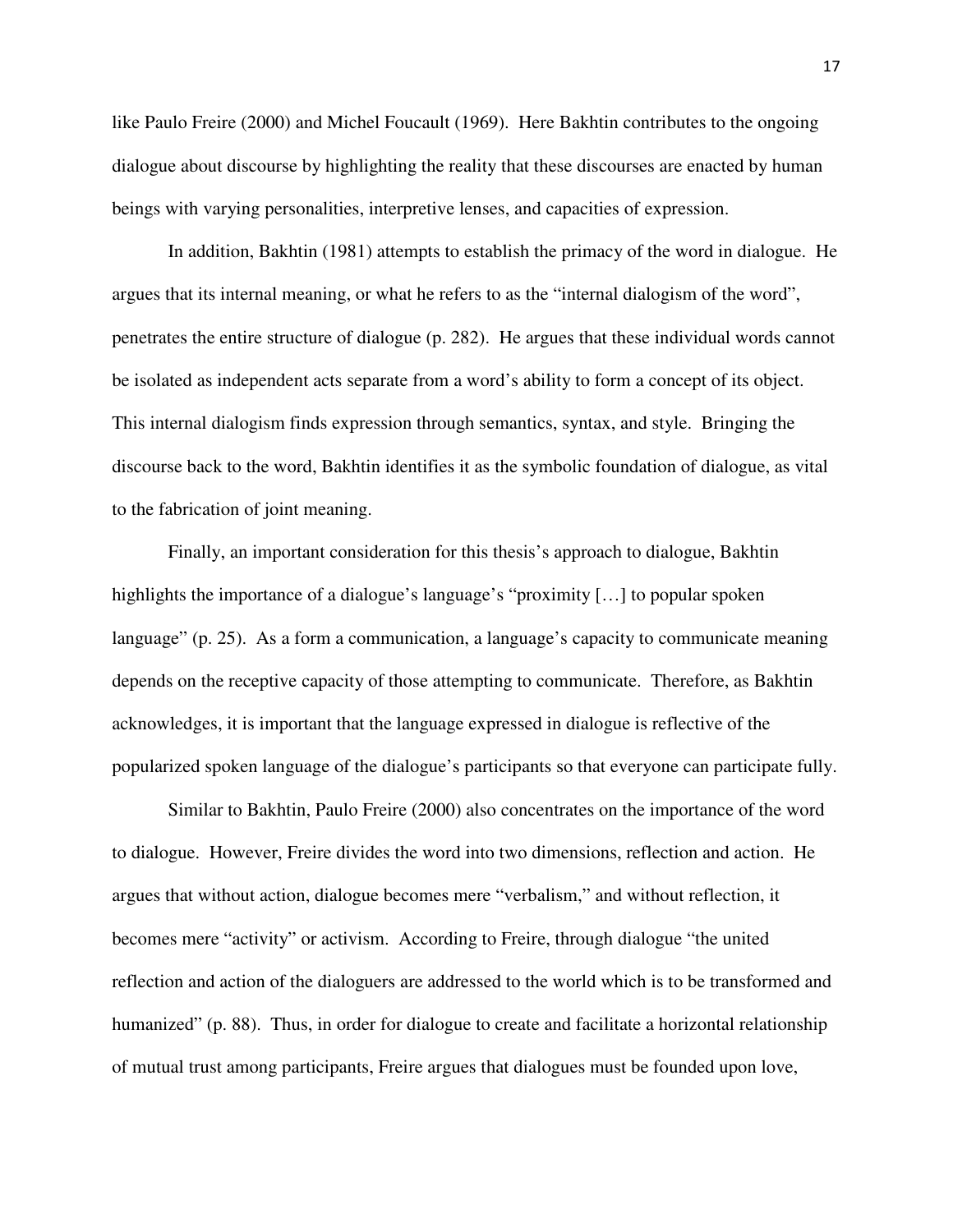like Paulo Freire (2000) and Michel Foucault (1969). Here Bakhtin contributes to the ongoing dialogue about discourse by highlighting the reality that these discourses are enacted by human beings with varying personalities, interpretive lenses, and capacities of expression.

In addition, Bakhtin (1981) attempts to establish the primacy of the word in dialogue. He argues that its internal meaning, or what he refers to as the "internal dialogism of the word", penetrates the entire structure of dialogue (p. 282). He argues that these individual words cannot be isolated as independent acts separate from a word's ability to form a concept of its object. This internal dialogism finds expression through semantics, syntax, and style. Bringing the discourse back to the word, Bakhtin identifies it as the symbolic foundation of dialogue, as vital to the fabrication of joint meaning.

Finally, an important consideration for this thesis's approach to dialogue, Bakhtin highlights the importance of a dialogue's language's "proximity […] to popular spoken language" (p. 25). As a form a communication, a language's capacity to communicate meaning depends on the receptive capacity of those attempting to communicate. Therefore, as Bakhtin acknowledges, it is important that the language expressed in dialogue is reflective of the popularized spoken language of the dialogue's participants so that everyone can participate fully.

Similar to Bakhtin, Paulo Freire (2000) also concentrates on the importance of the word to dialogue. However, Freire divides the word into two dimensions, reflection and action. He argues that without action, dialogue becomes mere "verbalism," and without reflection, it becomes mere "activity" or activism. According to Freire, through dialogue "the united reflection and action of the dialoguers are addressed to the world which is to be transformed and humanized" (p. 88). Thus, in order for dialogue to create and facilitate a horizontal relationship of mutual trust among participants, Freire argues that dialogues must be founded upon love,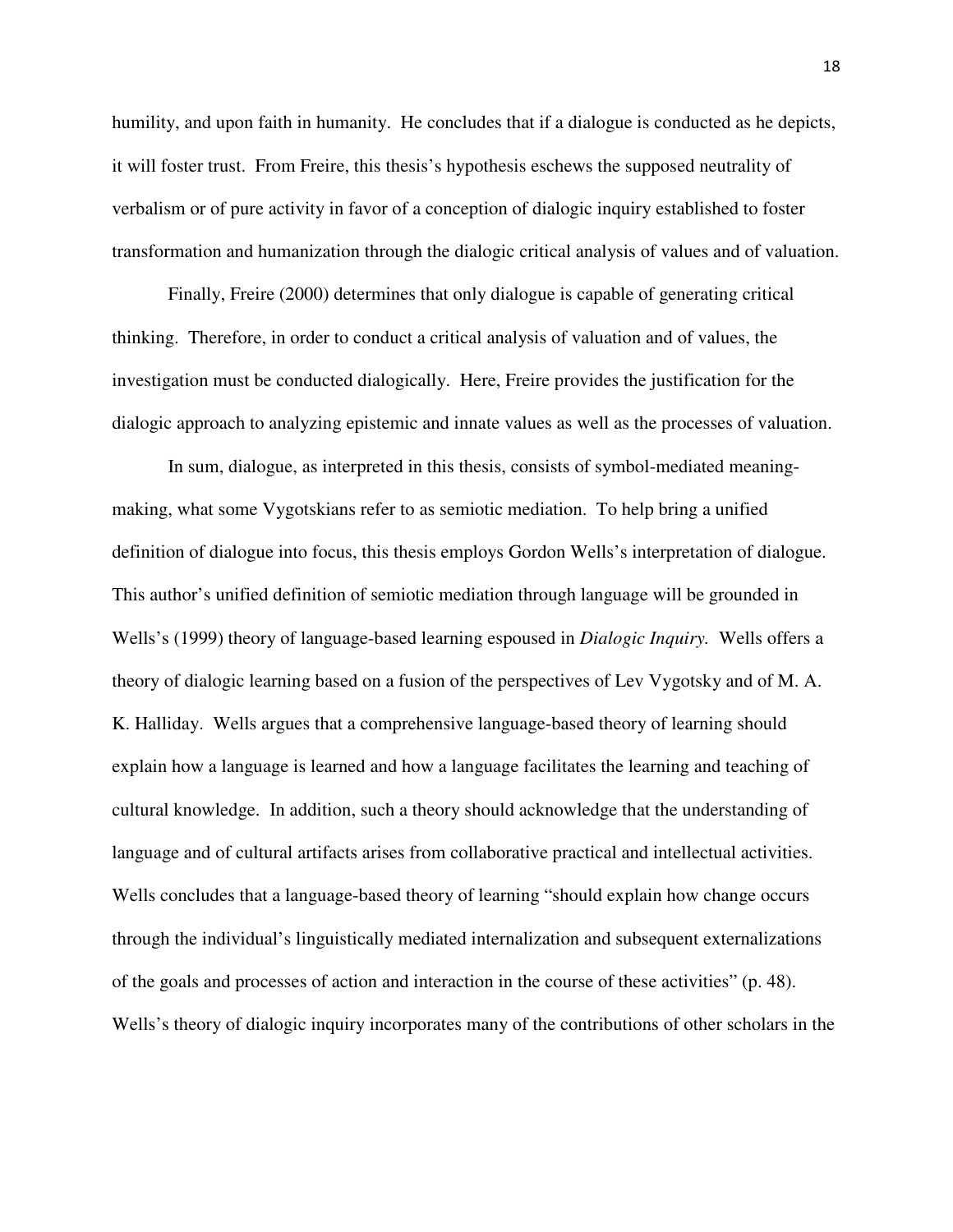humility, and upon faith in humanity. He concludes that if a dialogue is conducted as he depicts, it will foster trust. From Freire, this thesis's hypothesis eschews the supposed neutrality of verbalism or of pure activity in favor of a conception of dialogic inquiry established to foster transformation and humanization through the dialogic critical analysis of values and of valuation.

Finally, Freire (2000) determines that only dialogue is capable of generating critical thinking. Therefore, in order to conduct a critical analysis of valuation and of values, the investigation must be conducted dialogically. Here, Freire provides the justification for the dialogic approach to analyzing epistemic and innate values as well as the processes of valuation.

In sum, dialogue, as interpreted in this thesis, consists of symbol-mediated meaning-making, what some Vygotskians refer to as semiotic mediation. To help bring a unified definition of dialogue into focus, this thesis employs Gordon Wells's interpretation of dialogue. This author's unified definition of semiotic mediation through language will be grounded in Wells's (1999) theory of language-based learning espoused in *Dialogic Inquiry.* Wells offers a theory of dialogic learning based on a fusion of the perspectives of Lev Vygotsky and of M. A. K. Halliday. Wells argues that a comprehensive language-based theory of learning should explain how a language is learned and how a language facilitates the learning and teaching of cultural knowledge. In addition, such a theory should acknowledge that the understanding of language and of cultural artifacts arises from collaborative practical and intellectual activities. Wells concludes that a language-based theory of learning "should explain how change occurs through the individual's linguistically mediated internalization and subsequent externalizations of the goals and processes of action and interaction in the course of these activities" (p. 48). Wells's theory of dialogic inquiry incorporates many of the contributions of other scholars in the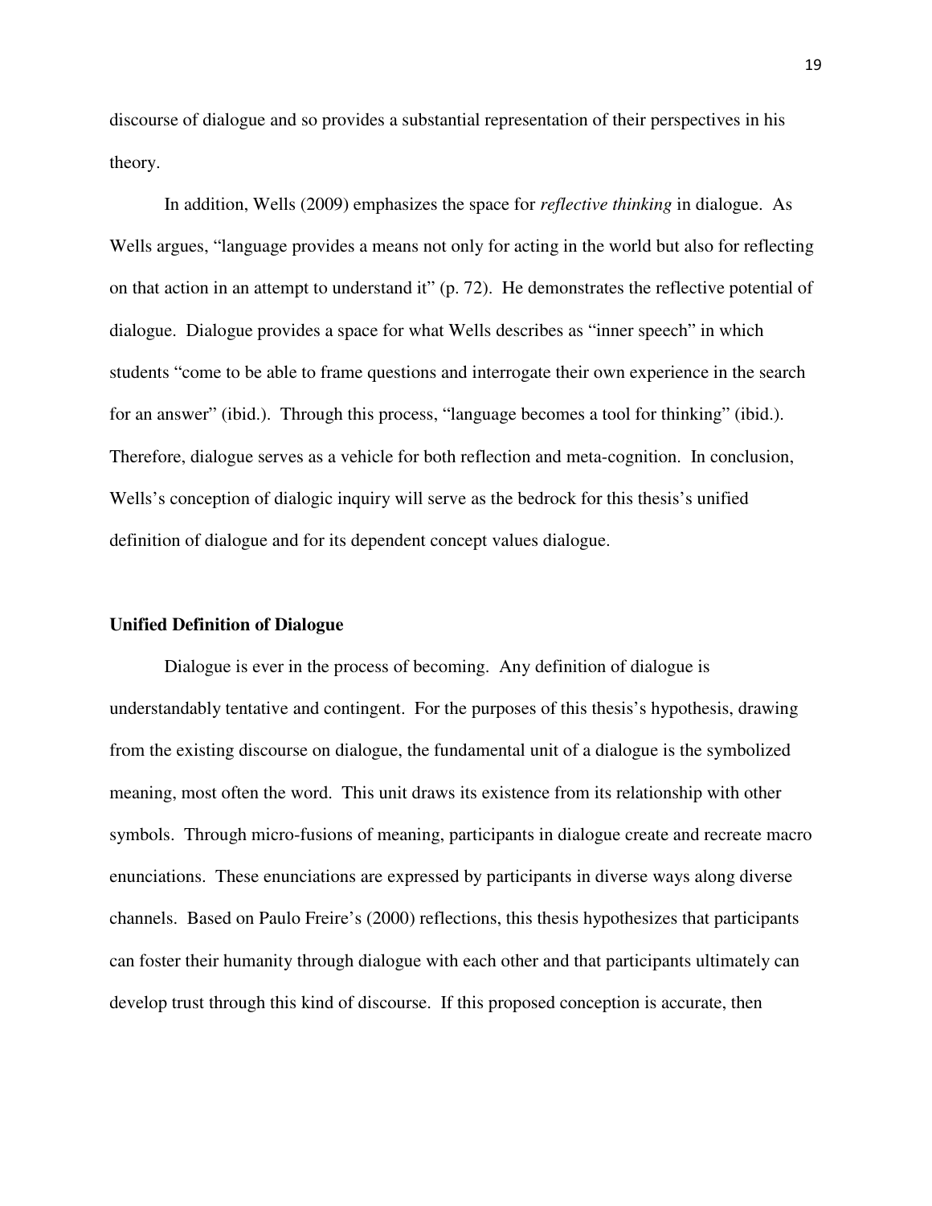discourse of dialogue and so provides a substantial representation of their perspectives in his theory.

In addition, Wells (2009) emphasizes the space for *reflective thinking* in dialogue. As Wells argues, "language provides a means not only for acting in the world but also for reflecting on that action in an attempt to understand it" (p. 72). He demonstrates the reflective potential of dialogue. Dialogue provides a space for what Wells describes as "inner speech" in which students "come to be able to frame questions and interrogate their own experience in the search for an answer" (ibid.). Through this process, "language becomes a tool for thinking" (ibid.). Therefore, dialogue serves as a vehicle for both reflection and meta-cognition. In conclusion, Wells's conception of dialogic inquiry will serve as the bedrock for this thesis's unified definition of dialogue and for its dependent concept values dialogue.

**Unified Definition of Dialogue**

Dialogue is ever in the process of becoming. Any definition of dialogue is understandably tentative and contingent. For the purposes of this thesis's hypothesis, drawing from the existing discourse on dialogue, the fundamental unit of a dialogue is the symbolized meaning, most often the word. This unit draws its existence from its relationship with other symbols. Through micro-fusions of meaning, participants in dialogue create and recreate macro enunciations. These enunciations are expressed by participants in diverse ways along diverse channels. Based on Paulo Freire's (2000) reflections, this thesis hypothesizes that participants can foster their humanity through dialogue with each other and that participants ultimately can develop trust through this kind of discourse. If this proposed conception is accurate, then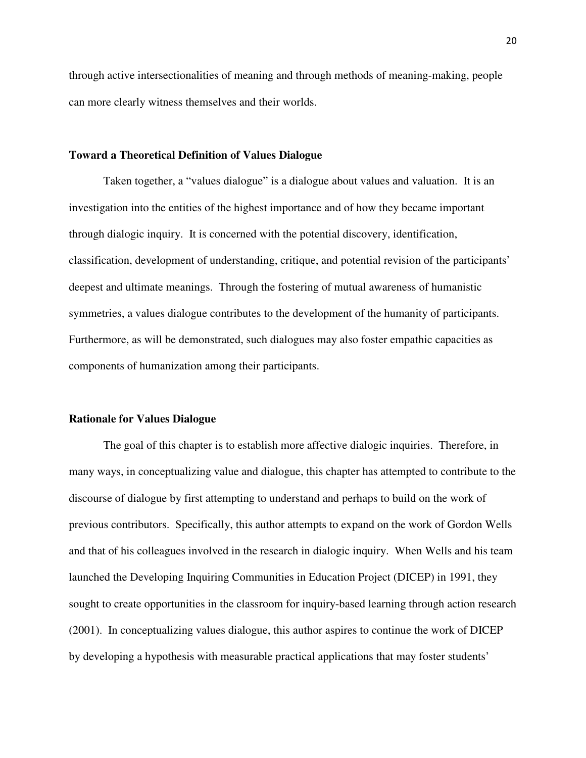through active intersectionalities of meaning and through methods of meaning-making, people can more clearly witness themselves and their worlds.

### Toward a Theoretical Definition of Values Dialogue

Taken together, a "values dialogue" is a dialogue about values and valuation. It is an investigation into the entities of the highest importance and of how they became important through dialogic inquiry. It is concerned with the potential discovery, identification, classification, development of understanding, critique, and potential revision of the participants' deepest and ultimate meanings. Through the fostering of mutual awareness of humanistic symmetries, a values dialogue contributes to the development of the humanity of participants. Furthermore, as will be demonstrated, such dialogues may also foster empathic capacities as components of humanization among their participants.

### Rationale for Values Dialogue

The goal of this chapter is to establish more affective dialogic inquiries. Therefore, in many ways, in conceptualizing value and dialogue, this chapter has attempted to contribute to the discourse of dialogue by first attempting to understand and perhaps to build on the work of previous contributors. Specifically, this author attempts to expand on the work of Gordon Wells and that of his colleagues involved in the research in dialogic inquiry. When Wells and his team launched the Developing Inquiring Communities in Education Project (DICEP) in 1991, they sought to create opportunities in the classroom for inquiry-based learning through action research (2001). In conceptualizing values dialogue, this author aspires to continue the work of DICEP by developing a hypothesis with measurable practical applications that may foster students'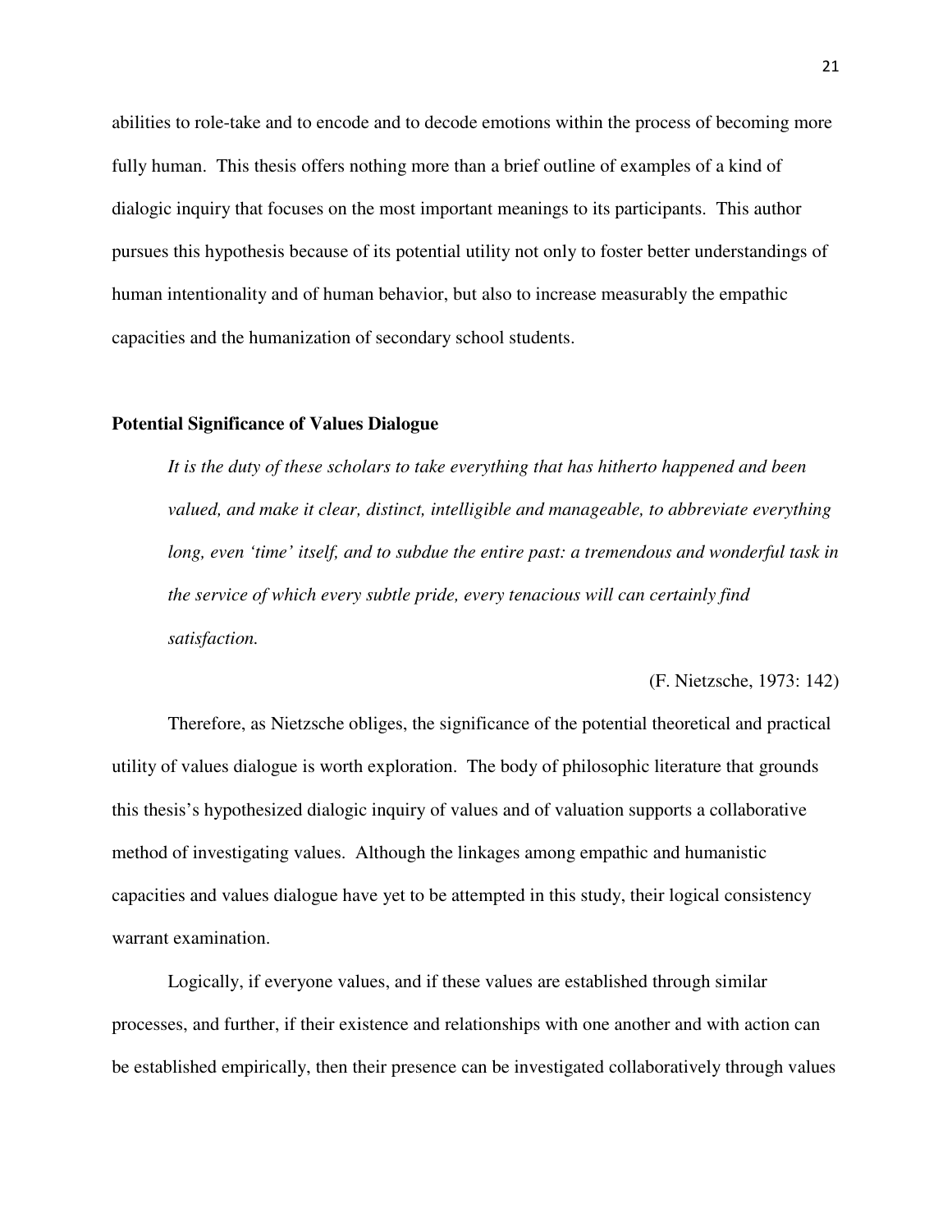abilities to role-take and to encode and to decode emotions within the process of becoming more fully human. This thesis offers nothing more than a brief outline of examples of a kind of dialogic inquiry that focuses on the most important meanings to its participants. This author pursues this hypothesis because of its potential utility not only to foster better understandings of human intentionality and of human behavior, but also to increase measurably the empathic capacities and the humanization of secondary school students.

**Potential Significance of Values Dialogue**

> *It is the duty of these scholars to take everything that has hitherto happened and been valued, and make it clear, distinct, intelligible and manageable, to abbreviate everything long, even 'time' itself, and to subdue the entire past: a tremendous and wonderful task in the service of which every subtle pride, every tenacious will can certainly find satisfaction.*
>
> (F. Nietzsche, 1973: 142)

Therefore, as Nietzsche obliges, the significance of the potential theoretical and practical utility of values dialogue is worth exploration. The body of philosophic literature that grounds this thesis's hypothesized dialogic inquiry of values and of valuation supports a collaborative method of investigating values. Although the linkages among empathic and humanistic capacities and values dialogue have yet to be attempted in this study, their logical consistency warrant examination.

Logically, if everyone values, and if these values are established through similar processes, and further, if their existence and relationships with one another and with action can be established empirically, then their presence can be investigated collaboratively through values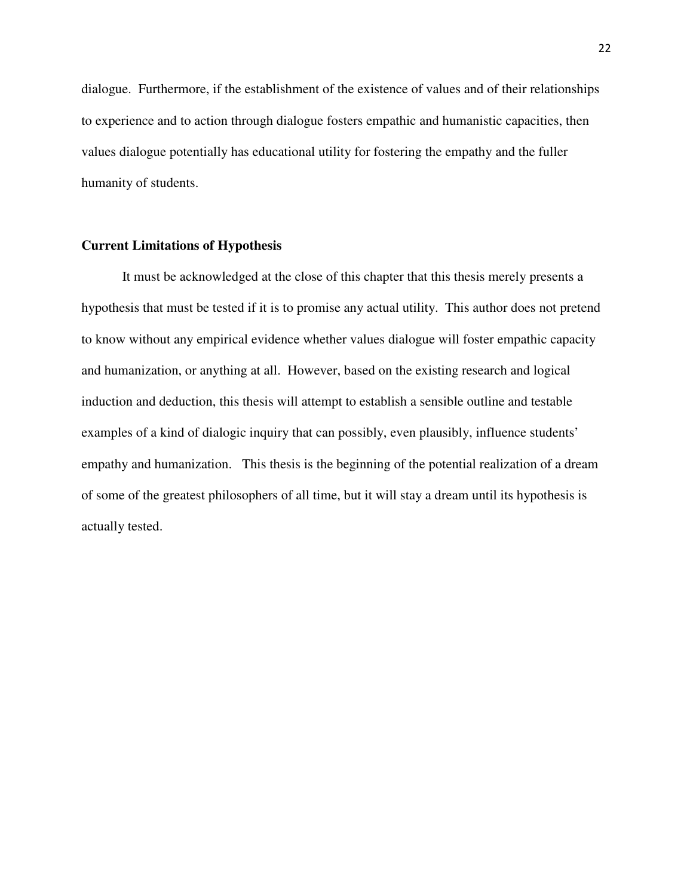dialogue. Furthermore, if the establishment of the existence of values and of their relationships to experience and to action through dialogue fosters empathic and humanistic capacities, then values dialogue potentially has educational utility for fostering the empathy and the fuller humanity of students.

**Current Limitations of Hypothesis**

It must be acknowledged at the close of this chapter that this thesis merely presents a hypothesis that must be tested if it is to promise any actual utility. This author does not pretend to know without any empirical evidence whether values dialogue will foster empathic capacity and humanization, or anything at all. However, based on the existing research and logical induction and deduction, this thesis will attempt to establish a sensible outline and testable examples of a kind of dialogic inquiry that can possibly, even plausibly, influence students' empathy and humanization. This thesis is the beginning of the potential realization of a dream of some of the greatest philosophers of all time, but it will stay a dream until its hypothesis is actually tested.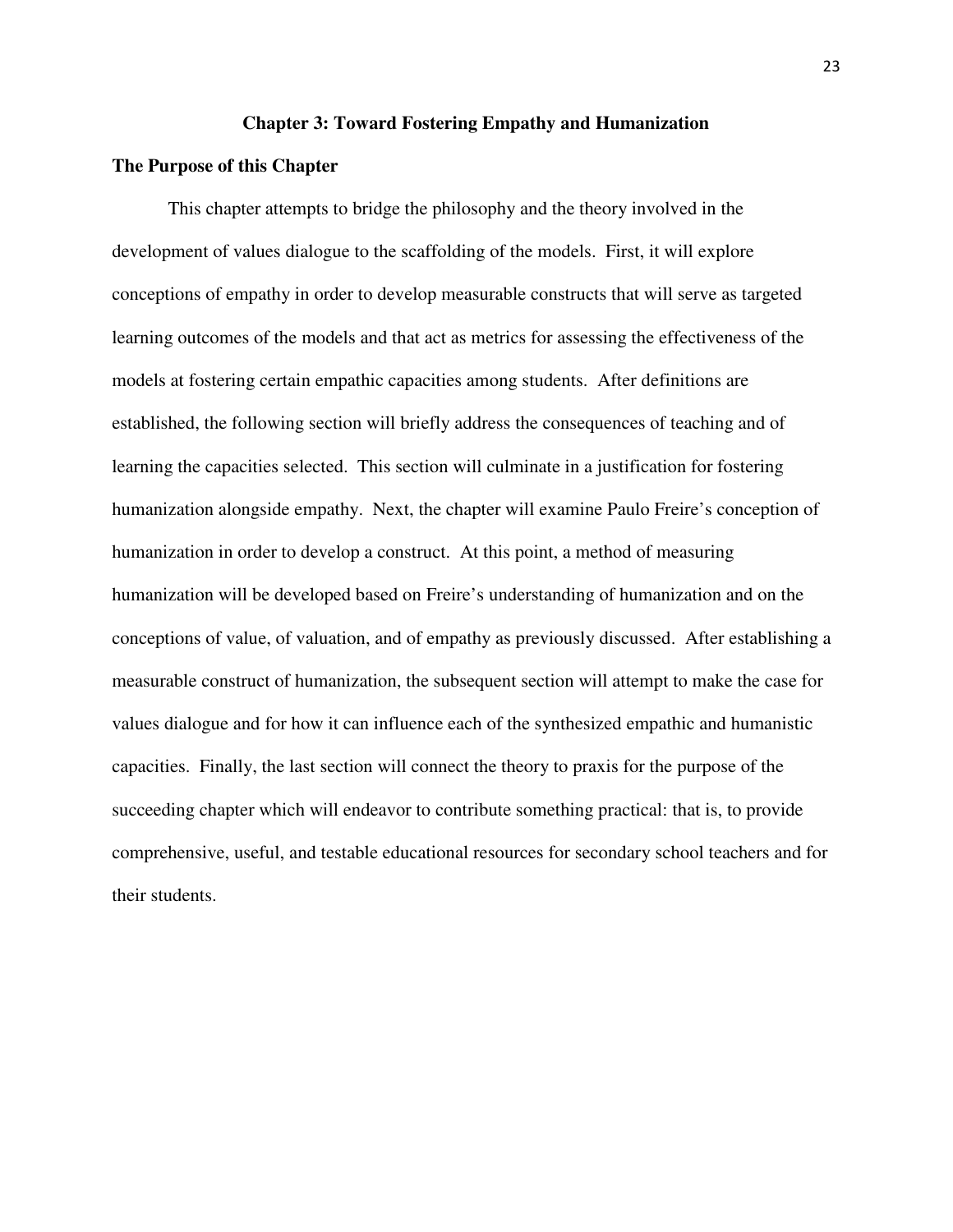## Chapter 3: Toward Fostering Empathy and Humanization

### The Purpose of this Chapter

This chapter attempts to bridge the philosophy and the theory involved in the development of values dialogue to the scaffolding of the models. First, it will explore conceptions of empathy in order to develop measurable constructs that will serve as targeted learning outcomes of the models and that act as metrics for assessing the effectiveness of the models at fostering certain empathic capacities among students. After definitions are established, the following section will briefly address the consequences of teaching and of learning the capacities selected. This section will culminate in a justification for fostering humanization alongside empathy. Next, the chapter will examine Paulo Freire's conception of humanization in order to develop a construct. At this point, a method of measuring humanization will be developed based on Freire's understanding of humanization and on the conceptions of value, of valuation, and of empathy as previously discussed. After establishing a measurable construct of humanization, the subsequent section will attempt to make the case for values dialogue and for how it can influence each of the synthesized empathic and humanistic capacities. Finally, the last section will connect the theory to praxis for the purpose of the succeeding chapter which will endeavor to contribute something practical: that is, to provide comprehensive, useful, and testable educational resources for secondary school teachers and for their students.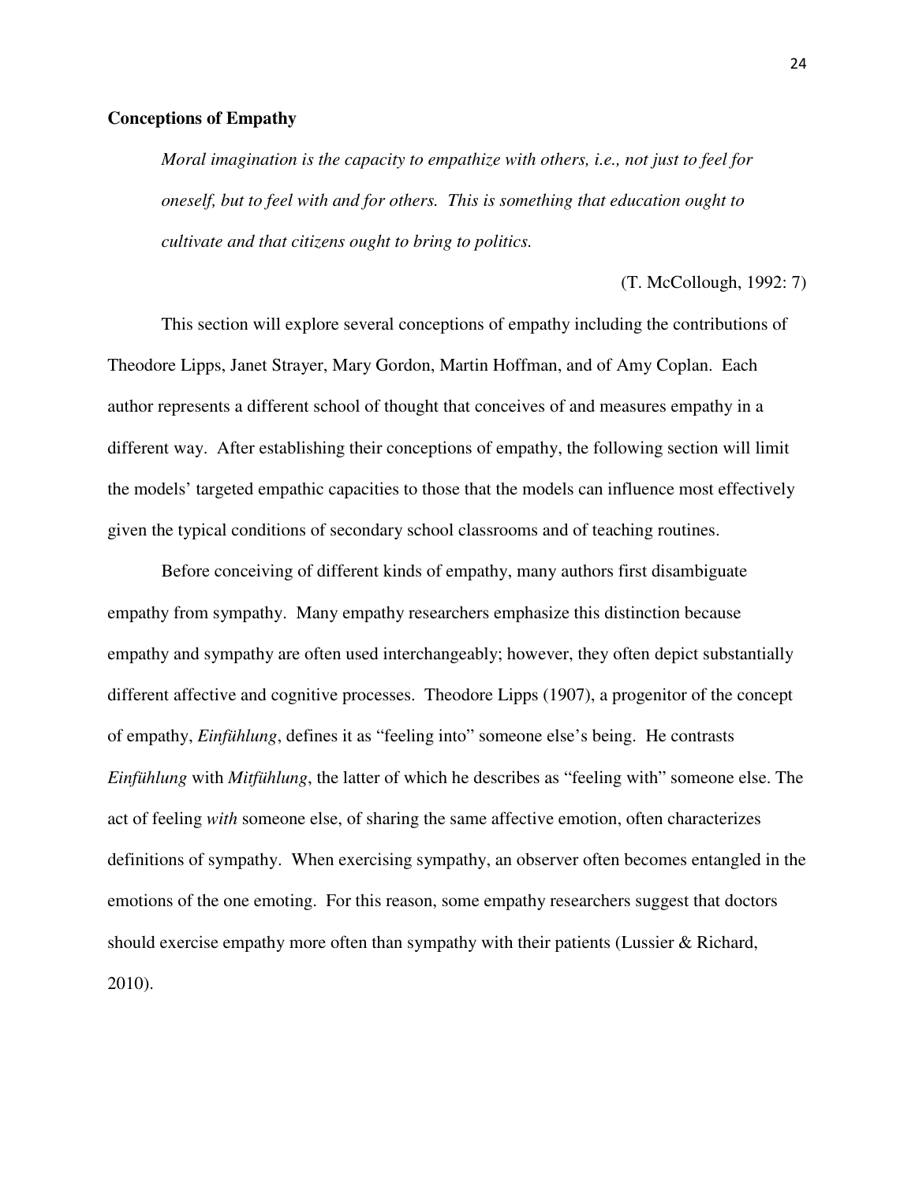**Conceptions of Empathy**

> *Moral imagination is the capacity to empathize with others, i.e., not just to feel for oneself, but to feel with and for others. This is something that education ought to cultivate and that citizens ought to bring to politics.*
>
> (T. McCollough, 1992: 7)

This section will explore several conceptions of empathy including the contributions of Theodore Lipps, Janet Strayer, Mary Gordon, Martin Hoffman, and of Amy Coplan. Each author represents a different school of thought that conceives of and measures empathy in a different way. After establishing their conceptions of empathy, the following section will limit the models' targeted empathic capacities to those that the models can influence most effectively given the typical conditions of secondary school classrooms and of teaching routines.

Before conceiving of different kinds of empathy, many authors first disambiguate empathy from sympathy. Many empathy researchers emphasize this distinction because empathy and sympathy are often used interchangeably; however, they often depict substantially different affective and cognitive processes. Theodore Lipps (1907), a progenitor of the concept of empathy, *Einfühlung*, defines it as "feeling into" someone else's being. He contrasts *Einfühlung* with *Mitfühlung*, the latter of which he describes as "feeling with" someone else. The act of feeling *with* someone else, of sharing the same affective emotion, often characterizes definitions of sympathy. When exercising sympathy, an observer often becomes entangled in the emotions of the one emoting. For this reason, some empathy researchers suggest that doctors should exercise empathy more often than sympathy with their patients (Lussier & Richard, 2010).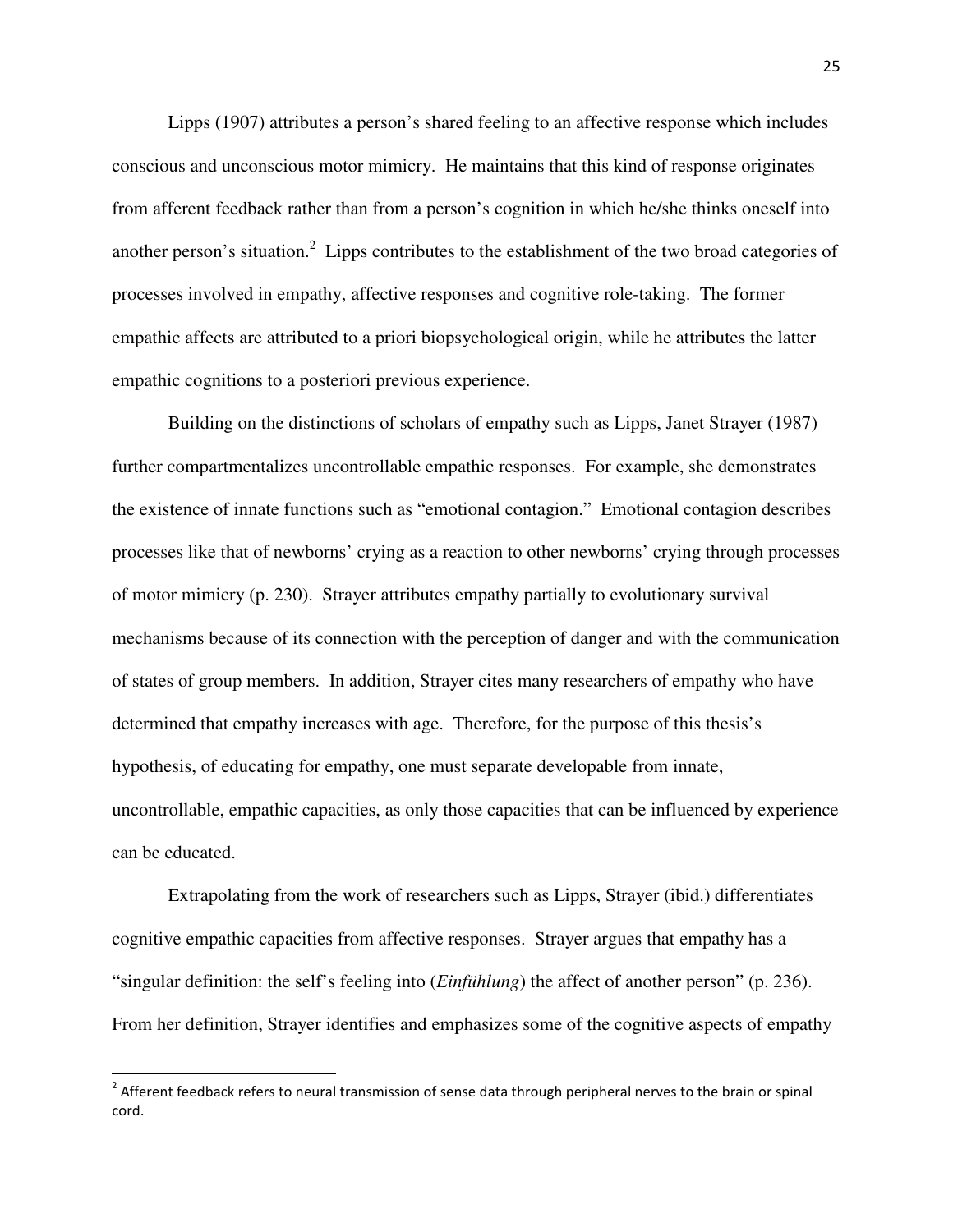Lipps (1907) attributes a person's shared feeling to an affective response which includes conscious and unconscious motor mimicry. He maintains that this kind of response originates from afferent feedback rather than from a person's cognition in which he/she thinks oneself into another person's situation.[2] Lipps contributes to the establishment of the two broad categories of processes involved in empathy, affective responses and cognitive role-taking. The former empathic affects are attributed to a priori biopsychological origin, while he attributes the latter empathic cognitions to a posteriori previous experience.

Building on the distinctions of scholars of empathy such as Lipps, Janet Strayer (1987) further compartmentalizes uncontrollable empathic responses. For example, she demonstrates the existence of innate functions such as "emotional contagion." Emotional contagion describes processes like that of newborns' crying as a reaction to other newborns' crying through processes of motor mimicry (p. 230). Strayer attributes empathy partially to evolutionary survival mechanisms because of its connection with the perception of danger and with the communication of states of group members. In addition, Strayer cites many researchers of empathy who have determined that empathy increases with age. Therefore, for the purpose of this thesis's hypothesis, of educating for empathy, one must separate developable from innate, uncontrollable, empathic capacities, as only those capacities that can be influenced by experience can be educated.

Extrapolating from the work of researchers such as Lipps, Strayer (ibid.) differentiates cognitive empathic capacities from affective responses. Strayer argues that empathy has a "singular definition: the self's feeling into (*Einfühlung*) the affect of another person" (p. 236). From her definition, Strayer identifies and emphasizes some of the cognitive aspects of empathy

[2] Afferent feedback refers to neural transmission of sense data through peripheral nerves to the brain or spinal cord.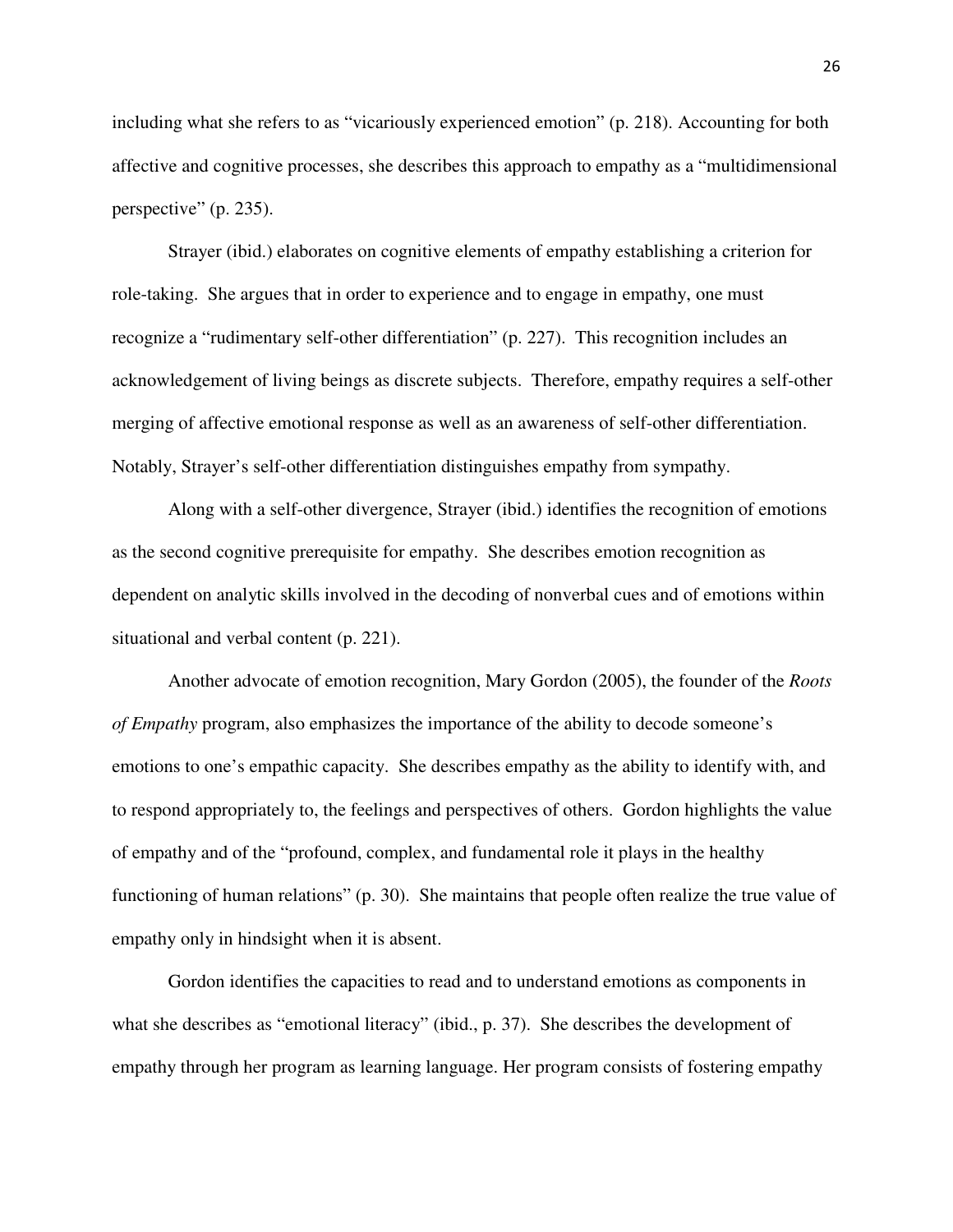including what she refers to as "vicariously experienced emotion" (p. 218). Accounting for both affective and cognitive processes, she describes this approach to empathy as a "multidimensional perspective" (p. 235).

Strayer (ibid.) elaborates on cognitive elements of empathy establishing a criterion for role-taking. She argues that in order to experience and to engage in empathy, one must recognize a "rudimentary self-other differentiation" (p. 227). This recognition includes an acknowledgement of living beings as discrete subjects. Therefore, empathy requires a self-other merging of affective emotional response as well as an awareness of self-other differentiation. Notably, Strayer's self-other differentiation distinguishes empathy from sympathy.

Along with a self-other divergence, Strayer (ibid.) identifies the recognition of emotions as the second cognitive prerequisite for empathy. She describes emotion recognition as dependent on analytic skills involved in the decoding of nonverbal cues and of emotions within situational and verbal content (p. 221).

Another advocate of emotion recognition, Mary Gordon (2005), the founder of the *Roots of Empathy* program, also emphasizes the importance of the ability to decode someone's emotions to one's empathic capacity. She describes empathy as the ability to identify with, and to respond appropriately to, the feelings and perspectives of others. Gordon highlights the value of empathy and of the "profound, complex, and fundamental role it plays in the healthy functioning of human relations" (p. 30). She maintains that people often realize the true value of empathy only in hindsight when it is absent.

Gordon identifies the capacities to read and to understand emotions as components in what she describes as "emotional literacy" (ibid., p. 37). She describes the development of empathy through her program as learning language. Her program consists of fostering empathy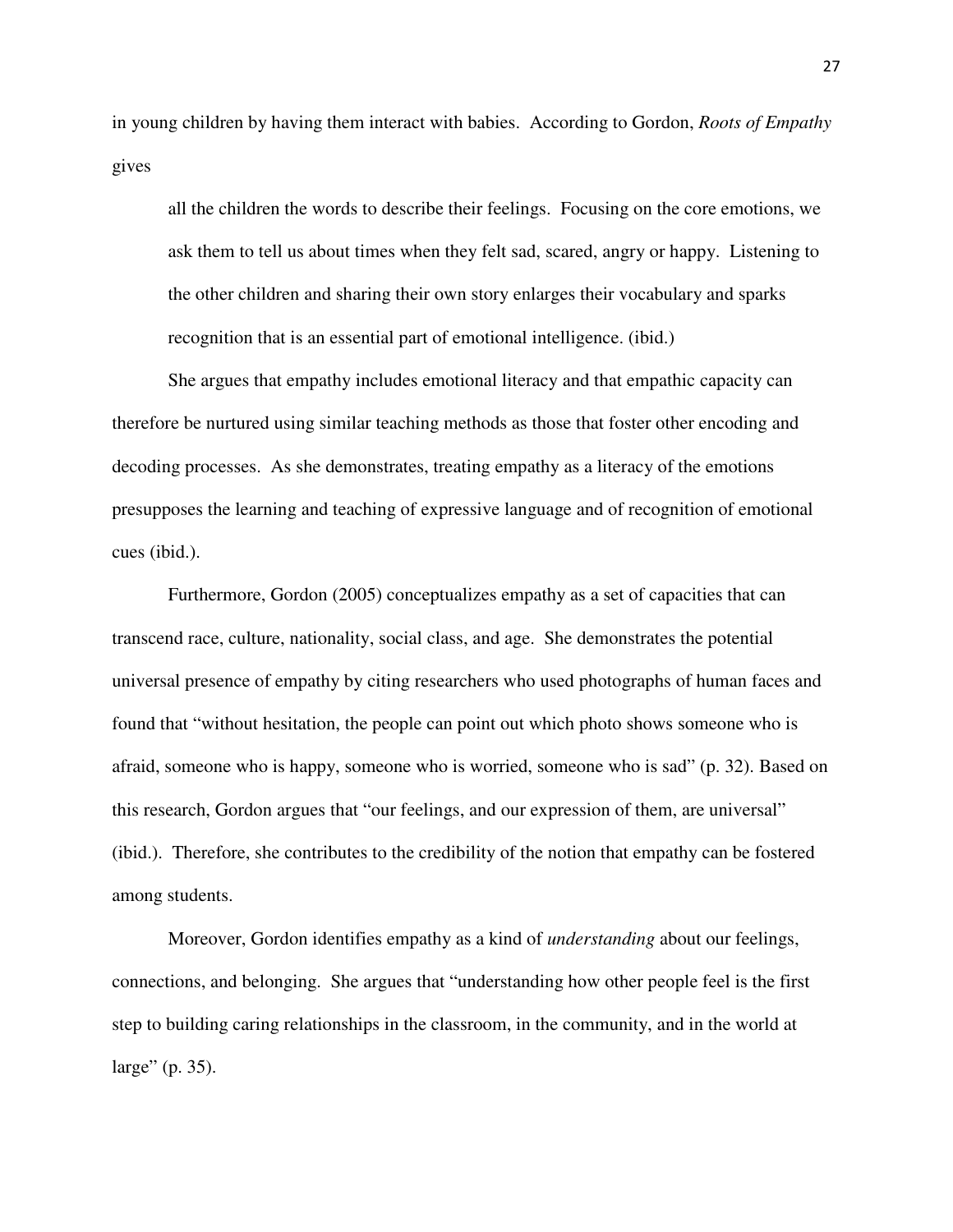in young children by having them interact with babies. According to Gordon, *Roots of Empathy* gives

> all the children the words to describe their feelings. Focusing on the core emotions, we ask them to tell us about times when they felt sad, scared, angry or happy. Listening to the other children and sharing their own story enlarges their vocabulary and sparks recognition that is an essential part of emotional intelligence. (ibid.)

She argues that empathy includes emotional literacy and that empathic capacity can therefore be nurtured using similar teaching methods as those that foster other encoding and decoding processes. As she demonstrates, treating empathy as a literacy of the emotions presupposes the learning and teaching of expressive language and of recognition of emotional cues (ibid.).

Furthermore, Gordon (2005) conceptualizes empathy as a set of capacities that can transcend race, culture, nationality, social class, and age. She demonstrates the potential universal presence of empathy by citing researchers who used photographs of human faces and found that "without hesitation, the people can point out which photo shows someone who is afraid, someone who is happy, someone who is worried, someone who is sad" (p. 32). Based on this research, Gordon argues that "our feelings, and our expression of them, are universal" (ibid.). Therefore, she contributes to the credibility of the notion that empathy can be fostered among students.

Moreover, Gordon identifies empathy as a kind of *understanding* about our feelings, connections, and belonging. She argues that "understanding how other people feel is the first step to building caring relationships in the classroom, in the community, and in the world at large" (p. 35).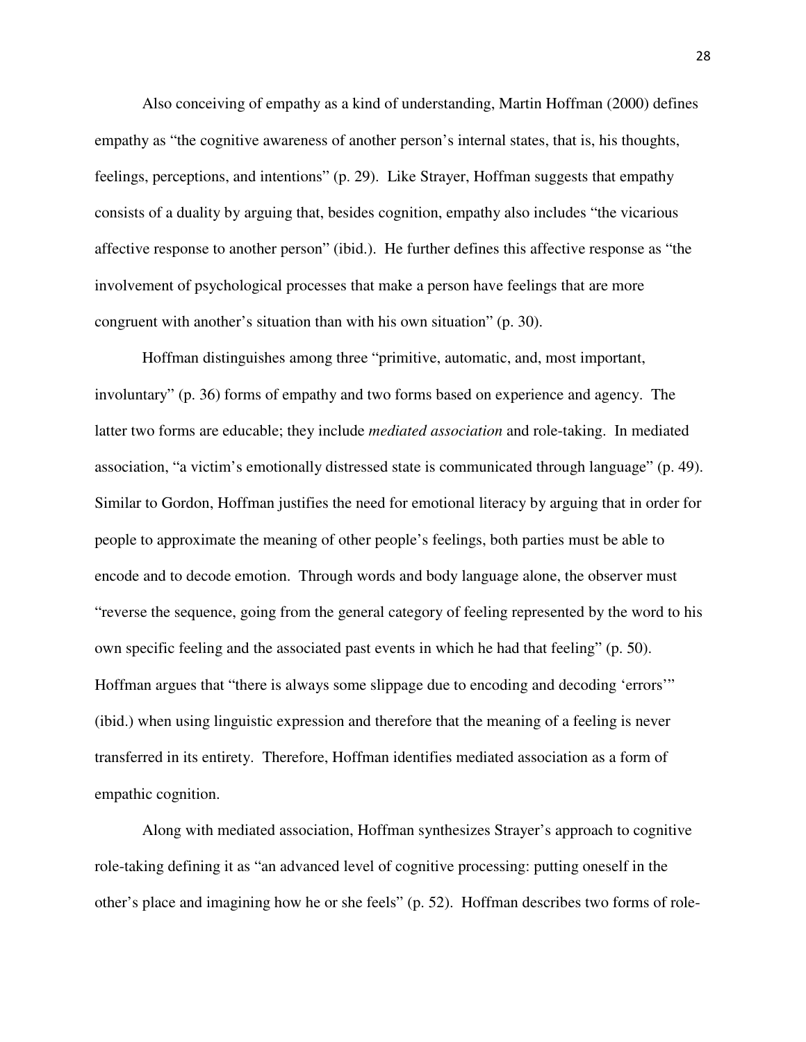Also conceiving of empathy as a kind of understanding, Martin Hoffman (2000) defines empathy as "the cognitive awareness of another person's internal states, that is, his thoughts, feelings, perceptions, and intentions" (p. 29). Like Strayer, Hoffman suggests that empathy consists of a duality by arguing that, besides cognition, empathy also includes "the vicarious affective response to another person" (ibid.). He further defines this affective response as "the involvement of psychological processes that make a person have feelings that are more congruent with another's situation than with his own situation" (p. 30).

Hoffman distinguishes among three "primitive, automatic, and, most important, involuntary" (p. 36) forms of empathy and two forms based on experience and agency. The latter two forms are educable; they include *mediated association* and role-taking. In mediated association, "a victim's emotionally distressed state is communicated through language" (p. 49). Similar to Gordon, Hoffman justifies the need for emotional literacy by arguing that in order for people to approximate the meaning of other people's feelings, both parties must be able to encode and to decode emotion. Through words and body language alone, the observer must "reverse the sequence, going from the general category of feeling represented by the word to his own specific feeling and the associated past events in which he had that feeling" (p. 50). Hoffman argues that "there is always some slippage due to encoding and decoding 'errors'" (ibid.) when using linguistic expression and therefore that the meaning of a feeling is never transferred in its entirety. Therefore, Hoffman identifies mediated association as a form of empathic cognition.

Along with mediated association, Hoffman synthesizes Strayer's approach to cognitive role-taking defining it as "an advanced level of cognitive processing: putting oneself in the other's place and imagining how he or she feels" (p. 52). Hoffman describes two forms of role-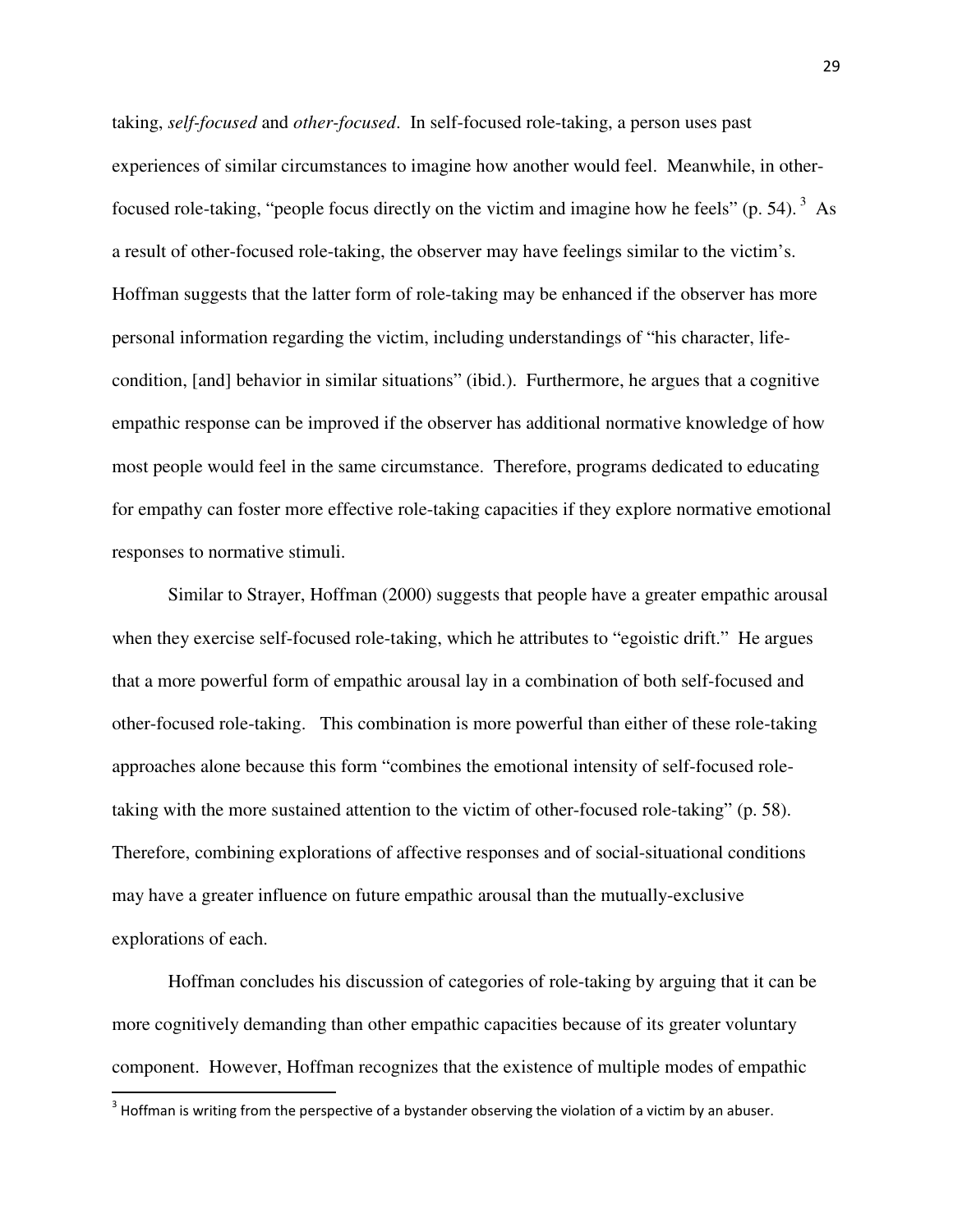taking, *self-focused* and *other-focused*. In self-focused role-taking, a person uses past experiences of similar circumstances to imagine how another would feel. Meanwhile, in other-focused role-taking, "people focus directly on the victim and imagine how he feels" (p. 54).[3] As a result of other-focused role-taking, the observer may have feelings similar to the victim's. Hoffman suggests that the latter form of role-taking may be enhanced if the observer has more personal information regarding the victim, including understandings of "his character, life-condition, [and] behavior in similar situations" (ibid.). Furthermore, he argues that a cognitive empathic response can be improved if the observer has additional normative knowledge of how most people would feel in the same circumstance. Therefore, programs dedicated to educating for empathy can foster more effective role-taking capacities if they explore normative emotional responses to normative stimuli.

Similar to Strayer, Hoffman (2000) suggests that people have a greater empathic arousal when they exercise self-focused role-taking, which he attributes to "egoistic drift." He argues that a more powerful form of empathic arousal lay in a combination of both self-focused and other-focused role-taking. This combination is more powerful than either of these role-taking approaches alone because this form "combines the emotional intensity of self-focused role-taking with the more sustained attention to the victim of other-focused role-taking" (p. 58). Therefore, combining explorations of affective responses and of social-situational conditions may have a greater influence on future empathic arousal than the mutually-exclusive explorations of each.

Hoffman concludes his discussion of categories of role-taking by arguing that it can be more cognitively demanding than other empathic capacities because of its greater voluntary component. However, Hoffman recognizes that the existence of multiple modes of empathic

[3] Hoffman is writing from the perspective of a bystander observing the violation of a victim by an abuser.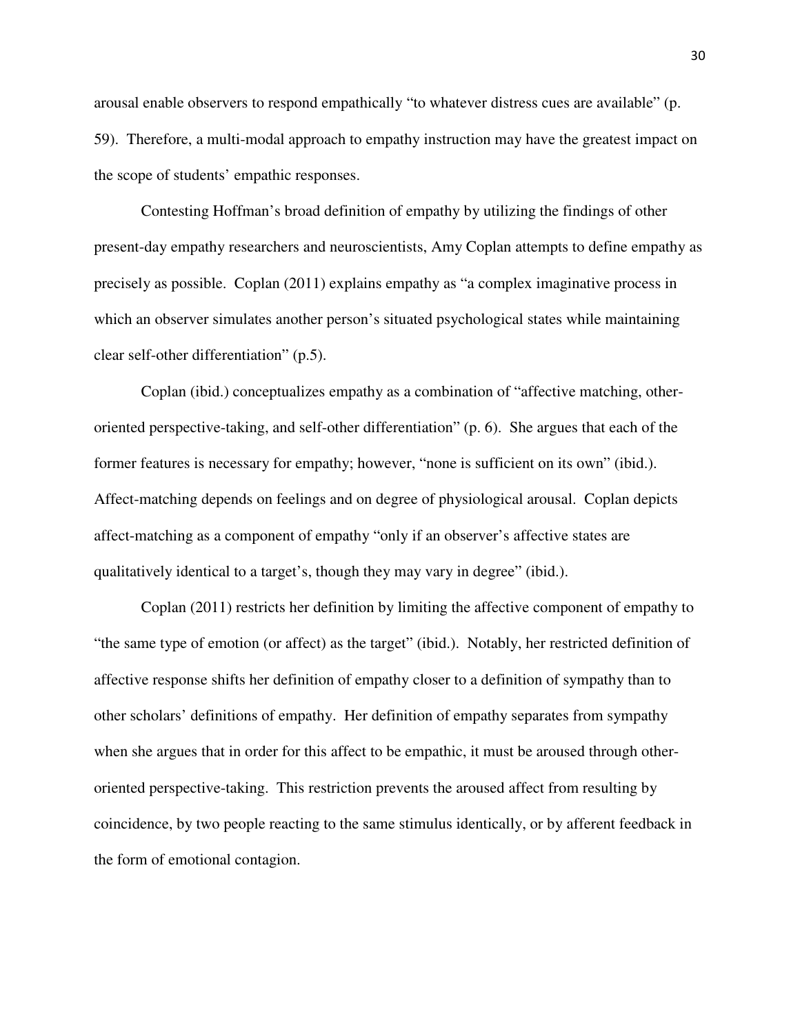arousal enable observers to respond empathically "to whatever distress cues are available" (p. 59). Therefore, a multi-modal approach to empathy instruction may have the greatest impact on the scope of students' empathic responses.

Contesting Hoffman's broad definition of empathy by utilizing the findings of other present-day empathy researchers and neuroscientists, Amy Coplan attempts to define empathy as precisely as possible. Coplan (2011) explains empathy as "a complex imaginative process in which an observer simulates another person's situated psychological states while maintaining clear self-other differentiation" (p.5).

Coplan (ibid.) conceptualizes empathy as a combination of "affective matching, other-oriented perspective-taking, and self-other differentiation" (p. 6). She argues that each of the former features is necessary for empathy; however, "none is sufficient on its own" (ibid.). Affect-matching depends on feelings and on degree of physiological arousal. Coplan depicts affect-matching as a component of empathy "only if an observer's affective states are qualitatively identical to a target's, though they may vary in degree" (ibid.).

Coplan (2011) restricts her definition by limiting the affective component of empathy to "the same type of emotion (or affect) as the target" (ibid.). Notably, her restricted definition of affective response shifts her definition of empathy closer to a definition of sympathy than to other scholars' definitions of empathy. Her definition of empathy separates from sympathy when she argues that in order for this affect to be empathic, it must be aroused through other-oriented perspective-taking. This restriction prevents the aroused affect from resulting by coincidence, by two people reacting to the same stimulus identically, or by afferent feedback in the form of emotional contagion.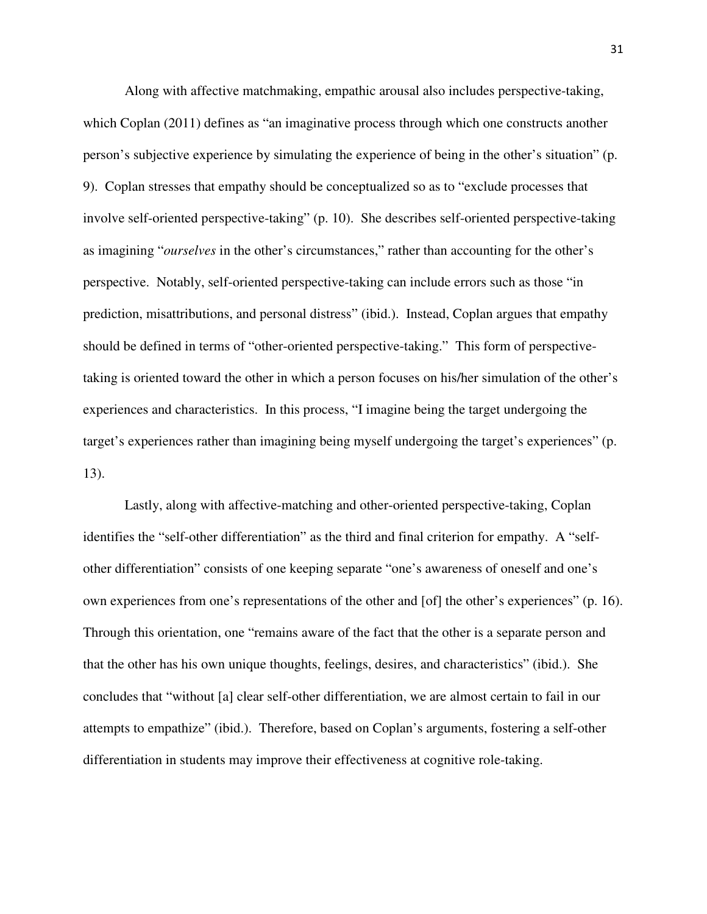Along with affective matchmaking, empathic arousal also includes perspective-taking, which Coplan (2011) defines as "an imaginative process through which one constructs another person's subjective experience by simulating the experience of being in the other's situation" (p. 9). Coplan stresses that empathy should be conceptualized so as to "exclude processes that involve self-oriented perspective-taking" (p. 10). She describes self-oriented perspective-taking as imagining "*ourselves* in the other's circumstances," rather than accounting for the other's perspective. Notably, self-oriented perspective-taking can include errors such as those "in prediction, misattributions, and personal distress" (ibid.). Instead, Coplan argues that empathy should be defined in terms of "other-oriented perspective-taking." This form of perspective-taking is oriented toward the other in which a person focuses on his/her simulation of the other's experiences and characteristics. In this process, "I imagine being the target undergoing the target's experiences rather than imagining being myself undergoing the target's experiences" (p. 13).

Lastly, along with affective-matching and other-oriented perspective-taking, Coplan identifies the "self-other differentiation" as the third and final criterion for empathy. A "self-other differentiation" consists of one keeping separate "one's awareness of oneself and one's own experiences from one's representations of the other and [of] the other's experiences" (p. 16). Through this orientation, one "remains aware of the fact that the other is a separate person and that the other has his own unique thoughts, feelings, desires, and characteristics" (ibid.). She concludes that "without [a] clear self-other differentiation, we are almost certain to fail in our attempts to empathize" (ibid.). Therefore, based on Coplan's arguments, fostering a self-other differentiation in students may improve their effectiveness at cognitive role-taking.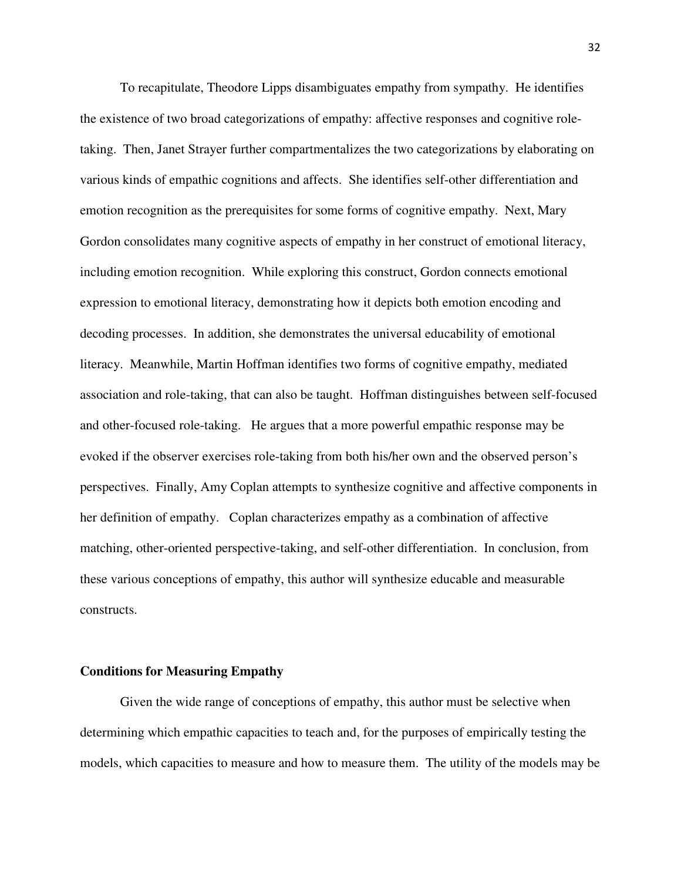To recapitulate, Theodore Lipps disambiguates empathy from sympathy. He identifies the existence of two broad categorizations of empathy: affective responses and cognitive role-taking. Then, Janet Strayer further compartmentalizes the two categorizations by elaborating on various kinds of empathic cognitions and affects. She identifies self-other differentiation and emotion recognition as the prerequisites for some forms of cognitive empathy. Next, Mary Gordon consolidates many cognitive aspects of empathy in her construct of emotional literacy, including emotion recognition. While exploring this construct, Gordon connects emotional expression to emotional literacy, demonstrating how it depicts both emotion encoding and decoding processes. In addition, she demonstrates the universal educability of emotional literacy. Meanwhile, Martin Hoffman identifies two forms of cognitive empathy, mediated association and role-taking, that can also be taught. Hoffman distinguishes between self-focused and other-focused role-taking. He argues that a more powerful empathic response may be evoked if the observer exercises role-taking from both his/her own and the observed person's perspectives. Finally, Amy Coplan attempts to synthesize cognitive and affective components in her definition of empathy. Coplan characterizes empathy as a combination of affective matching, other-oriented perspective-taking, and self-other differentiation. In conclusion, from these various conceptions of empathy, this author will synthesize educable and measurable constructs.

## Conditions for Measuring Empathy

Given the wide range of conceptions of empathy, this author must be selective when determining which empathic capacities to teach and, for the purposes of empirically testing the models, which capacities to measure and how to measure them. The utility of the models may be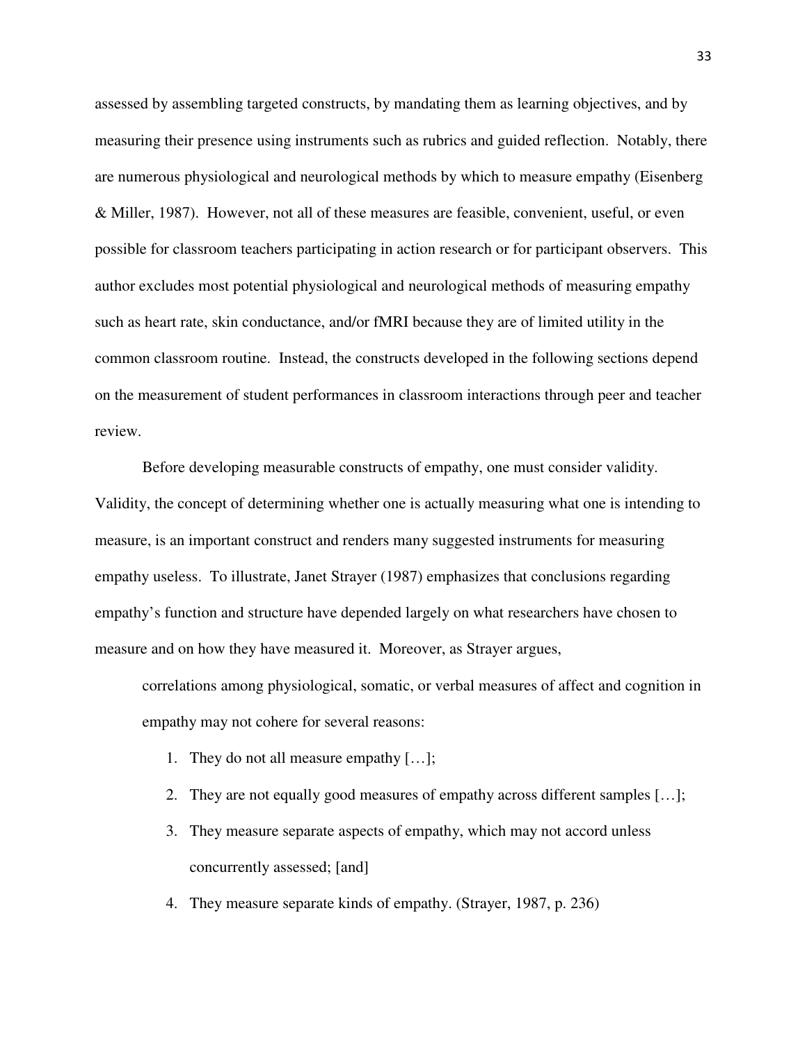assessed by assembling targeted constructs, by mandating them as learning objectives, and by measuring their presence using instruments such as rubrics and guided reflection. Notably, there are numerous physiological and neurological methods by which to measure empathy (Eisenberg & Miller, 1987). However, not all of these measures are feasible, convenient, useful, or even possible for classroom teachers participating in action research or for participant observers. This author excludes most potential physiological and neurological methods of measuring empathy such as heart rate, skin conductance, and/or fMRI because they are of limited utility in the common classroom routine. Instead, the constructs developed in the following sections depend on the measurement of student performances in classroom interactions through peer and teacher review.

Before developing measurable constructs of empathy, one must consider validity. Validity, the concept of determining whether one is actually measuring what one is intending to measure, is an important construct and renders many suggested instruments for measuring empathy useless. To illustrate, Janet Strayer (1987) emphasizes that conclusions regarding empathy's function and structure have depended largely on what researchers have chosen to measure and on how they have measured it. Moreover, as Strayer argues,

> correlations among physiological, somatic, or verbal measures of affect and cognition in empathy may not cohere for several reasons:
>
> 1. They do not all measure empathy […];
> 2. They are not equally good measures of empathy across different samples […];
> 3. They measure separate aspects of empathy, which may not accord unless concurrently assessed; [and]
> 4. They measure separate kinds of empathy. (Strayer, 1987, p. 236)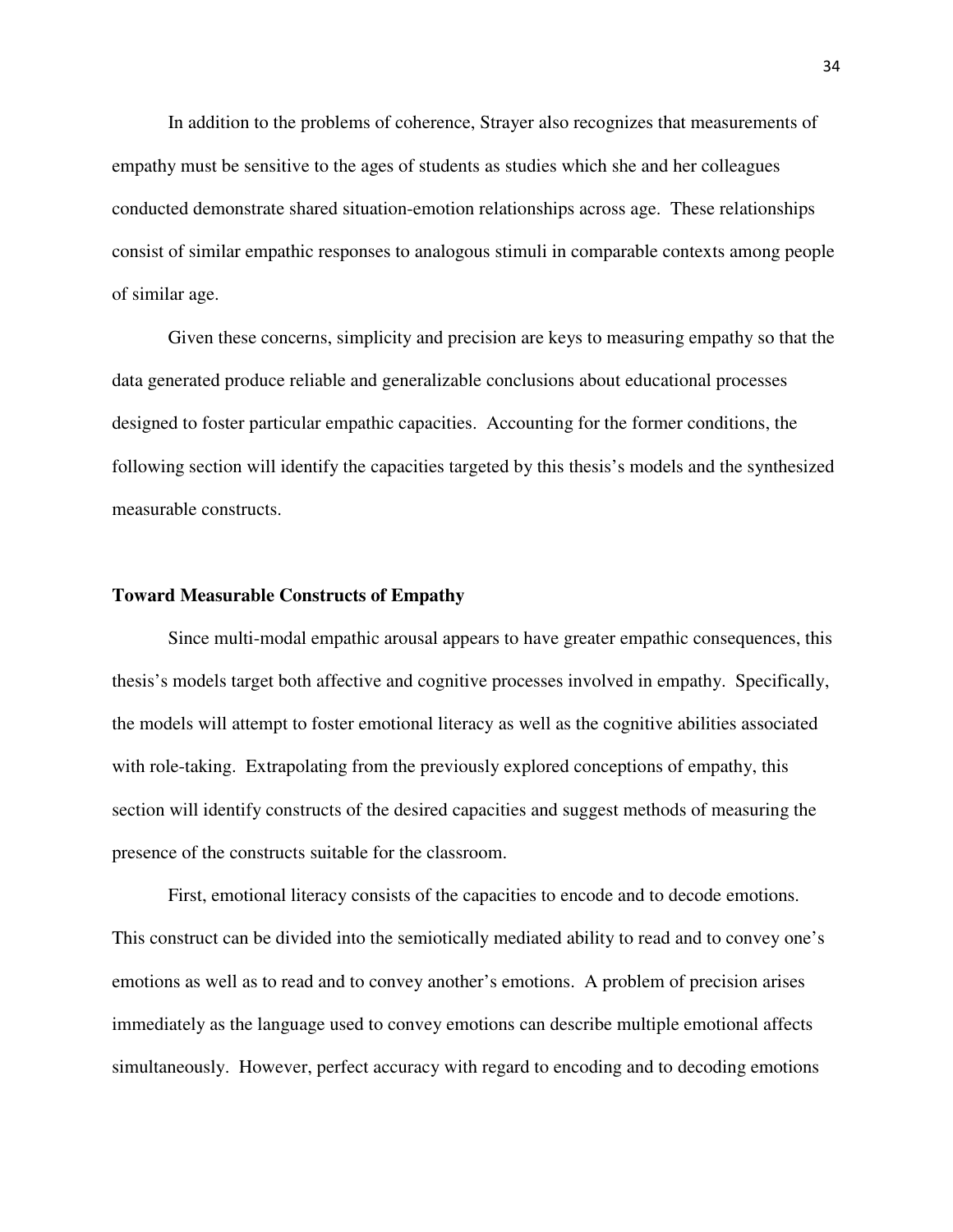In addition to the problems of coherence, Strayer also recognizes that measurements of empathy must be sensitive to the ages of students as studies which she and her colleagues conducted demonstrate shared situation-emotion relationships across age. These relationships consist of similar empathic responses to analogous stimuli in comparable contexts among people of similar age.

Given these concerns, simplicity and precision are keys to measuring empathy so that the data generated produce reliable and generalizable conclusions about educational processes designed to foster particular empathic capacities. Accounting for the former conditions, the following section will identify the capacities targeted by this thesis's models and the synthesized measurable constructs.

**Toward Measurable Constructs of Empathy**

Since multi-modal empathic arousal appears to have greater empathic consequences, this thesis's models target both affective and cognitive processes involved in empathy. Specifically, the models will attempt to foster emotional literacy as well as the cognitive abilities associated with role-taking. Extrapolating from the previously explored conceptions of empathy, this section will identify constructs of the desired capacities and suggest methods of measuring the presence of the constructs suitable for the classroom.

First, emotional literacy consists of the capacities to encode and to decode emotions. This construct can be divided into the semiotically mediated ability to read and to convey one's emotions as well as to read and to convey another's emotions. A problem of precision arises immediately as the language used to convey emotions can describe multiple emotional affects simultaneously. However, perfect accuracy with regard to encoding and to decoding emotions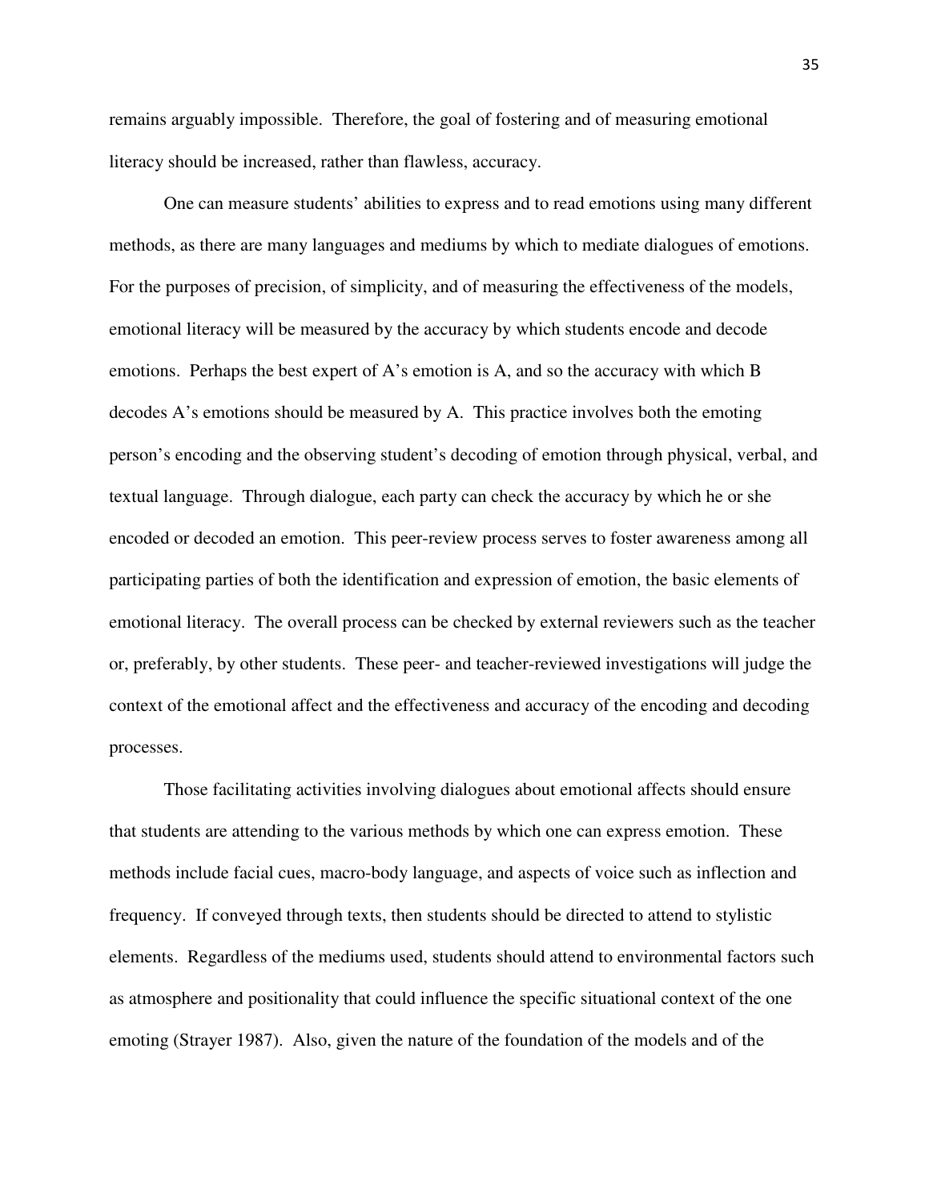remains arguably impossible. Therefore, the goal of fostering and of measuring emotional literacy should be increased, rather than flawless, accuracy.

One can measure students' abilities to express and to read emotions using many different methods, as there are many languages and mediums by which to mediate dialogues of emotions. For the purposes of precision, of simplicity, and of measuring the effectiveness of the models, emotional literacy will be measured by the accuracy by which students encode and decode emotions. Perhaps the best expert of A's emotion is A, and so the accuracy with which B decodes A's emotions should be measured by A. This practice involves both the emoting person's encoding and the observing student's decoding of emotion through physical, verbal, and textual language. Through dialogue, each party can check the accuracy by which he or she encoded or decoded an emotion. This peer-review process serves to foster awareness among all participating parties of both the identification and expression of emotion, the basic elements of emotional literacy. The overall process can be checked by external reviewers such as the teacher or, preferably, by other students. These peer- and teacher-reviewed investigations will judge the context of the emotional affect and the effectiveness and accuracy of the encoding and decoding processes.

Those facilitating activities involving dialogues about emotional affects should ensure that students are attending to the various methods by which one can express emotion. These methods include facial cues, macro-body language, and aspects of voice such as inflection and frequency. If conveyed through texts, then students should be directed to attend to stylistic elements. Regardless of the mediums used, students should attend to environmental factors such as atmosphere and positionality that could influence the specific situational context of the one emoting (Strayer 1987). Also, given the nature of the foundation of the models and of the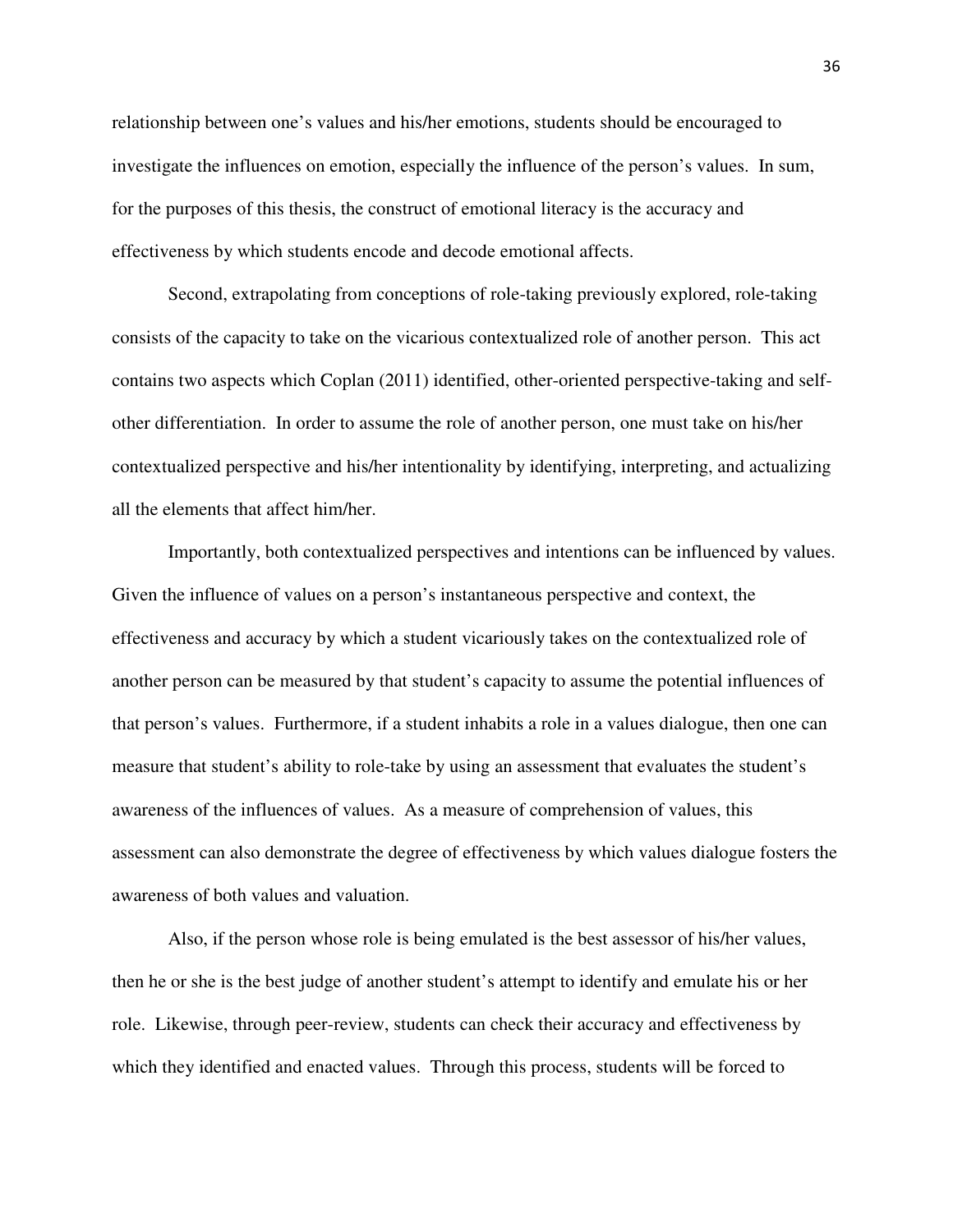relationship between one's values and his/her emotions, students should be encouraged to investigate the influences on emotion, especially the influence of the person's values. In sum, for the purposes of this thesis, the construct of emotional literacy is the accuracy and effectiveness by which students encode and decode emotional affects.

Second, extrapolating from conceptions of role-taking previously explored, role-taking consists of the capacity to take on the vicarious contextualized role of another person. This act contains two aspects which Coplan (2011) identified, other-oriented perspective-taking and self-other differentiation. In order to assume the role of another person, one must take on his/her contextualized perspective and his/her intentionality by identifying, interpreting, and actualizing all the elements that affect him/her.

Importantly, both contextualized perspectives and intentions can be influenced by values. Given the influence of values on a person's instantaneous perspective and context, the effectiveness and accuracy by which a student vicariously takes on the contextualized role of another person can be measured by that student's capacity to assume the potential influences of that person's values. Furthermore, if a student inhabits a role in a values dialogue, then one can measure that student's ability to role-take by using an assessment that evaluates the student's awareness of the influences of values. As a measure of comprehension of values, this assessment can also demonstrate the degree of effectiveness by which values dialogue fosters the awareness of both values and valuation.

Also, if the person whose role is being emulated is the best assessor of his/her values, then he or she is the best judge of another student's attempt to identify and emulate his or her role. Likewise, through peer-review, students can check their accuracy and effectiveness by which they identified and enacted values. Through this process, students will be forced to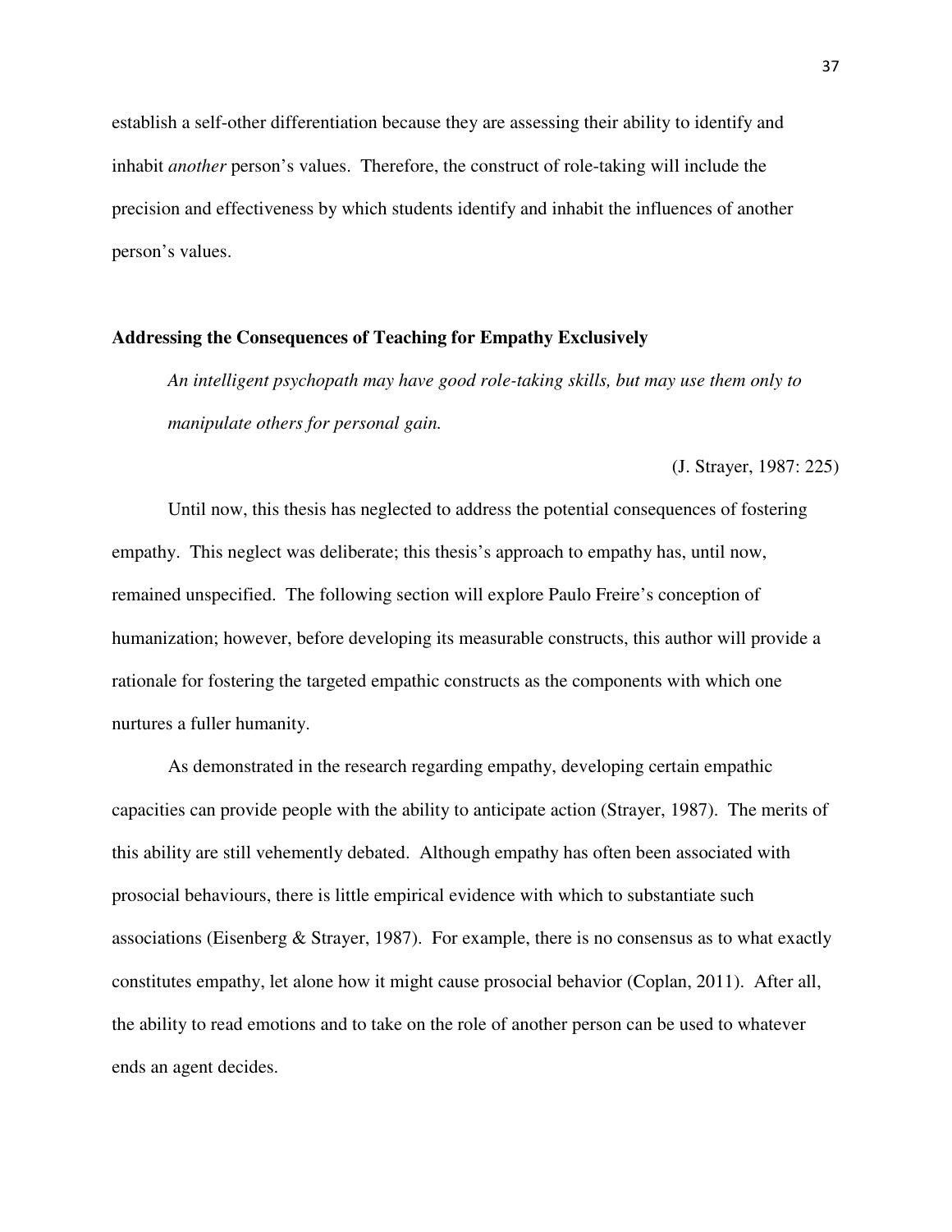establish a self-other differentiation because they are assessing their ability to identify and inhabit *another* person's values. Therefore, the construct of role-taking will include the precision and effectiveness by which students identify and inhabit the influences of another person's values.

### Addressing the Consequences of Teaching for Empathy Exclusively

> *An intelligent psychopath may have good role-taking skills, but may use them only to manipulate others for personal gain.*
>
> (J. Strayer, 1987: 225)

Until now, this thesis has neglected to address the potential consequences of fostering empathy. This neglect was deliberate; this thesis's approach to empathy has, until now, remained unspecified. The following section will explore Paulo Freire's conception of humanization; however, before developing its measurable constructs, this author will provide a rationale for fostering the targeted empathic constructs as the components with which one nurtures a fuller humanity.

As demonstrated in the research regarding empathy, developing certain empathic capacities can provide people with the ability to anticipate action (Strayer, 1987). The merits of this ability are still vehemently debated. Although empathy has often been associated with prosocial behaviours, there is little empirical evidence with which to substantiate such associations (Eisenberg & Strayer, 1987). For example, there is no consensus as to what exactly constitutes empathy, let alone how it might cause prosocial behavior (Coplan, 2011). After all, the ability to read emotions and to take on the role of another person can be used to whatever ends an agent decides.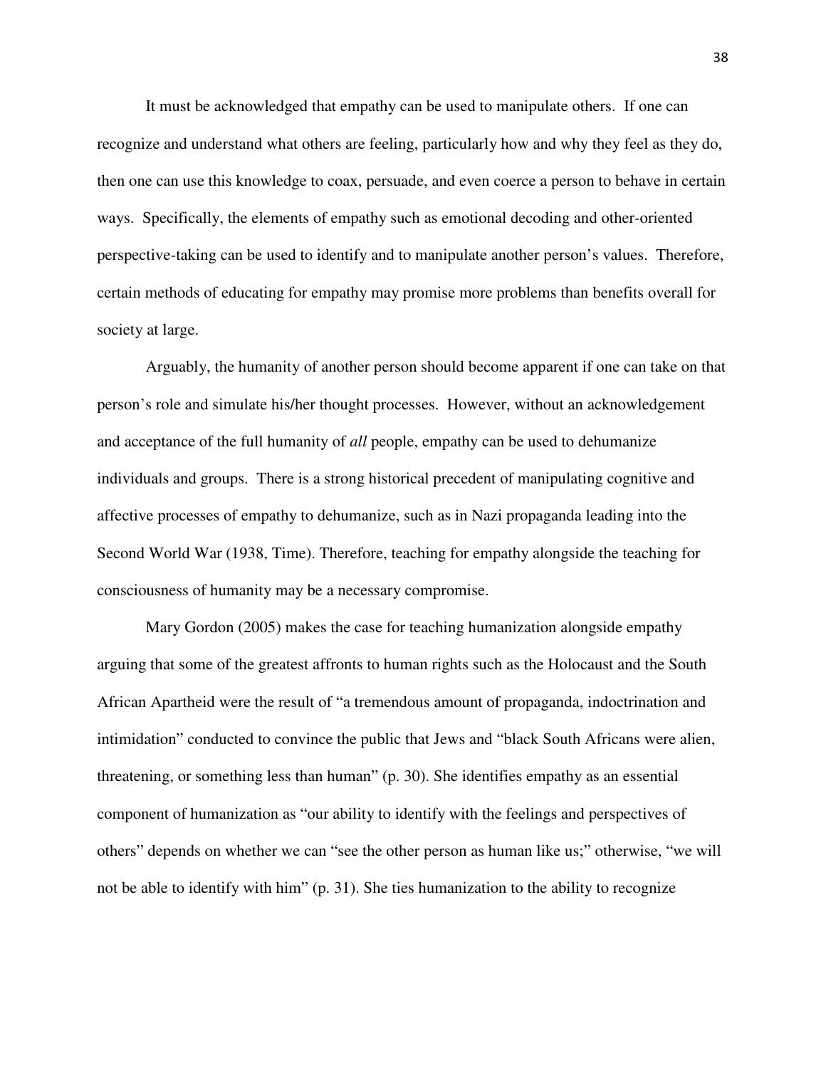It must be acknowledged that empathy can be used to manipulate others. If one can recognize and understand what others are feeling, particularly how and why they feel as they do, then one can use this knowledge to coax, persuade, and even coerce a person to behave in certain ways. Specifically, the elements of empathy such as emotional decoding and other-oriented perspective-taking can be used to identify and to manipulate another person's values. Therefore, certain methods of educating for empathy may promise more problems than benefits overall for society at large.

Arguably, the humanity of another person should become apparent if one can take on that person's role and simulate his/her thought processes. However, without an acknowledgement and acceptance of the full humanity of *all* people, empathy can be used to dehumanize individuals and groups. There is a strong historical precedent of manipulating cognitive and affective processes of empathy to dehumanize, such as in Nazi propaganda leading into the Second World War (1938, Time). Therefore, teaching for empathy alongside the teaching for consciousness of humanity may be a necessary compromise.

Mary Gordon (2005) makes the case for teaching humanization alongside empathy arguing that some of the greatest affronts to human rights such as the Holocaust and the South African Apartheid were the result of "a tremendous amount of propaganda, indoctrination and intimidation" conducted to convince the public that Jews and "black South Africans were alien, threatening, or something less than human" (p. 30). She identifies empathy as an essential component of humanization as "our ability to identify with the feelings and perspectives of others" depends on whether we can "see the other person as human like us;" otherwise, "we will not be able to identify with him" (p. 31). She ties humanization to the ability to recognize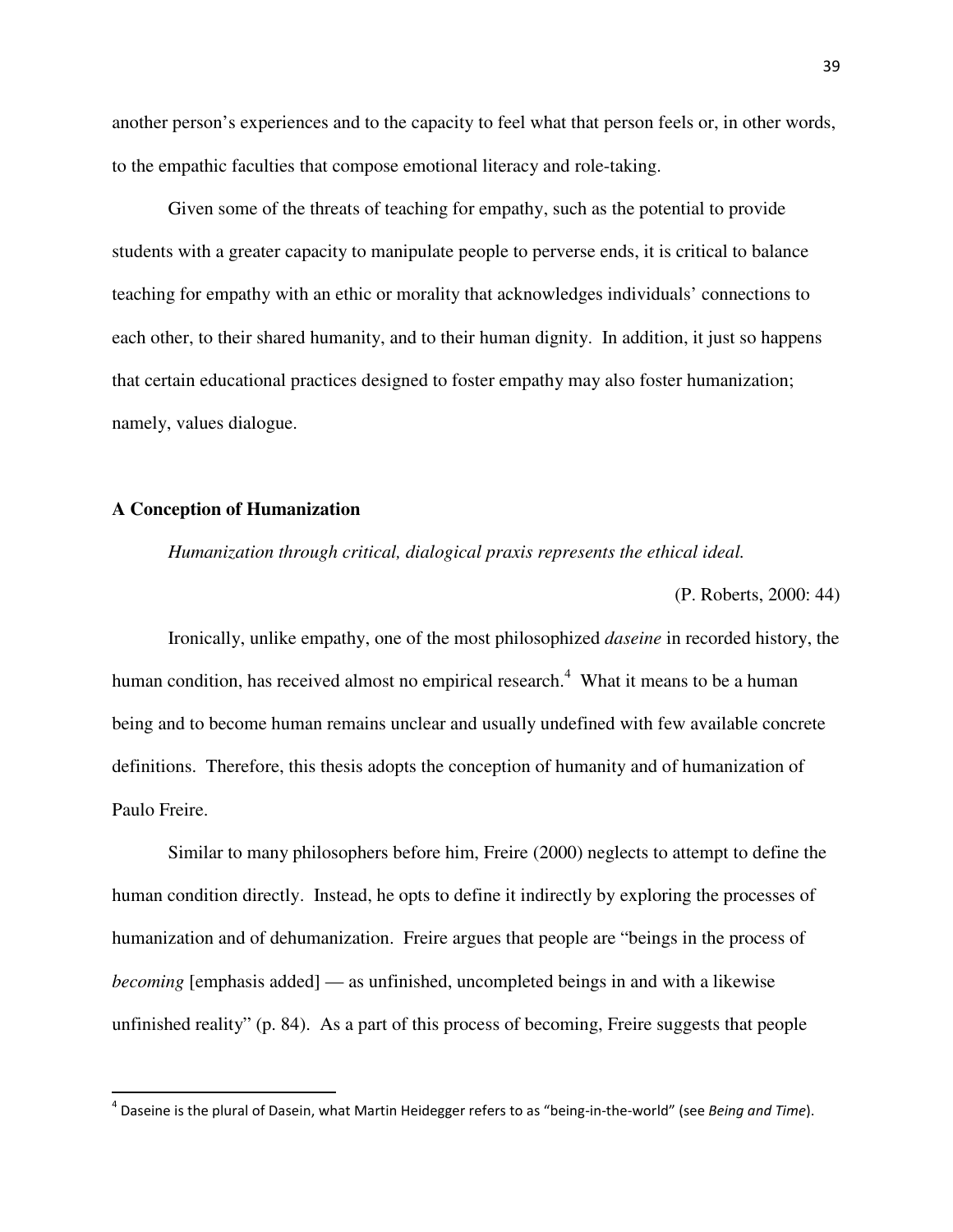another person's experiences and to the capacity to feel what that person feels or, in other words, to the empathic faculties that compose emotional literacy and role-taking.

Given some of the threats of teaching for empathy, such as the potential to provide students with a greater capacity to manipulate people to perverse ends, it is critical to balance teaching for empathy with an ethic or morality that acknowledges individuals' connections to each other, to their shared humanity, and to their human dignity. In addition, it just so happens that certain educational practices designed to foster empathy may also foster humanization; namely, values dialogue.

## A Conception of Humanization

*Humanization through critical, dialogical praxis represents the ethical ideal.*

(P. Roberts, 2000: 44)

Ironically, unlike empathy, one of the most philosophized *daseine* in recorded history, the human condition, has received almost no empirical research.[4] What it means to be a human being and to become human remains unclear and usually undefined with few available concrete definitions. Therefore, this thesis adopts the conception of humanity and of humanization of Paulo Freire.

Similar to many philosophers before him, Freire (2000) neglects to attempt to define the human condition directly. Instead, he opts to define it indirectly by exploring the processes of humanization and of dehumanization. Freire argues that people are "beings in the process of *becoming* [emphasis added] — as unfinished, uncompleted beings in and with a likewise unfinished reality" (p. 84). As a part of this process of becoming, Freire suggests that people

---

[4] Daseine is the plural of Dasein, what Martin Heidegger refers to as "being-in-the-world" (see *Being and Time*).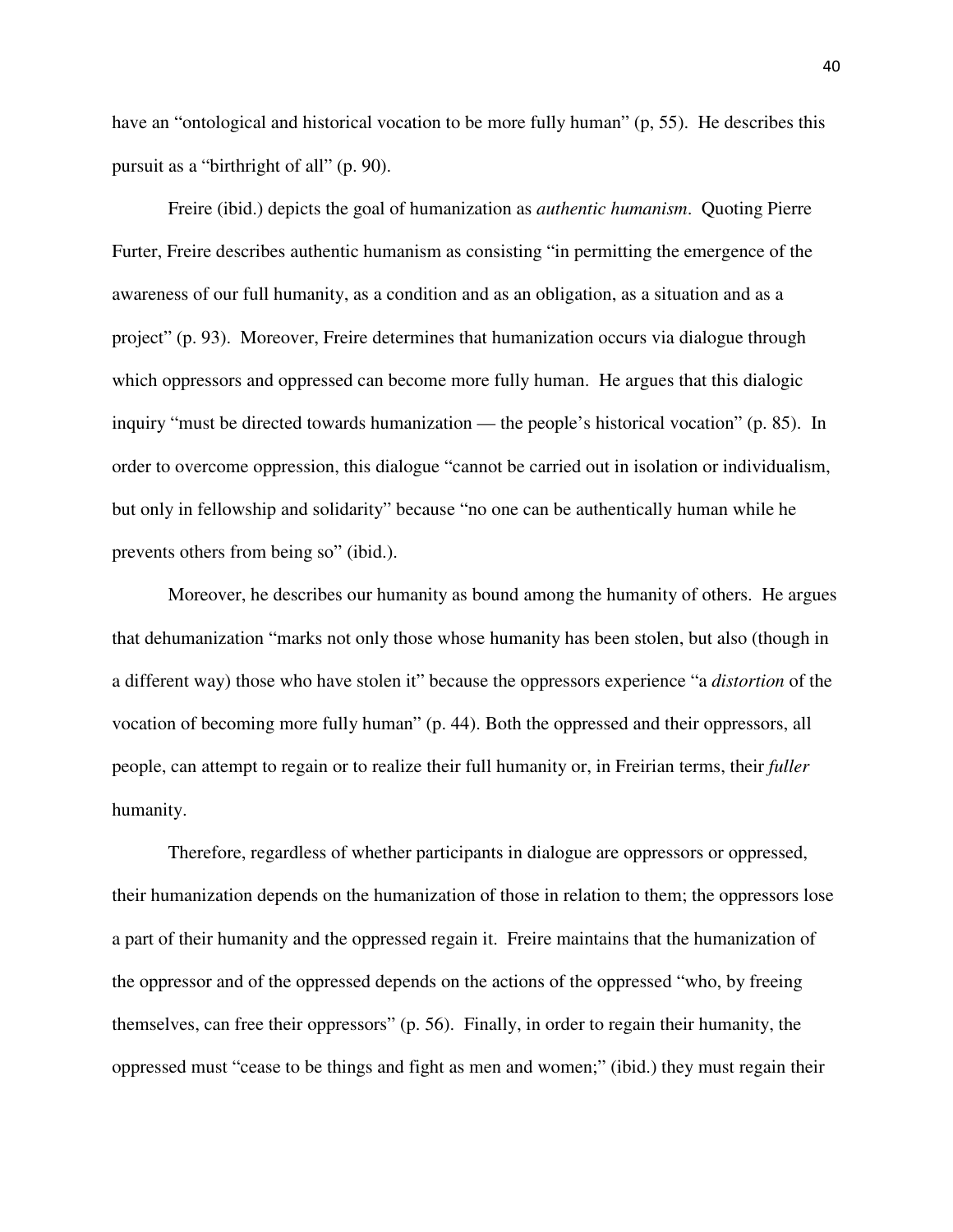have an "ontological and historical vocation to be more fully human" (p, 55). He describes this pursuit as a "birthright of all" (p. 90).

Freire (ibid.) depicts the goal of humanization as *authentic humanism*. Quoting Pierre Furter, Freire describes authentic humanism as consisting "in permitting the emergence of the awareness of our full humanity, as a condition and as an obligation, as a situation and as a project" (p. 93). Moreover, Freire determines that humanization occurs via dialogue through which oppressors and oppressed can become more fully human. He argues that this dialogic inquiry "must be directed towards humanization — the people's historical vocation" (p. 85). In order to overcome oppression, this dialogue "cannot be carried out in isolation or individualism, but only in fellowship and solidarity" because "no one can be authentically human while he prevents others from being so" (ibid.).

Moreover, he describes our humanity as bound among the humanity of others. He argues that dehumanization "marks not only those whose humanity has been stolen, but also (though in a different way) those who have stolen it" because the oppressors experience "a *distortion* of the vocation of becoming more fully human" (p. 44). Both the oppressed and their oppressors, all people, can attempt to regain or to realize their full humanity or, in Freirian terms, their *fuller* humanity.

Therefore, regardless of whether participants in dialogue are oppressors or oppressed, their humanization depends on the humanization of those in relation to them; the oppressors lose a part of their humanity and the oppressed regain it. Freire maintains that the humanization of the oppressor and of the oppressed depends on the actions of the oppressed "who, by freeing themselves, can free their oppressors" (p. 56). Finally, in order to regain their humanity, the oppressed must "cease to be things and fight as men and women;" (ibid.) they must regain their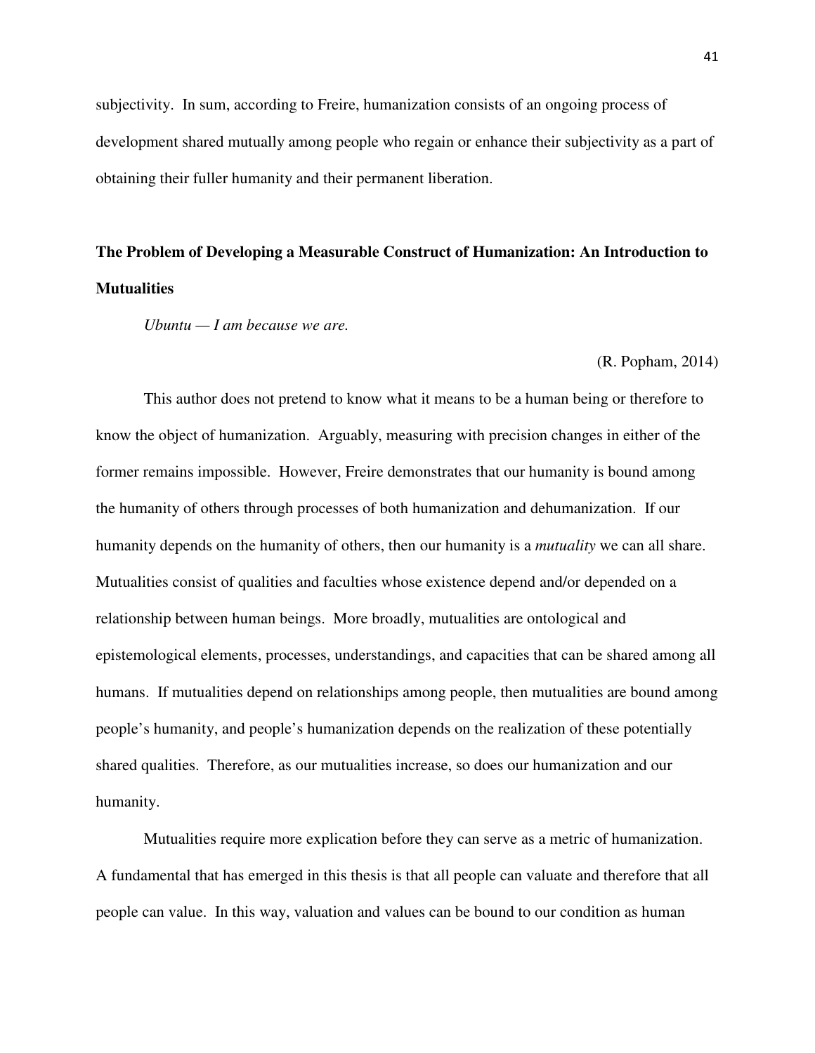subjectivity. In sum, according to Freire, humanization consists of an ongoing process of development shared mutually among people who regain or enhance their subjectivity as a part of obtaining their fuller humanity and their permanent liberation.

## The Problem of Developing a Measurable Construct of Humanization: An Introduction to Mutualities

*Ubuntu — I am because we are.*

(R. Popham, 2014)

This author does not pretend to know what it means to be a human being or therefore to know the object of humanization. Arguably, measuring with precision changes in either of the former remains impossible. However, Freire demonstrates that our humanity is bound among the humanity of others through processes of both humanization and dehumanization. If our humanity depends on the humanity of others, then our humanity is a *mutuality* we can all share. Mutualities consist of qualities and faculties whose existence depend and/or depended on a relationship between human beings. More broadly, mutualities are ontological and epistemological elements, processes, understandings, and capacities that can be shared among all humans. If mutualities depend on relationships among people, then mutualities are bound among people's humanity, and people's humanization depends on the realization of these potentially shared qualities. Therefore, as our mutualities increase, so does our humanization and our humanity.

Mutualities require more explication before they can serve as a metric of humanization. A fundamental that has emerged in this thesis is that all people can valuate and therefore that all people can value. In this way, valuation and values can be bound to our condition as human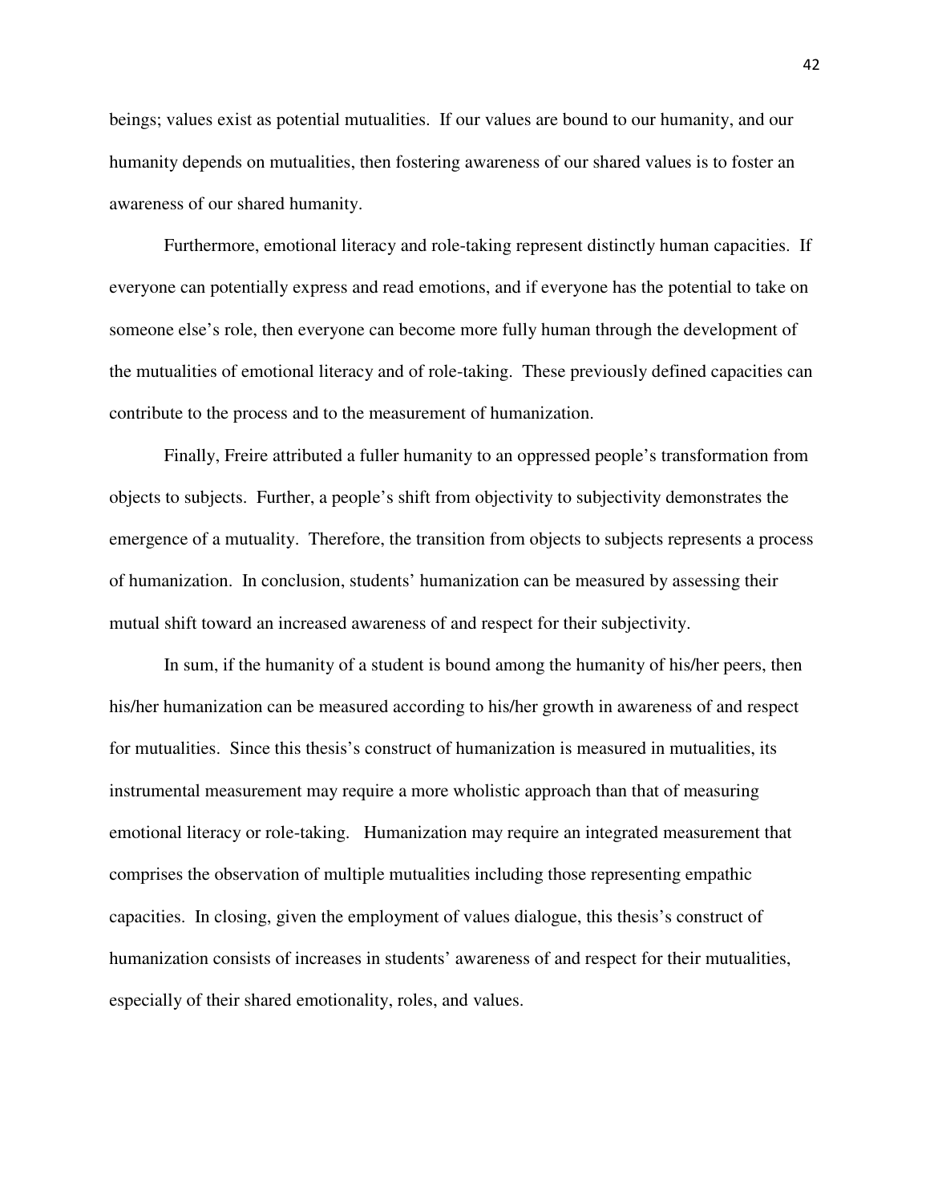beings; values exist as potential mutualities. If our values are bound to our humanity, and our humanity depends on mutualities, then fostering awareness of our shared values is to foster an awareness of our shared humanity.

Furthermore, emotional literacy and role-taking represent distinctly human capacities. If everyone can potentially express and read emotions, and if everyone has the potential to take on someone else's role, then everyone can become more fully human through the development of the mutualities of emotional literacy and of role-taking. These previously defined capacities can contribute to the process and to the measurement of humanization.

Finally, Freire attributed a fuller humanity to an oppressed people's transformation from objects to subjects. Further, a people's shift from objectivity to subjectivity demonstrates the emergence of a mutuality. Therefore, the transition from objects to subjects represents a process of humanization. In conclusion, students' humanization can be measured by assessing their mutual shift toward an increased awareness of and respect for their subjectivity.

In sum, if the humanity of a student is bound among the humanity of his/her peers, then his/her humanization can be measured according to his/her growth in awareness of and respect for mutualities. Since this thesis's construct of humanization is measured in mutualities, its instrumental measurement may require a more wholistic approach than that of measuring emotional literacy or role-taking. Humanization may require an integrated measurement that comprises the observation of multiple mutualities including those representing empathic capacities. In closing, given the employment of values dialogue, this thesis's construct of humanization consists of increases in students' awareness of and respect for their mutualities, especially of their shared emotionality, roles, and values.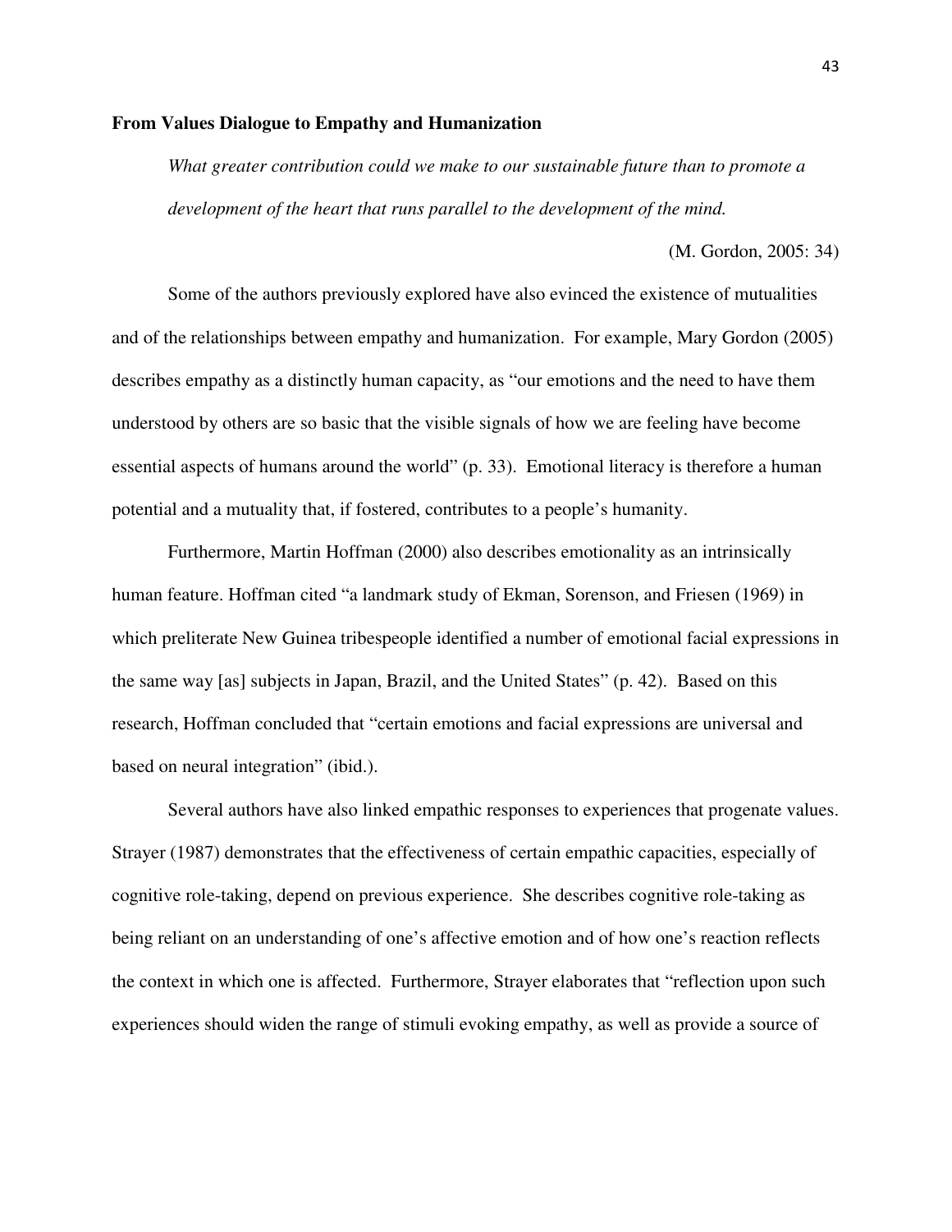**From Values Dialogue to Empathy and Humanization**

> *What greater contribution could we make to our sustainable future than to promote a development of the heart that runs parallel to the development of the mind.*
>
> (M. Gordon, 2005: 34)

Some of the authors previously explored have also evinced the existence of mutualities and of the relationships between empathy and humanization. For example, Mary Gordon (2005) describes empathy as a distinctly human capacity, as "our emotions and the need to have them understood by others are so basic that the visible signals of how we are feeling have become essential aspects of humans around the world" (p. 33). Emotional literacy is therefore a human potential and a mutuality that, if fostered, contributes to a people's humanity.

Furthermore, Martin Hoffman (2000) also describes emotionality as an intrinsically human feature. Hoffman cited "a landmark study of Ekman, Sorenson, and Friesen (1969) in which preliterate New Guinea tribespeople identified a number of emotional facial expressions in the same way [as] subjects in Japan, Brazil, and the United States" (p. 42). Based on this research, Hoffman concluded that "certain emotions and facial expressions are universal and based on neural integration" (ibid.).

Several authors have also linked empathic responses to experiences that progenate values. Strayer (1987) demonstrates that the effectiveness of certain empathic capacities, especially of cognitive role-taking, depend on previous experience. She describes cognitive role-taking as being reliant on an understanding of one's affective emotion and of how one's reaction reflects the context in which one is affected. Furthermore, Strayer elaborates that "reflection upon such experiences should widen the range of stimuli evoking empathy, as well as provide a source of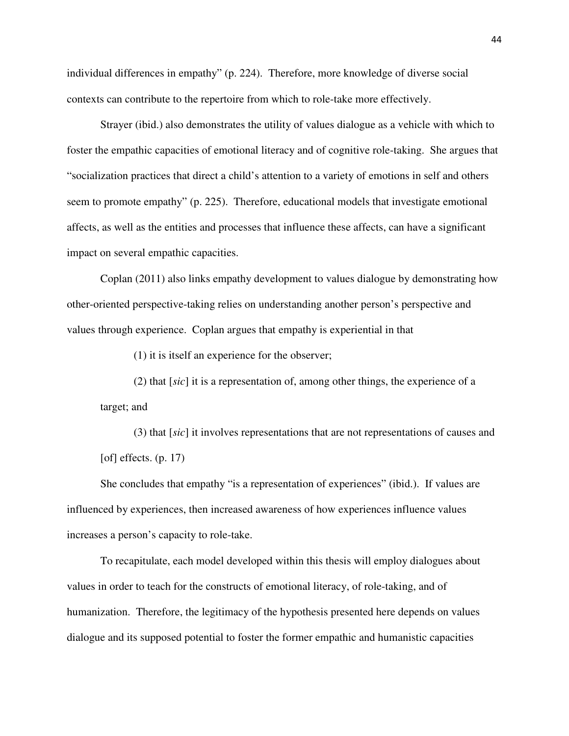individual differences in empathy" (p. 224). Therefore, more knowledge of diverse social contexts can contribute to the repertoire from which to role-take more effectively.

Strayer (ibid.) also demonstrates the utility of values dialogue as a vehicle with which to foster the empathic capacities of emotional literacy and of cognitive role-taking. She argues that "socialization practices that direct a child's attention to a variety of emotions in self and others seem to promote empathy" (p. 225). Therefore, educational models that investigate emotional affects, as well as the entities and processes that influence these affects, can have a significant impact on several empathic capacities.

Coplan (2011) also links empathy development to values dialogue by demonstrating how other-oriented perspective-taking relies on understanding another person's perspective and values through experience. Coplan argues that empathy is experiential in that

> (1) it is itself an experience for the observer;
>
> (2) that [*sic*] it is a representation of, among other things, the experience of a target; and
>
> (3) that [*sic*] it involves representations that are not representations of causes and [of] effects. (p. 17)

She concludes that empathy "is a representation of experiences" (ibid.). If values are influenced by experiences, then increased awareness of how experiences influence values increases a person's capacity to role-take.

To recapitulate, each model developed within this thesis will employ dialogues about values in order to teach for the constructs of emotional literacy, of role-taking, and of humanization. Therefore, the legitimacy of the hypothesis presented here depends on values dialogue and its supposed potential to foster the former empathic and humanistic capacities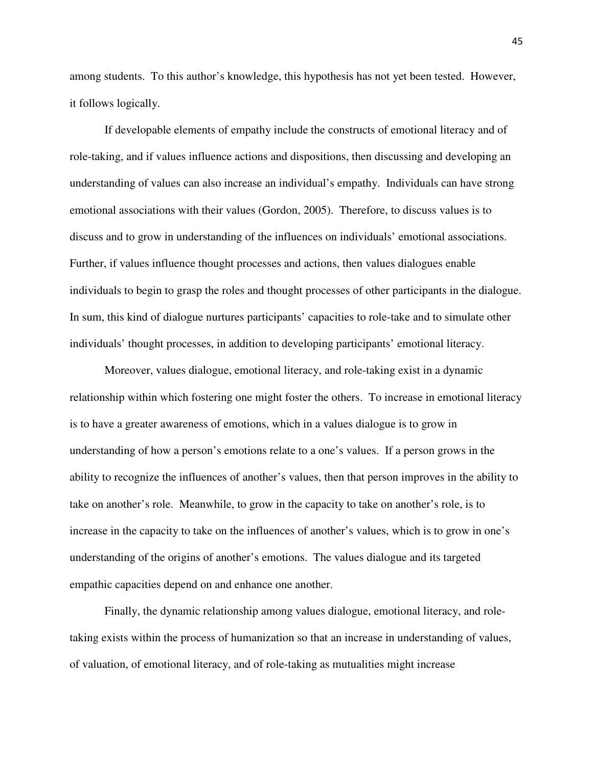among students. To this author's knowledge, this hypothesis has not yet been tested. However, it follows logically.

If developable elements of empathy include the constructs of emotional literacy and of role-taking, and if values influence actions and dispositions, then discussing and developing an understanding of values can also increase an individual's empathy. Individuals can have strong emotional associations with their values (Gordon, 2005). Therefore, to discuss values is to discuss and to grow in understanding of the influences on individuals' emotional associations. Further, if values influence thought processes and actions, then values dialogues enable individuals to begin to grasp the roles and thought processes of other participants in the dialogue. In sum, this kind of dialogue nurtures participants' capacities to role-take and to simulate other individuals' thought processes, in addition to developing participants' emotional literacy.

Moreover, values dialogue, emotional literacy, and role-taking exist in a dynamic relationship within which fostering one might foster the others. To increase in emotional literacy is to have a greater awareness of emotions, which in a values dialogue is to grow in understanding of how a person's emotions relate to a one's values. If a person grows in the ability to recognize the influences of another's values, then that person improves in the ability to take on another's role. Meanwhile, to grow in the capacity to take on another's role, is to increase in the capacity to take on the influences of another's values, which is to grow in one's understanding of the origins of another's emotions. The values dialogue and its targeted empathic capacities depend on and enhance one another.

Finally, the dynamic relationship among values dialogue, emotional literacy, and role-taking exists within the process of humanization so that an increase in understanding of values, of valuation, of emotional literacy, and of role-taking as mutualities might increase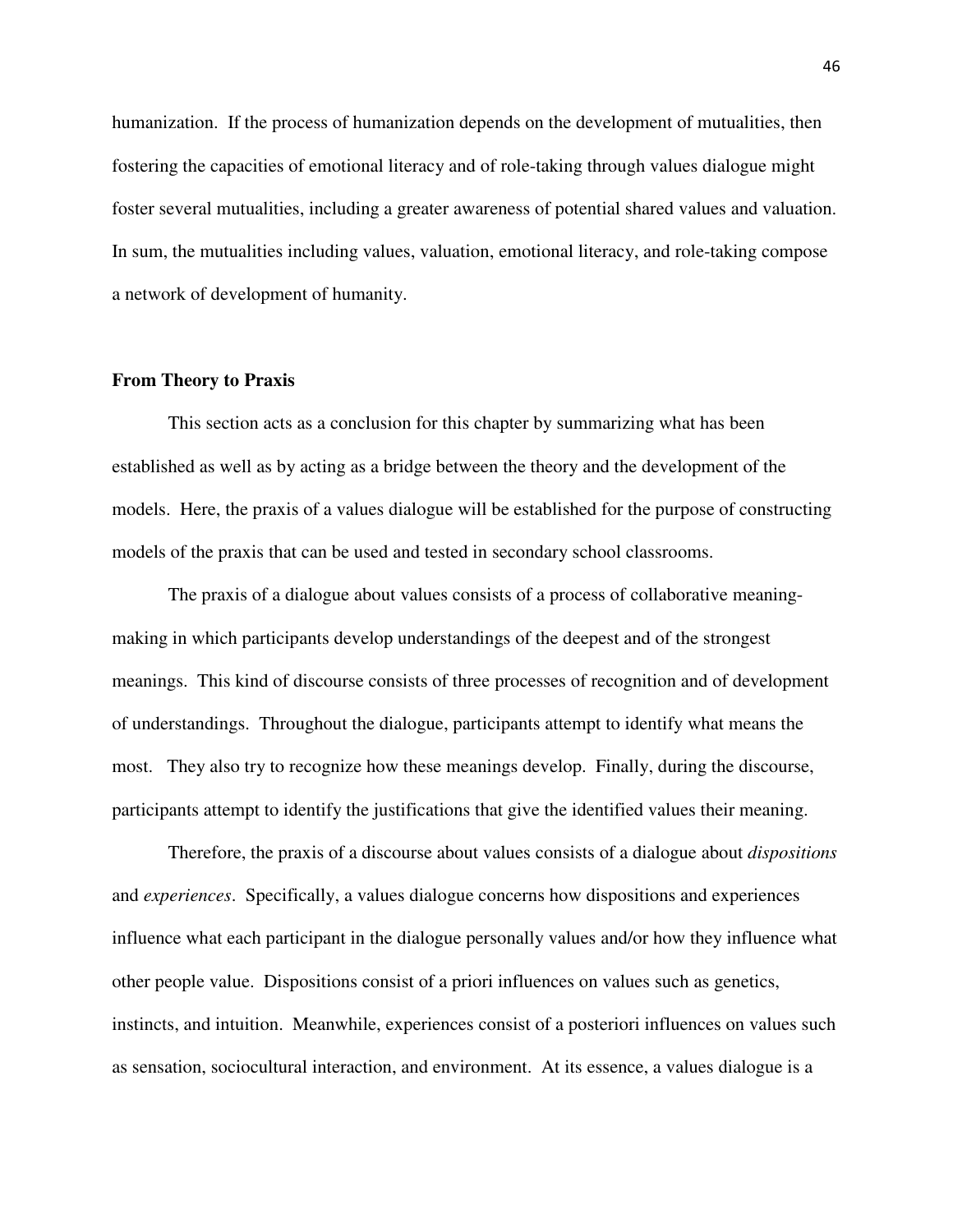humanization. If the process of humanization depends on the development of mutualities, then fostering the capacities of emotional literacy and of role-taking through values dialogue might foster several mutualities, including a greater awareness of potential shared values and valuation. In sum, the mutualities including values, valuation, emotional literacy, and role-taking compose a network of development of humanity.

**From Theory to Praxis**

This section acts as a conclusion for this chapter by summarizing what has been established as well as by acting as a bridge between the theory and the development of the models. Here, the praxis of a values dialogue will be established for the purpose of constructing models of the praxis that can be used and tested in secondary school classrooms.

The praxis of a dialogue about values consists of a process of collaborative meaning-making in which participants develop understandings of the deepest and of the strongest meanings. This kind of discourse consists of three processes of recognition and of development of understandings. Throughout the dialogue, participants attempt to identify what means the most. They also try to recognize how these meanings develop. Finally, during the discourse, participants attempt to identify the justifications that give the identified values their meaning.

Therefore, the praxis of a discourse about values consists of a dialogue about *dispositions* and *experiences*. Specifically, a values dialogue concerns how dispositions and experiences influence what each participant in the dialogue personally values and/or how they influence what other people value. Dispositions consist of a priori influences on values such as genetics, instincts, and intuition. Meanwhile, experiences consist of a posteriori influences on values such as sensation, sociocultural interaction, and environment. At its essence, a values dialogue is a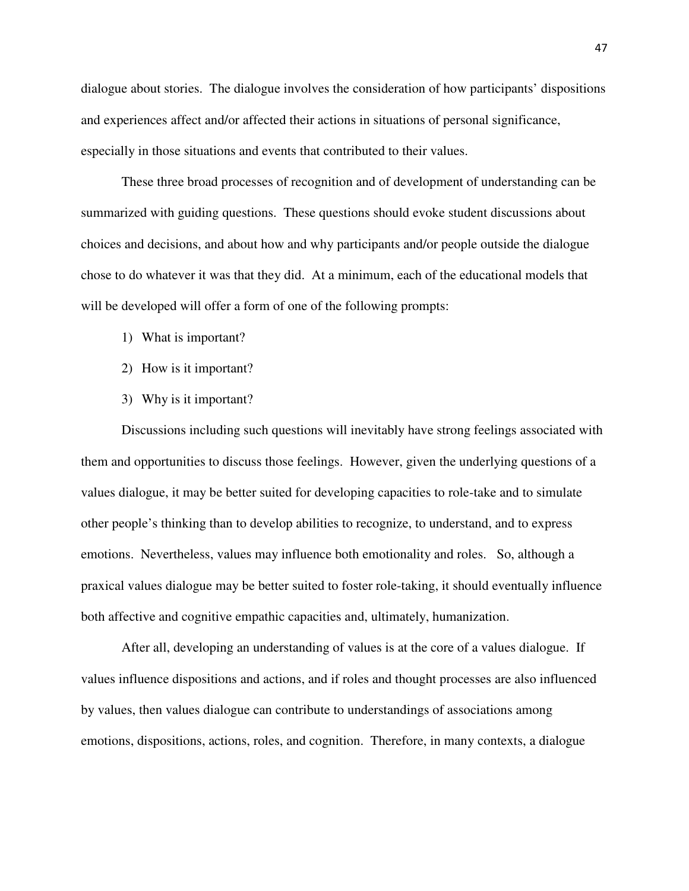dialogue about stories. The dialogue involves the consideration of how participants' dispositions and experiences affect and/or affected their actions in situations of personal significance, especially in those situations and events that contributed to their values.

These three broad processes of recognition and of development of understanding can be summarized with guiding questions. These questions should evoke student discussions about choices and decisions, and about how and why participants and/or people outside the dialogue chose to do whatever it was that they did. At a minimum, each of the educational models that will be developed will offer a form of one of the following prompts:

1) What is important?
2) How is it important?
3) Why is it important?

Discussions including such questions will inevitably have strong feelings associated with them and opportunities to discuss those feelings. However, given the underlying questions of a values dialogue, it may be better suited for developing capacities to role-take and to simulate other people's thinking than to develop abilities to recognize, to understand, and to express emotions. Nevertheless, values may influence both emotionality and roles. So, although a praxical values dialogue may be better suited to foster role-taking, it should eventually influence both affective and cognitive empathic capacities and, ultimately, humanization.

After all, developing an understanding of values is at the core of a values dialogue. If values influence dispositions and actions, and if roles and thought processes are also influenced by values, then values dialogue can contribute to understandings of associations among emotions, dispositions, actions, roles, and cognition. Therefore, in many contexts, a dialogue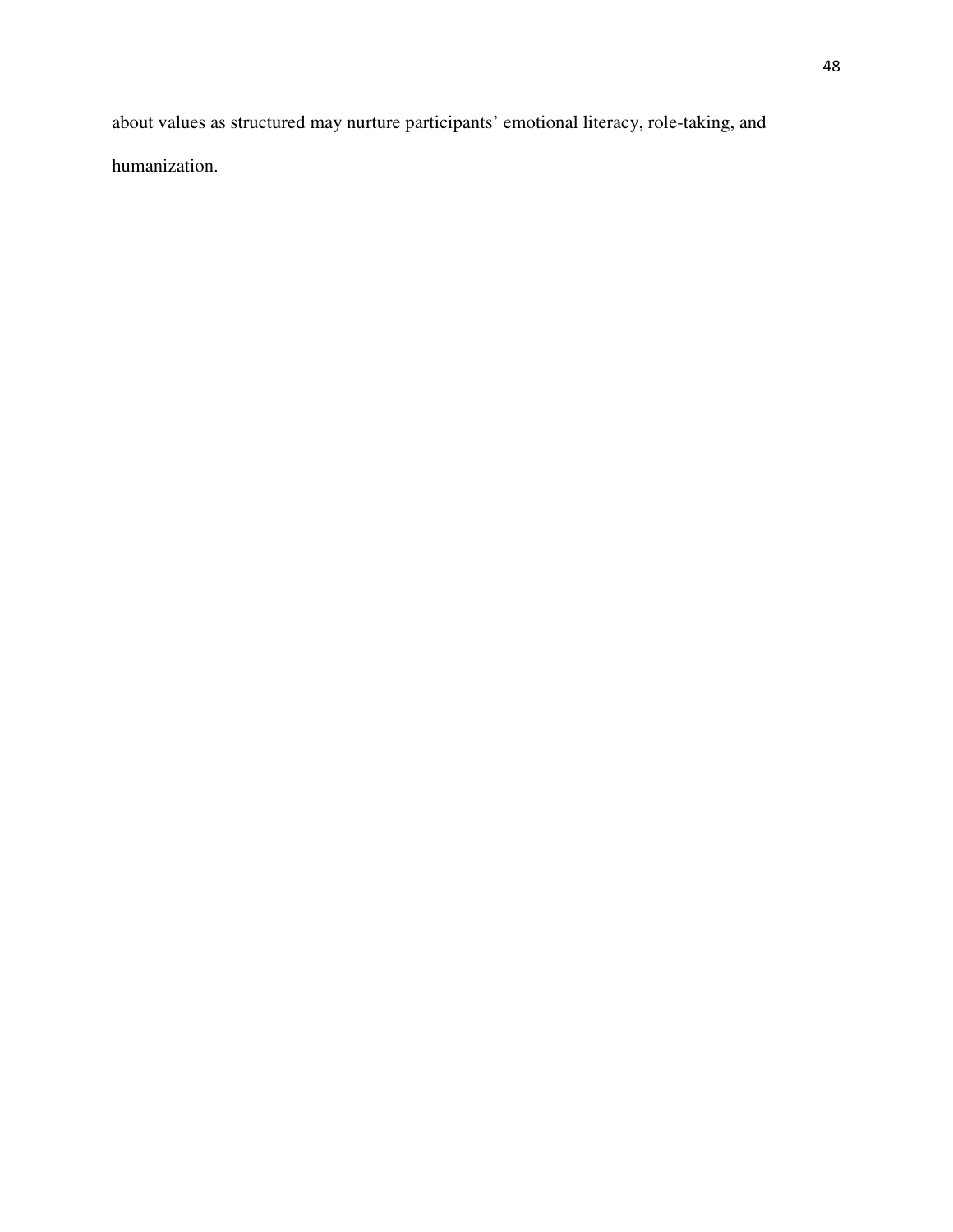about values as structured may nurture participants' emotional literacy, role-taking, and humanization.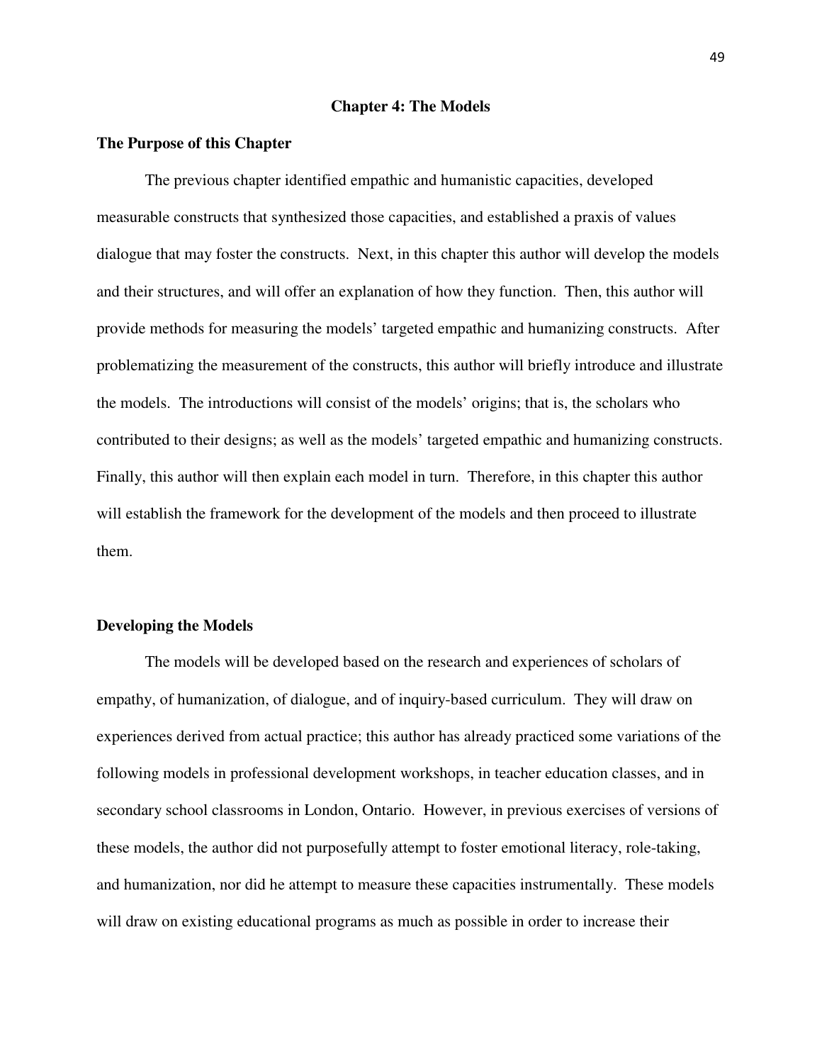## Chapter 4: The Models

### The Purpose of this Chapter

The previous chapter identified empathic and humanistic capacities, developed measurable constructs that synthesized those capacities, and established a praxis of values dialogue that may foster the constructs. Next, in this chapter this author will develop the models and their structures, and will offer an explanation of how they function. Then, this author will provide methods for measuring the models' targeted empathic and humanizing constructs. After problematizing the measurement of the constructs, this author will briefly introduce and illustrate the models. The introductions will consist of the models' origins; that is, the scholars who contributed to their designs; as well as the models' targeted empathic and humanizing constructs. Finally, this author will then explain each model in turn. Therefore, in this chapter this author will establish the framework for the development of the models and then proceed to illustrate them.

### Developing the Models

The models will be developed based on the research and experiences of scholars of empathy, of humanization, of dialogue, and of inquiry-based curriculum. They will draw on experiences derived from actual practice; this author has already practiced some variations of the following models in professional development workshops, in teacher education classes, and in secondary school classrooms in London, Ontario. However, in previous exercises of versions of these models, the author did not purposefully attempt to foster emotional literacy, role-taking, and humanization, nor did he attempt to measure these capacities instrumentally. These models will draw on existing educational programs as much as possible in order to increase their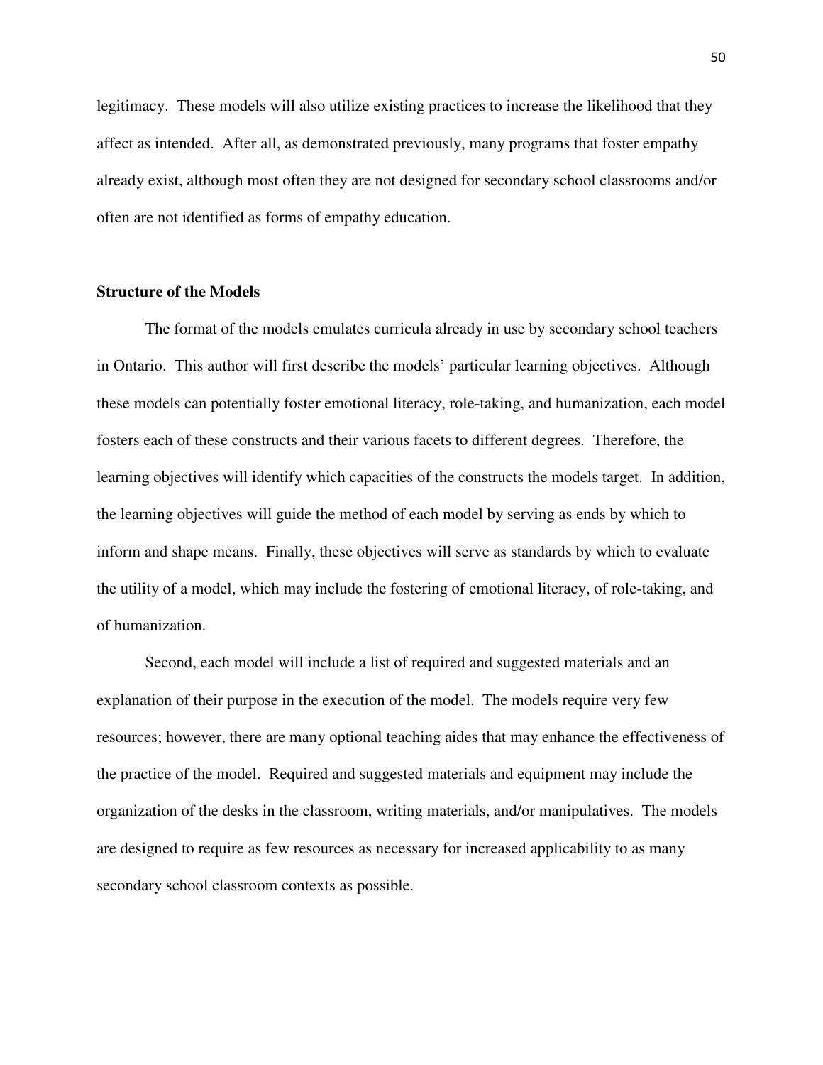legitimacy. These models will also utilize existing practices to increase the likelihood that they affect as intended. After all, as demonstrated previously, many programs that foster empathy already exist, although most often they are not designed for secondary school classrooms and/or often are not identified as forms of empathy education.

## Structure of the Models

The format of the models emulates curricula already in use by secondary school teachers in Ontario. This author will first describe the models' particular learning objectives. Although these models can potentially foster emotional literacy, role-taking, and humanization, each model fosters each of these constructs and their various facets to different degrees. Therefore, the learning objectives will identify which capacities of the constructs the models target. In addition, the learning objectives will guide the method of each model by serving as ends by which to inform and shape means. Finally, these objectives will serve as standards by which to evaluate the utility of a model, which may include the fostering of emotional literacy, of role-taking, and of humanization.

Second, each model will include a list of required and suggested materials and an explanation of their purpose in the execution of the model. The models require very few resources; however, there are many optional teaching aides that may enhance the effectiveness of the practice of the model. Required and suggested materials and equipment may include the organization of the desks in the classroom, writing materials, and/or manipulatives. The models are designed to require as few resources as necessary for increased applicability to as many secondary school classroom contexts as possible.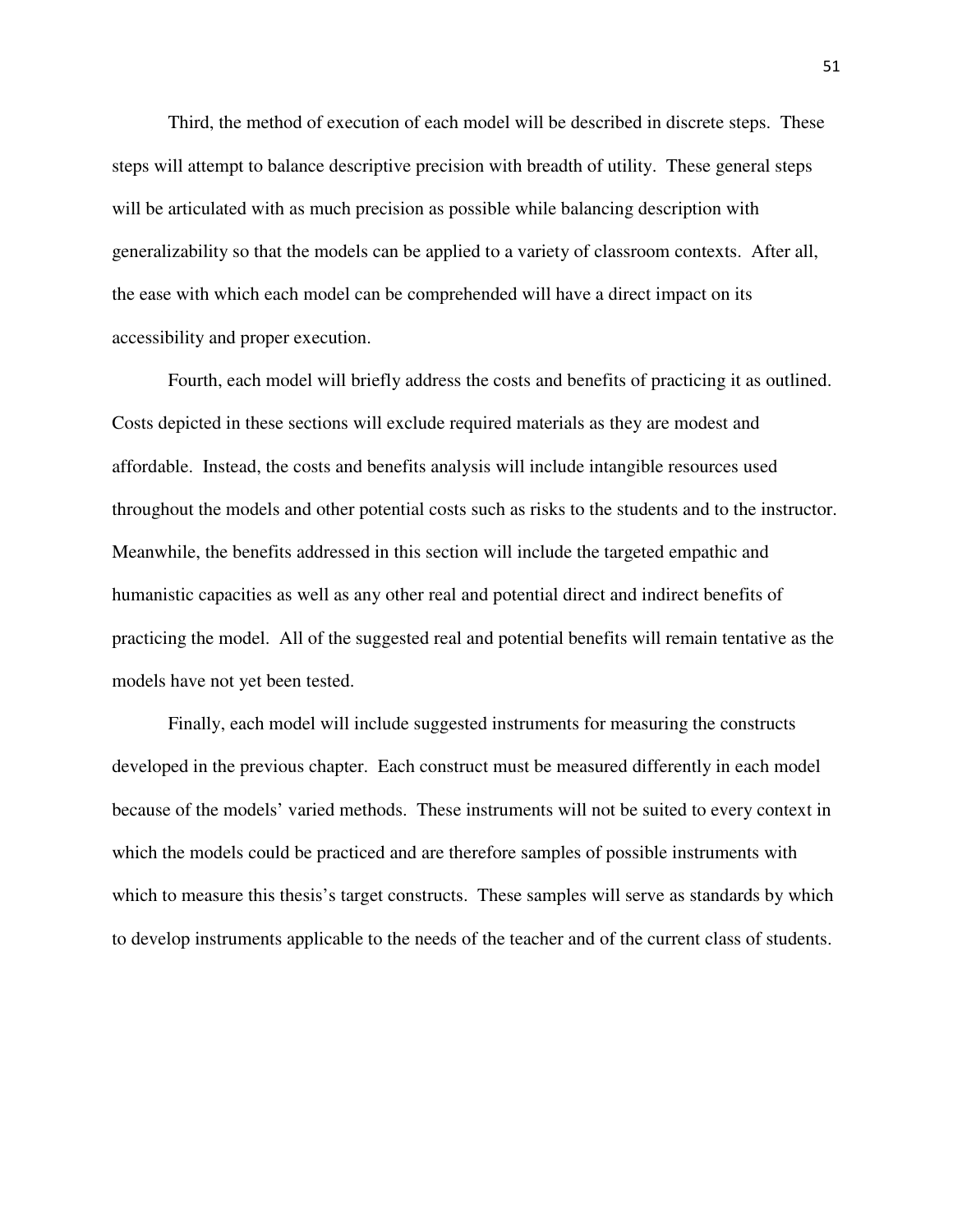Third, the method of execution of each model will be described in discrete steps. These steps will attempt to balance descriptive precision with breadth of utility. These general steps will be articulated with as much precision as possible while balancing description with generalizability so that the models can be applied to a variety of classroom contexts. After all, the ease with which each model can be comprehended will have a direct impact on its accessibility and proper execution.

Fourth, each model will briefly address the costs and benefits of practicing it as outlined. Costs depicted in these sections will exclude required materials as they are modest and affordable. Instead, the costs and benefits analysis will include intangible resources used throughout the models and other potential costs such as risks to the students and to the instructor. Meanwhile, the benefits addressed in this section will include the targeted empathic and humanistic capacities as well as any other real and potential direct and indirect benefits of practicing the model. All of the suggested real and potential benefits will remain tentative as the models have not yet been tested.

Finally, each model will include suggested instruments for measuring the constructs developed in the previous chapter. Each construct must be measured differently in each model because of the models' varied methods. These instruments will not be suited to every context in which the models could be practiced and are therefore samples of possible instruments with which to measure this thesis's target constructs. These samples will serve as standards by which to develop instruments applicable to the needs of the teacher and of the current class of students.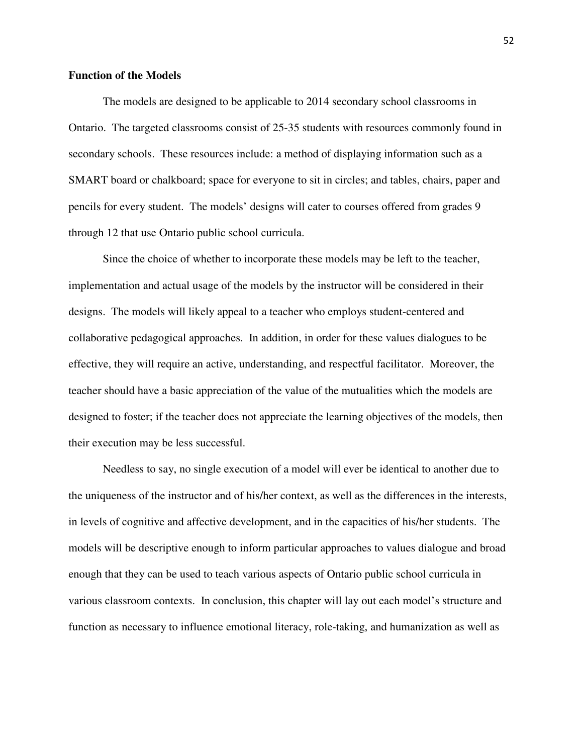**Function of the Models**

The models are designed to be applicable to 2014 secondary school classrooms in Ontario. The targeted classrooms consist of 25-35 students with resources commonly found in secondary schools. These resources include: a method of displaying information such as a SMART board or chalkboard; space for everyone to sit in circles; and tables, chairs, paper and pencils for every student. The models' designs will cater to courses offered from grades 9 through 12 that use Ontario public school curricula.

Since the choice of whether to incorporate these models may be left to the teacher, implementation and actual usage of the models by the instructor will be considered in their designs. The models will likely appeal to a teacher who employs student-centered and collaborative pedagogical approaches. In addition, in order for these values dialogues to be effective, they will require an active, understanding, and respectful facilitator. Moreover, the teacher should have a basic appreciation of the value of the mutualities which the models are designed to foster; if the teacher does not appreciate the learning objectives of the models, then their execution may be less successful.

Needless to say, no single execution of a model will ever be identical to another due to the uniqueness of the instructor and of his/her context, as well as the differences in the interests, in levels of cognitive and affective development, and in the capacities of his/her students. The models will be descriptive enough to inform particular approaches to values dialogue and broad enough that they can be used to teach various aspects of Ontario public school curricula in various classroom contexts. In conclusion, this chapter will lay out each model's structure and function as necessary to influence emotional literacy, role-taking, and humanization as well as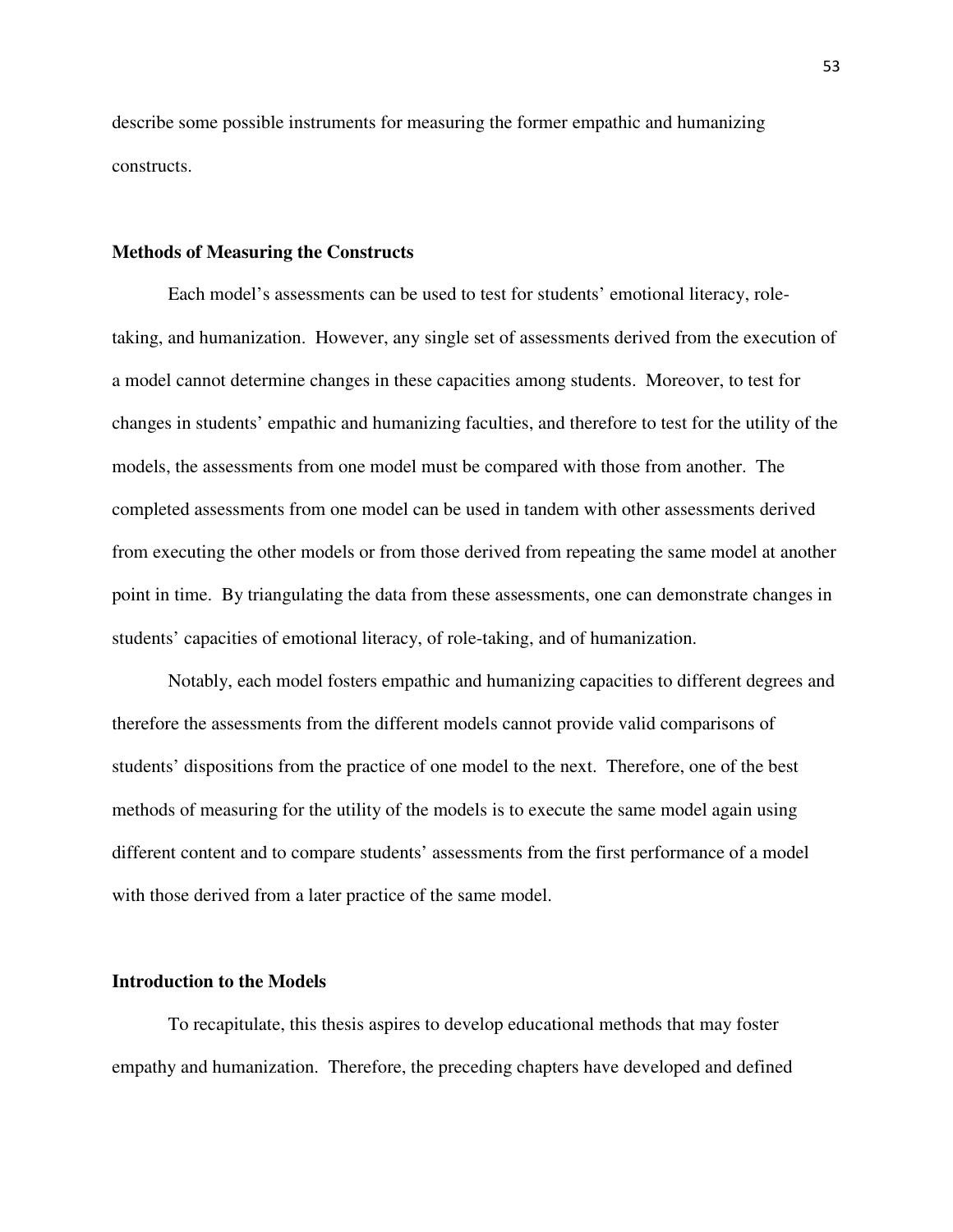describe some possible instruments for measuring the former empathic and humanizing constructs.

### Methods of Measuring the Constructs

Each model's assessments can be used to test for students' emotional literacy, role-taking, and humanization. However, any single set of assessments derived from the execution of a model cannot determine changes in these capacities among students. Moreover, to test for changes in students' empathic and humanizing faculties, and therefore to test for the utility of the models, the assessments from one model must be compared with those from another. The completed assessments from one model can be used in tandem with other assessments derived from executing the other models or from those derived from repeating the same model at another point in time. By triangulating the data from these assessments, one can demonstrate changes in students' capacities of emotional literacy, of role-taking, and of humanization.

Notably, each model fosters empathic and humanizing capacities to different degrees and therefore the assessments from the different models cannot provide valid comparisons of students' dispositions from the practice of one model to the next. Therefore, one of the best methods of measuring for the utility of the models is to execute the same model again using different content and to compare students' assessments from the first performance of a model with those derived from a later practice of the same model.

### Introduction to the Models

To recapitulate, this thesis aspires to develop educational methods that may foster empathy and humanization. Therefore, the preceding chapters have developed and defined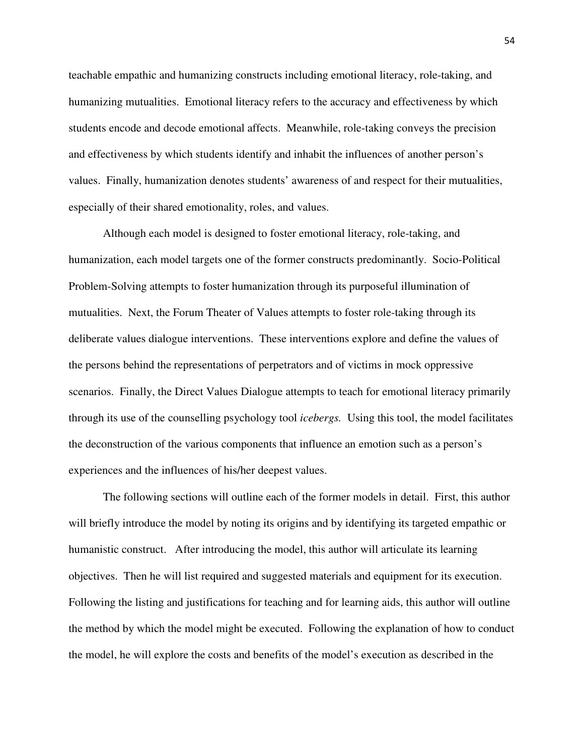teachable empathic and humanizing constructs including emotional literacy, role-taking, and humanizing mutualities. Emotional literacy refers to the accuracy and effectiveness by which students encode and decode emotional affects. Meanwhile, role-taking conveys the precision and effectiveness by which students identify and inhabit the influences of another person's values. Finally, humanization denotes students' awareness of and respect for their mutualities, especially of their shared emotionality, roles, and values.

Although each model is designed to foster emotional literacy, role-taking, and humanization, each model targets one of the former constructs predominantly. Socio-Political Problem-Solving attempts to foster humanization through its purposeful illumination of mutualities. Next, the Forum Theater of Values attempts to foster role-taking through its deliberate values dialogue interventions. These interventions explore and define the values of the persons behind the representations of perpetrators and of victims in mock oppressive scenarios. Finally, the Direct Values Dialogue attempts to teach for emotional literacy primarily through its use of the counselling psychology tool *icebergs.* Using this tool, the model facilitates the deconstruction of the various components that influence an emotion such as a person's experiences and the influences of his/her deepest values.

The following sections will outline each of the former models in detail. First, this author will briefly introduce the model by noting its origins and by identifying its targeted empathic or humanistic construct. After introducing the model, this author will articulate its learning objectives. Then he will list required and suggested materials and equipment for its execution. Following the listing and justifications for teaching and for learning aids, this author will outline the method by which the model might be executed. Following the explanation of how to conduct the model, he will explore the costs and benefits of the model's execution as described in the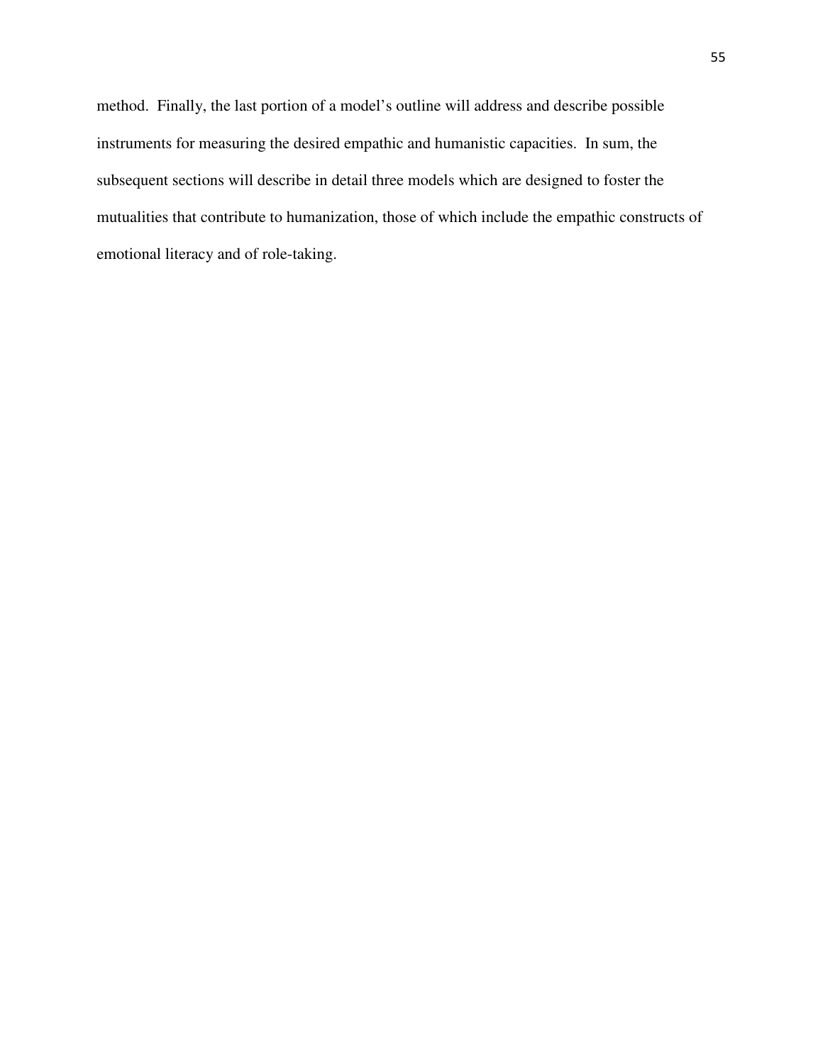method. Finally, the last portion of a model's outline will address and describe possible instruments for measuring the desired empathic and humanistic capacities. In sum, the subsequent sections will describe in detail three models which are designed to foster the mutualities that contribute to humanization, those of which include the empathic constructs of emotional literacy and of role-taking.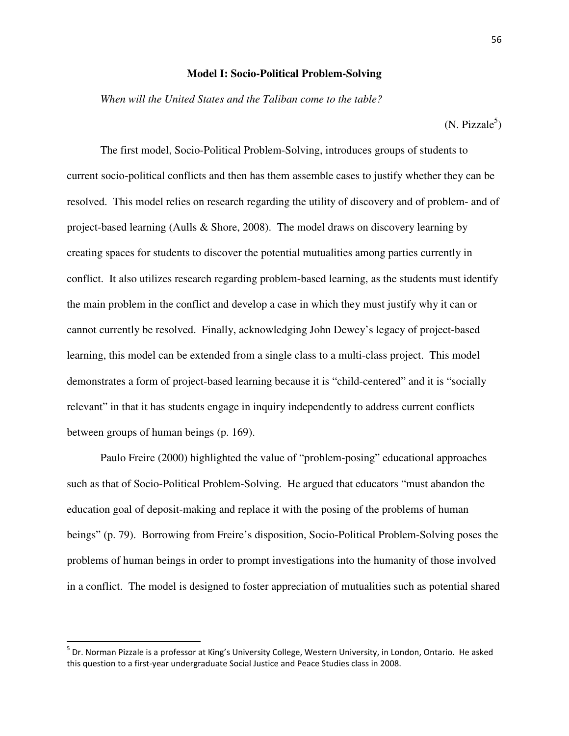## Model I: Socio-Political Problem-Solving

*When will the United States and the Taliban come to the table?*

(N. Pizzale[5])

The first model, Socio-Political Problem-Solving, introduces groups of students to current socio-political conflicts and then has them assemble cases to justify whether they can be resolved. This model relies on research regarding the utility of discovery and of problem- and of project-based learning (Aulls & Shore, 2008). The model draws on discovery learning by creating spaces for students to discover the potential mutualities among parties currently in conflict. It also utilizes research regarding problem-based learning, as the students must identify the main problem in the conflict and develop a case in which they must justify why it can or cannot currently be resolved. Finally, acknowledging John Dewey's legacy of project-based learning, this model can be extended from a single class to a multi-class project. This model demonstrates a form of project-based learning because it is "child-centered" and it is "socially relevant" in that it has students engage in inquiry independently to address current conflicts between groups of human beings (p. 169).

Paulo Freire (2000) highlighted the value of "problem-posing" educational approaches such as that of Socio-Political Problem-Solving. He argued that educators "must abandon the education goal of deposit-making and replace it with the posing of the problems of human beings" (p. 79). Borrowing from Freire's disposition, Socio-Political Problem-Solving poses the problems of human beings in order to prompt investigations into the humanity of those involved in a conflict. The model is designed to foster appreciation of mutualities such as potential shared

---

[5] Dr. Norman Pizzale is a professor at King's University College, Western University, in London, Ontario. He asked this question to a first-year undergraduate Social Justice and Peace Studies class in 2008.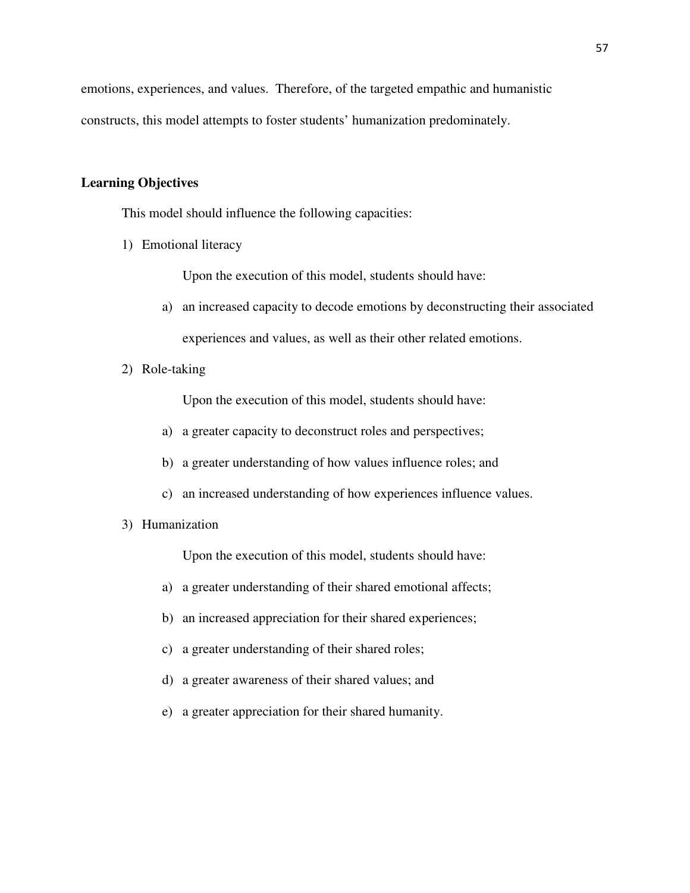emotions, experiences, and values. Therefore, of the targeted empathic and humanistic constructs, this model attempts to foster students' humanization predominately.

**Learning Objectives**

This model should influence the following capacities:

1) Emotional literacy

   Upon the execution of this model, students should have:

   a) an increased capacity to decode emotions by deconstructing their associated experiences and values, as well as their other related emotions.

2) Role-taking

   Upon the execution of this model, students should have:

   a) a greater capacity to deconstruct roles and perspectives;

   b) a greater understanding of how values influence roles; and

   c) an increased understanding of how experiences influence values.

3) Humanization

   Upon the execution of this model, students should have:

   a) a greater understanding of their shared emotional affects;

   b) an increased appreciation for their shared experiences;

   c) a greater understanding of their shared roles;

   d) a greater awareness of their shared values; and

   e) a greater appreciation for their shared humanity.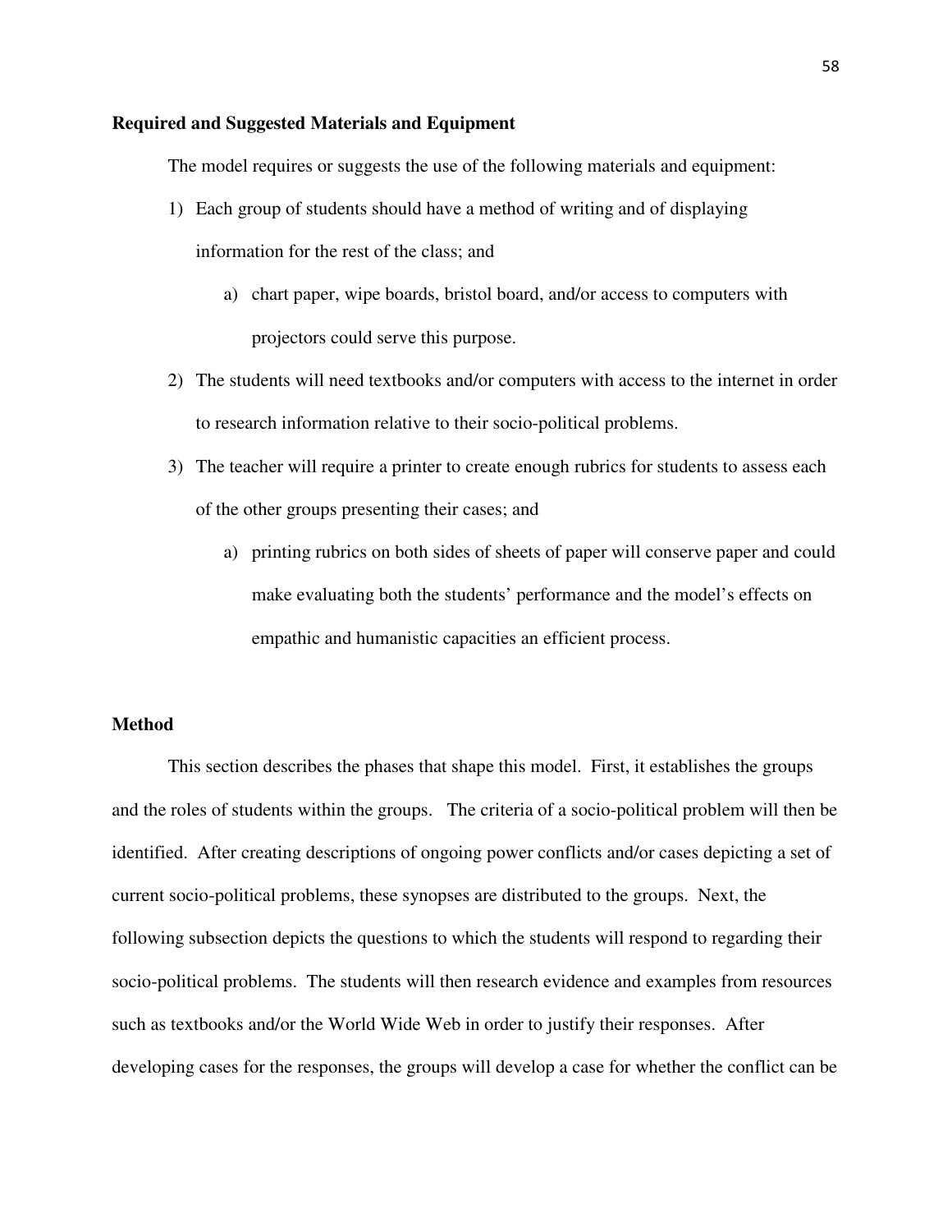**Required and Suggested Materials and Equipment**

The model requires or suggests the use of the following materials and equipment:

1) Each group of students should have a method of writing and of displaying information for the rest of the class; and
    a) chart paper, wipe boards, bristol board, and/or access to computers with projectors could serve this purpose.
2) The students will need textbooks and/or computers with access to the internet in order to research information relative to their socio-political problems.
3) The teacher will require a printer to create enough rubrics for students to assess each of the other groups presenting their cases; and
    a) printing rubrics on both sides of sheets of paper will conserve paper and could make evaluating both the students' performance and the model's effects on empathic and humanistic capacities an efficient process.

**Method**

This section describes the phases that shape this model. First, it establishes the groups and the roles of students within the groups. The criteria of a socio-political problem will then be identified. After creating descriptions of ongoing power conflicts and/or cases depicting a set of current socio-political problems, these synopses are distributed to the groups. Next, the following subsection depicts the questions to which the students will respond to regarding their socio-political problems. The students will then research evidence and examples from resources such as textbooks and/or the World Wide Web in order to justify their responses. After developing cases for the responses, the groups will develop a case for whether the conflict can be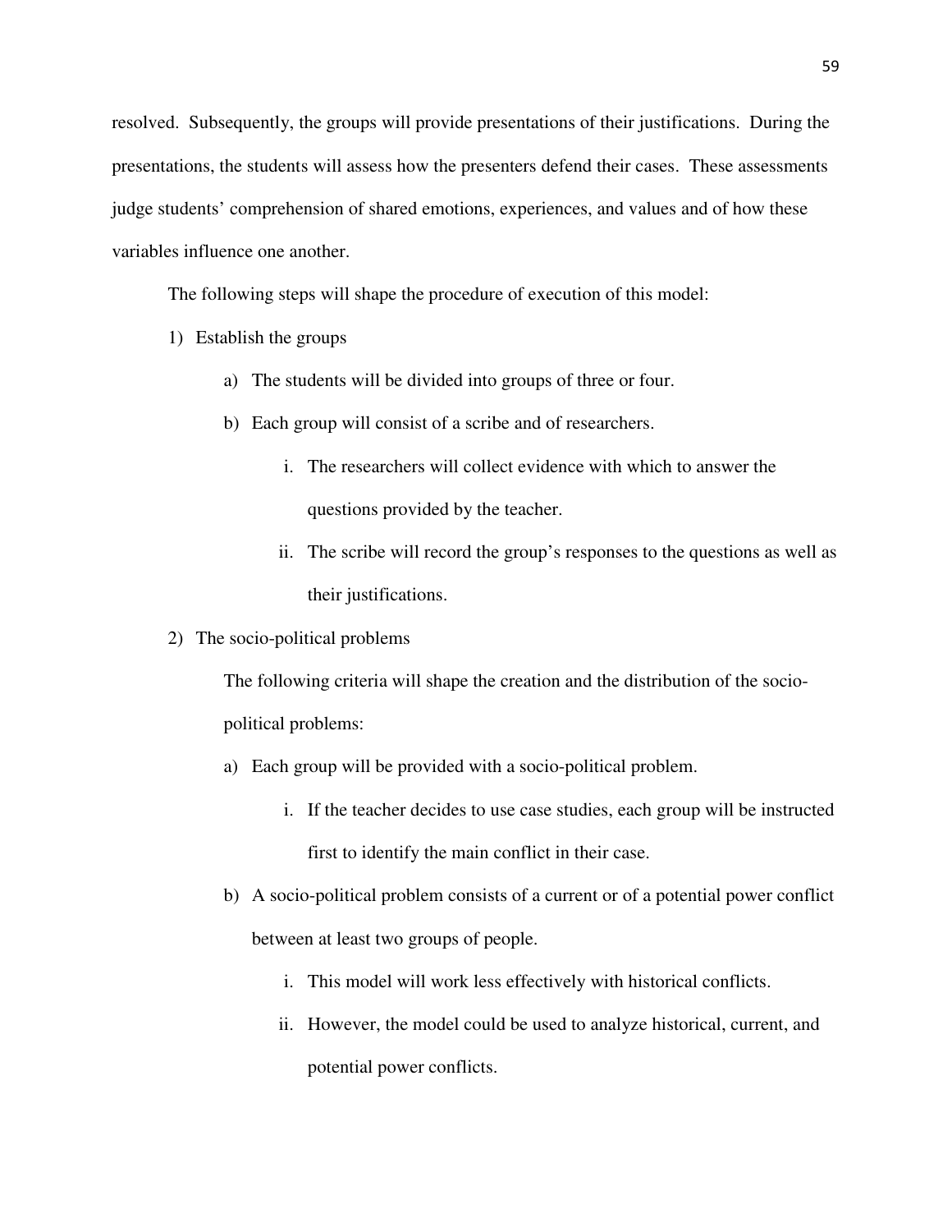resolved. Subsequently, the groups will provide presentations of their justifications. During the presentations, the students will assess how the presenters defend their cases. These assessments judge students' comprehension of shared emotions, experiences, and values and of how these variables influence one another.

The following steps will shape the procedure of execution of this model:

1) Establish the groups
    a) The students will be divided into groups of three or four.
    b) Each group will consist of a scribe and of researchers.
        i. The researchers will collect evidence with which to answer the questions provided by the teacher.
        ii. The scribe will record the group's responses to the questions as well as their justifications.
2) The socio-political problems

    The following criteria will shape the creation and the distribution of the socio-political problems:

    a) Each group will be provided with a socio-political problem.
        i. If the teacher decides to use case studies, each group will be instructed first to identify the main conflict in their case.
    b) A socio-political problem consists of a current or of a potential power conflict between at least two groups of people.
        i. This model will work less effectively with historical conflicts.
        ii. However, the model could be used to analyze historical, current, and potential power conflicts.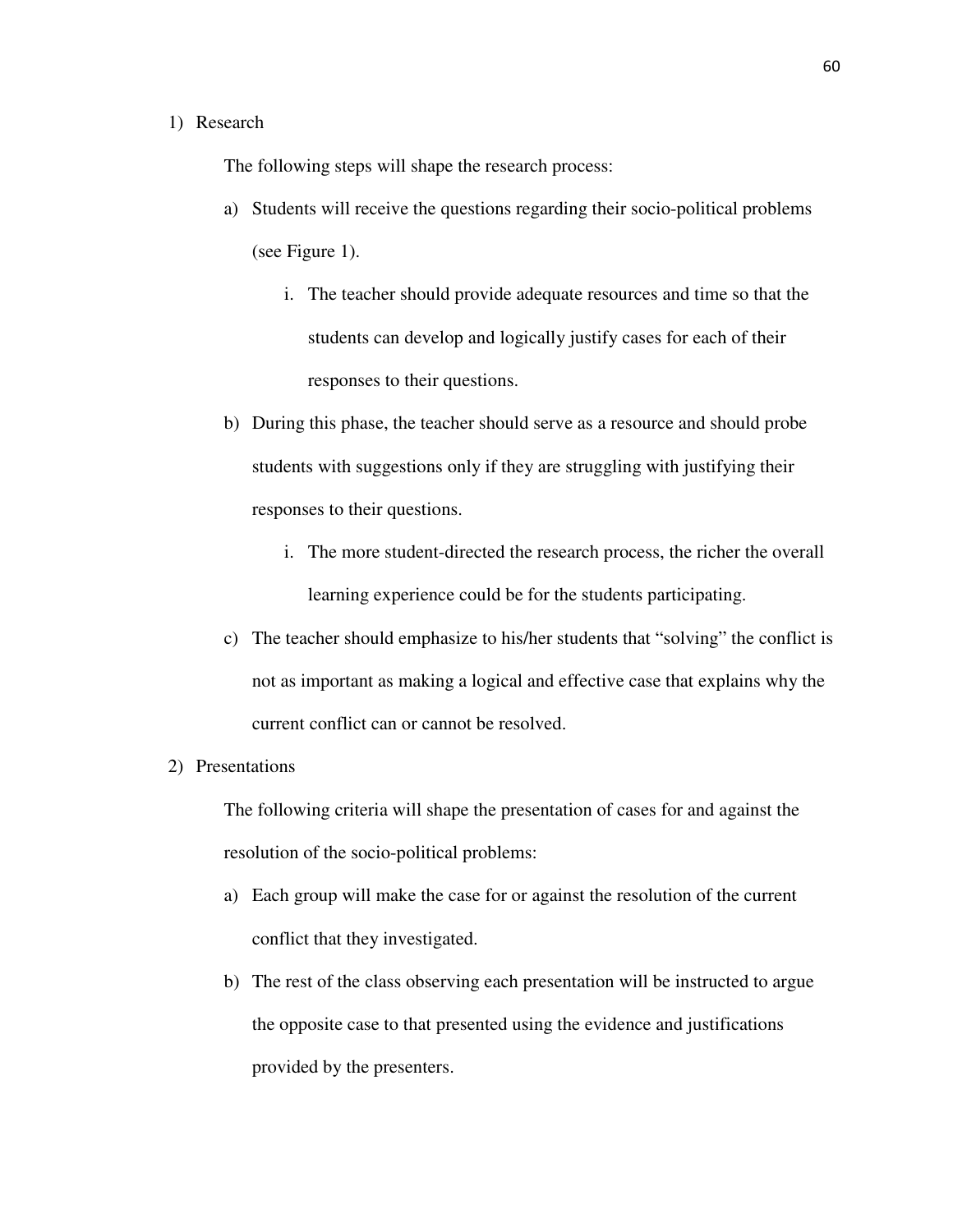1) Research

   The following steps will shape the research process:

   a) Students will receive the questions regarding their socio-political problems (see Figure 1).

      i. The teacher should provide adequate resources and time so that the students can develop and logically justify cases for each of their responses to their questions.

   b) During this phase, the teacher should serve as a resource and should probe students with suggestions only if they are struggling with justifying their responses to their questions.

      i. The more student-directed the research process, the richer the overall learning experience could be for the students participating.

   c) The teacher should emphasize to his/her students that "solving" the conflict is not as important as making a logical and effective case that explains why the current conflict can or cannot be resolved.

2) Presentations

   The following criteria will shape the presentation of cases for and against the resolution of the socio-political problems:

   a) Each group will make the case for or against the resolution of the current conflict that they investigated.

   b) The rest of the class observing each presentation will be instructed to argue the opposite case to that presented using the evidence and justifications provided by the presenters.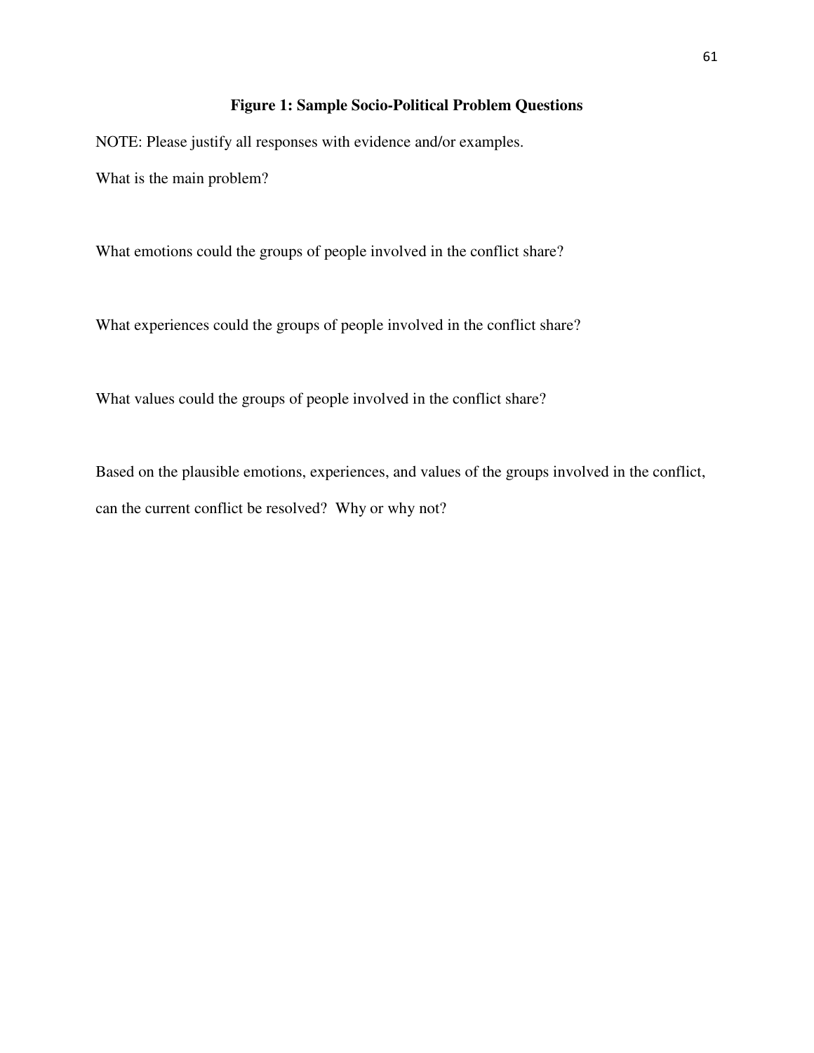**Figure 1: Sample Socio-Political Problem Questions**

NOTE: Please justify all responses with evidence and/or examples.

What is the main problem?

What emotions could the groups of people involved in the conflict share?

What experiences could the groups of people involved in the conflict share?

What values could the groups of people involved in the conflict share?

Based on the plausible emotions, experiences, and values of the groups involved in the conflict, can the current conflict be resolved? Why or why not?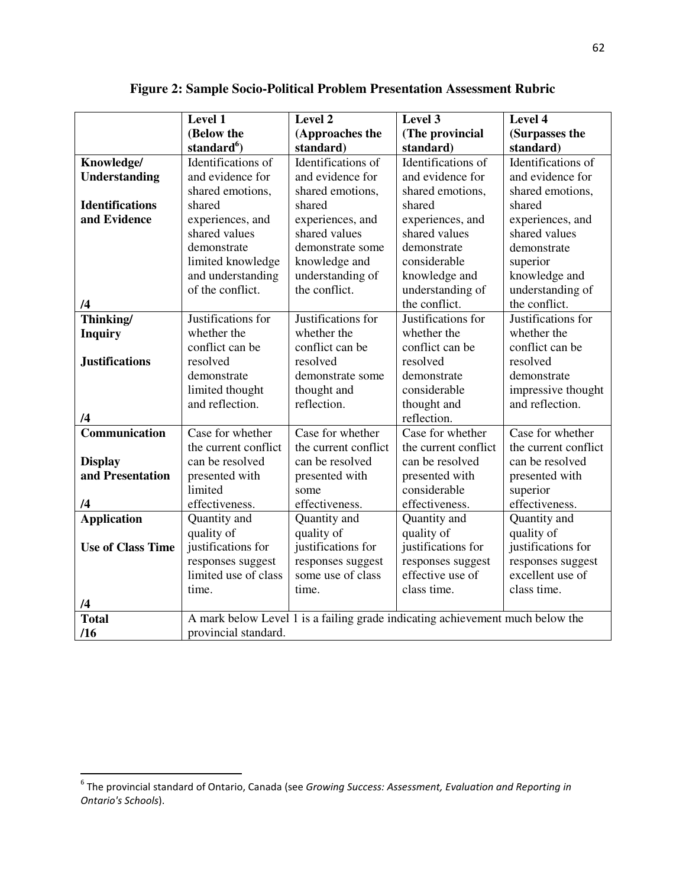**Figure 2: Sample Socio-Political Problem Presentation Assessment Rubric**

| | **Level 1 (Below the standard[6])** | **Level 2 (Approaches the standard)** | **Level 3 (The provincial standard)** | **Level 4 (Surpasses the standard)** |
|---|---|---|---|---|
| **Knowledge/ Understanding**<br><br>**Identifications and Evidence**<br><br>**/4** | Identifications of and evidence for shared emotions, shared experiences, and shared values demonstrate limited knowledge and understanding of the conflict. | Identifications of and evidence for shared emotions, shared experiences, and shared values demonstrate some knowledge and understanding of the conflict. | Identifications of and evidence for shared emotions, shared experiences, and shared values demonstrate considerable knowledge and understanding of the conflict. | Identifications of and evidence for shared emotions, shared experiences, and shared values demonstrate superior knowledge and understanding of the conflict. |
| **Thinking/ Inquiry**<br><br>**Justifications**<br><br>**/4** | Justifications for whether the conflict can be resolved demonstrate limited thought and reflection. | Justifications for whether the conflict can be resolved demonstrate some thought and reflection. | Justifications for whether the conflict can be resolved demonstrate considerable thought and reflection. | Justifications for whether the conflict can be resolved demonstrate impressive thought and reflection. |
| **Communication**<br><br>**Display and Presentation**<br><br>**/4** | Case for whether the current conflict can be resolved presented with limited effectiveness. | Case for whether the current conflict can be resolved presented with some effectiveness. | Case for whether the current conflict can be resolved presented with considerable effectiveness. | Case for whether the current conflict can be resolved presented with superior effectiveness. |
| **Application**<br><br>**Use of Class Time**<br><br>**/4** | Quantity and quality of justifications for responses suggest limited use of class time. | Quantity and quality of justifications for responses suggest some use of class time. | Quantity and quality of justifications for responses suggest effective use of class time. | Quantity and quality of justifications for responses suggest excellent use of class time. |
| **Total /16** | A mark below Level 1 is a failing grade indicating achievement much below the provincial standard. | | | |

[6] The provincial standard of Ontario, Canada (see *Growing Success: Assessment, Evaluation and Reporting in Ontario's Schools*).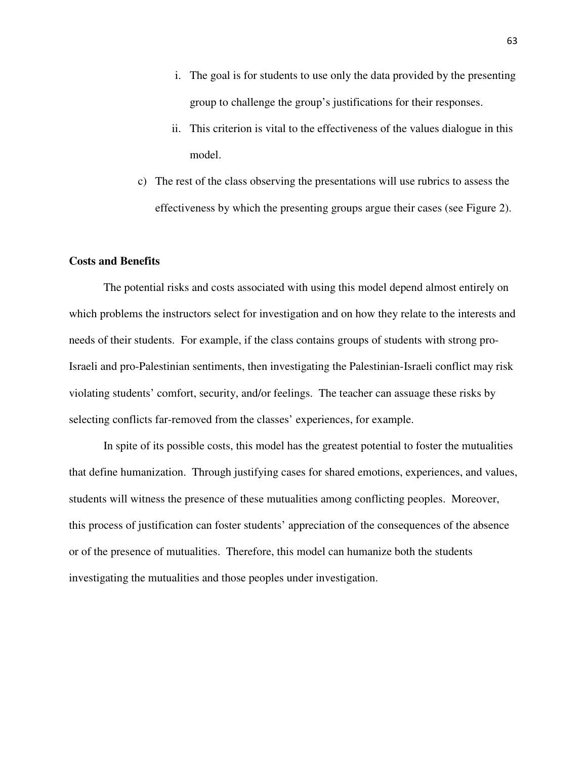i. The goal is for students to use only the data provided by the presenting group to challenge the group's justifications for their responses.

   ii. This criterion is vital to the effectiveness of the values dialogue in this model.

c) The rest of the class observing the presentations will use rubrics to assess the effectiveness by which the presenting groups argue their cases (see Figure 2).

**Costs and Benefits**

The potential risks and costs associated with using this model depend almost entirely on which problems the instructors select for investigation and on how they relate to the interests and needs of their students. For example, if the class contains groups of students with strong pro-Israeli and pro-Palestinian sentiments, then investigating the Palestinian-Israeli conflict may risk violating students' comfort, security, and/or feelings. The teacher can assuage these risks by selecting conflicts far-removed from the classes' experiences, for example.

In spite of its possible costs, this model has the greatest potential to foster the mutualities that define humanization. Through justifying cases for shared emotions, experiences, and values, students will witness the presence of these mutualities among conflicting peoples. Moreover, this process of justification can foster students' appreciation of the consequences of the absence or of the presence of mutualities. Therefore, this model can humanize both the students investigating the mutualities and those peoples under investigation.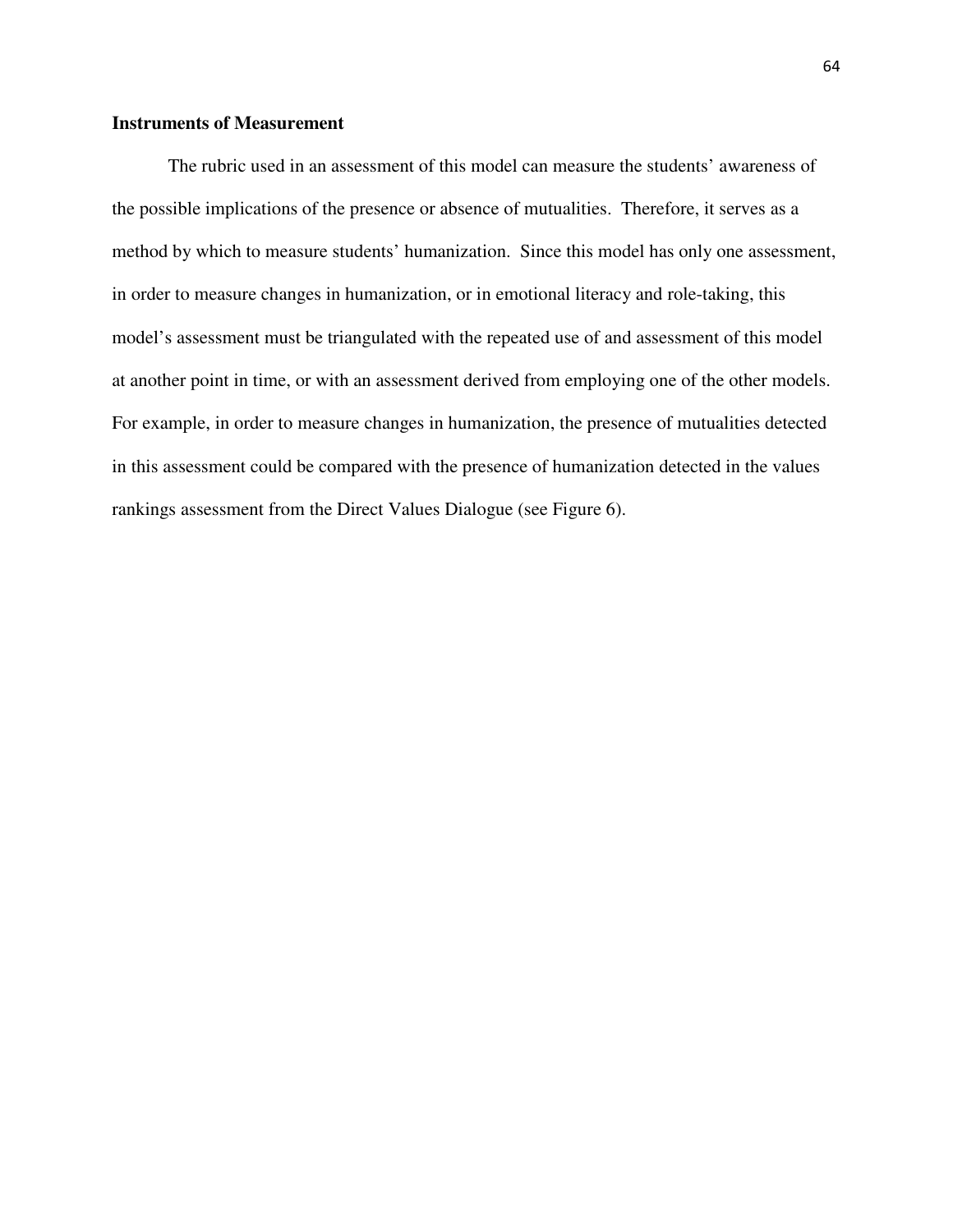### Instruments of Measurement

The rubric used in an assessment of this model can measure the students' awareness of the possible implications of the presence or absence of mutualities. Therefore, it serves as a method by which to measure students' humanization. Since this model has only one assessment, in order to measure changes in humanization, or in emotional literacy and role-taking, this model's assessment must be triangulated with the repeated use of and assessment of this model at another point in time, or with an assessment derived from employing one of the other models. For example, in order to measure changes in humanization, the presence of mutualities detected in this assessment could be compared with the presence of humanization detected in the values rankings assessment from the Direct Values Dialogue (see Figure 6).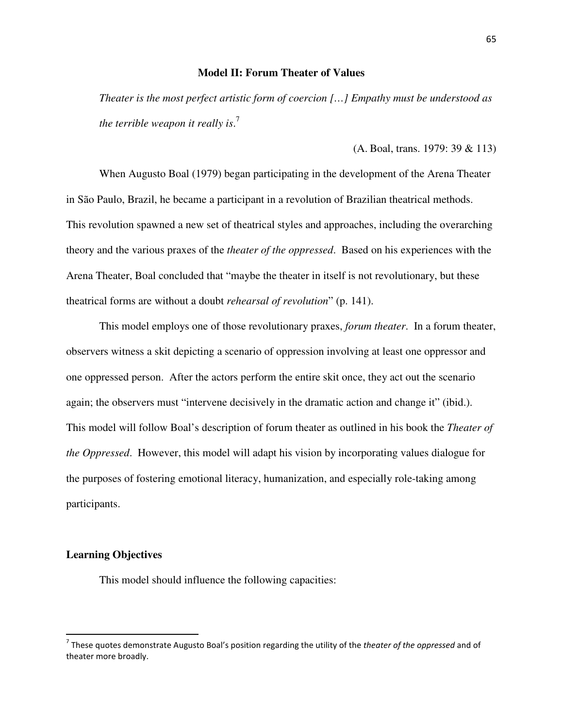### Model II: Forum Theater of Values

> *Theater is the most perfect artistic form of coercion […] Empathy must be understood as the terrible weapon it really is*.[7]
>
> (A. Boal, trans. 1979: 39 & 113)

When Augusto Boal (1979) began participating in the development of the Arena Theater in São Paulo, Brazil, he became a participant in a revolution of Brazilian theatrical methods. This revolution spawned a new set of theatrical styles and approaches, including the overarching theory and the various praxes of the *theater of the oppressed*. Based on his experiences with the Arena Theater, Boal concluded that "maybe the theater in itself is not revolutionary, but these theatrical forms are without a doubt *rehearsal of revolution*" (p. 141).

This model employs one of those revolutionary praxes, *forum theater*. In a forum theater, observers witness a skit depicting a scenario of oppression involving at least one oppressor and one oppressed person. After the actors perform the entire skit once, they act out the scenario again; the observers must "intervene decisively in the dramatic action and change it" (ibid.). This model will follow Boal's description of forum theater as outlined in his book the *Theater of the Oppressed*. However, this model will adapt his vision by incorporating values dialogue for the purposes of fostering emotional literacy, humanization, and especially role-taking among participants.

#### Learning Objectives

This model should influence the following capacities:

---

[7] These quotes demonstrate Augusto Boal's position regarding the utility of the *theater of the oppressed* and of theater more broadly.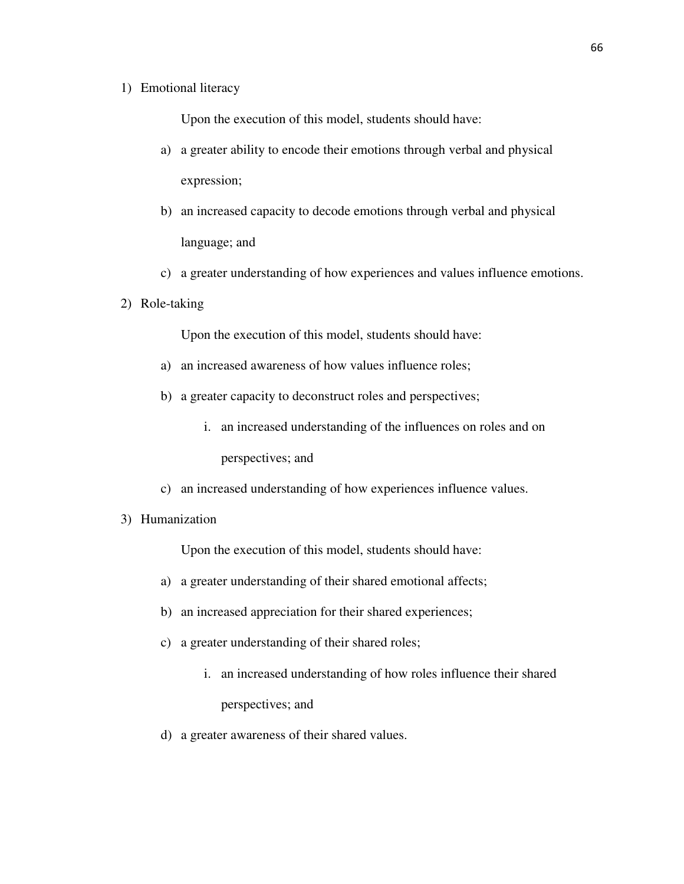1) Emotional literacy

    Upon the execution of this model, students should have:

    a) a greater ability to encode their emotions through verbal and physical expression;
    b) an increased capacity to decode emotions through verbal and physical language; and
    c) a greater understanding of how experiences and values influence emotions.

2) Role-taking

    Upon the execution of this model, students should have:

    a) an increased awareness of how values influence roles;
    b) a greater capacity to deconstruct roles and perspectives;
        i. an increased understanding of the influences on roles and on perspectives; and
    c) an increased understanding of how experiences influence values.

3) Humanization

    Upon the execution of this model, students should have:

    a) a greater understanding of their shared emotional affects;
    b) an increased appreciation for their shared experiences;
    c) a greater understanding of their shared roles;
        i. an increased understanding of how roles influence their shared perspectives; and
    d) a greater awareness of their shared values.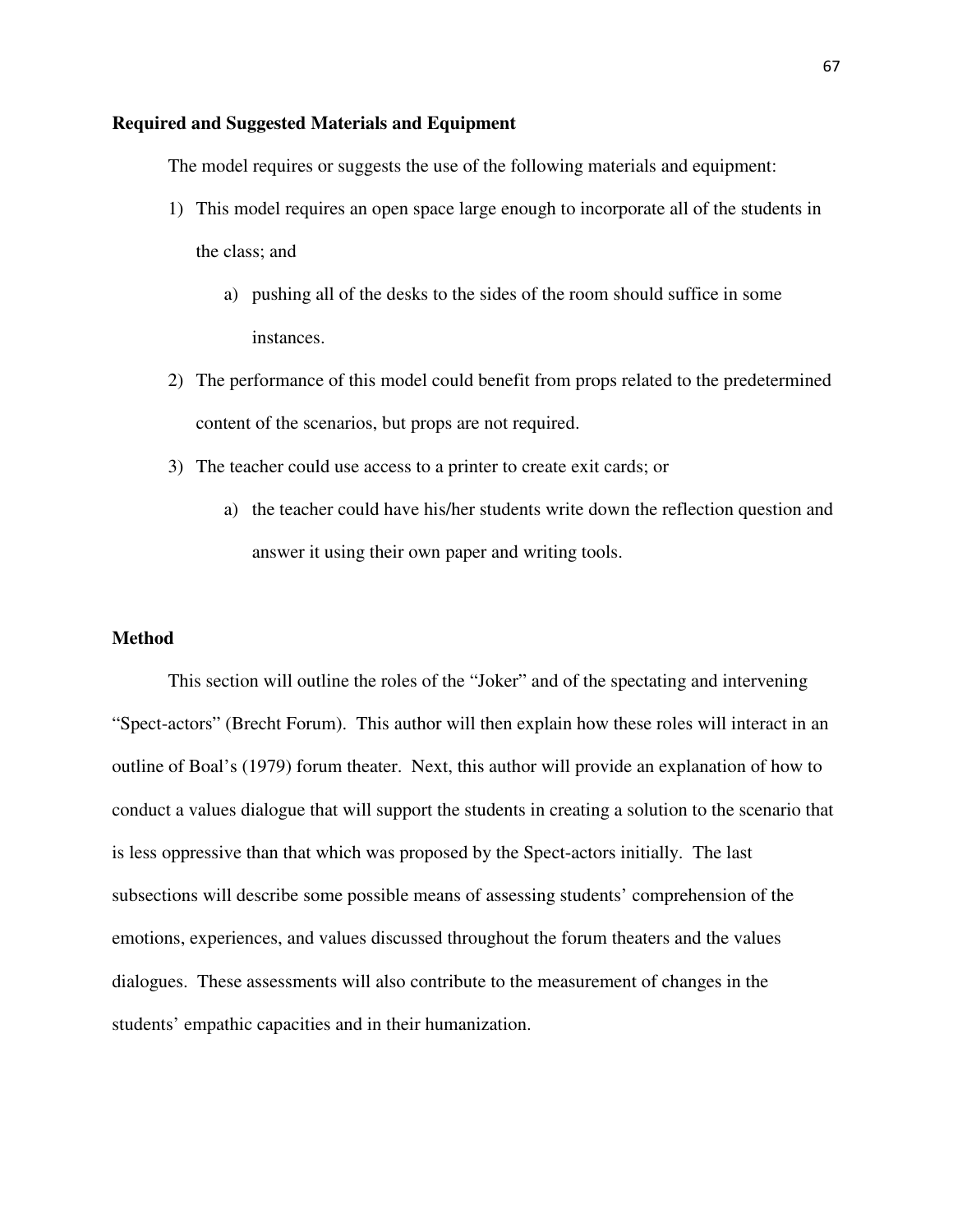**Required and Suggested Materials and Equipment**

The model requires or suggests the use of the following materials and equipment:

1) This model requires an open space large enough to incorporate all of the students in the class; and
    a) pushing all of the desks to the sides of the room should suffice in some instances.
2) The performance of this model could benefit from props related to the predetermined content of the scenarios, but props are not required.
3) The teacher could use access to a printer to create exit cards; or
    a) the teacher could have his/her students write down the reflection question and answer it using their own paper and writing tools.

**Method**

This section will outline the roles of the "Joker" and of the spectating and intervening "Spect-actors" (Brecht Forum). This author will then explain how these roles will interact in an outline of Boal's (1979) forum theater. Next, this author will provide an explanation of how to conduct a values dialogue that will support the students in creating a solution to the scenario that is less oppressive than that which was proposed by the Spect-actors initially. The last subsections will describe some possible means of assessing students' comprehension of the emotions, experiences, and values discussed throughout the forum theaters and the values dialogues. These assessments will also contribute to the measurement of changes in the students' empathic capacities and in their humanization.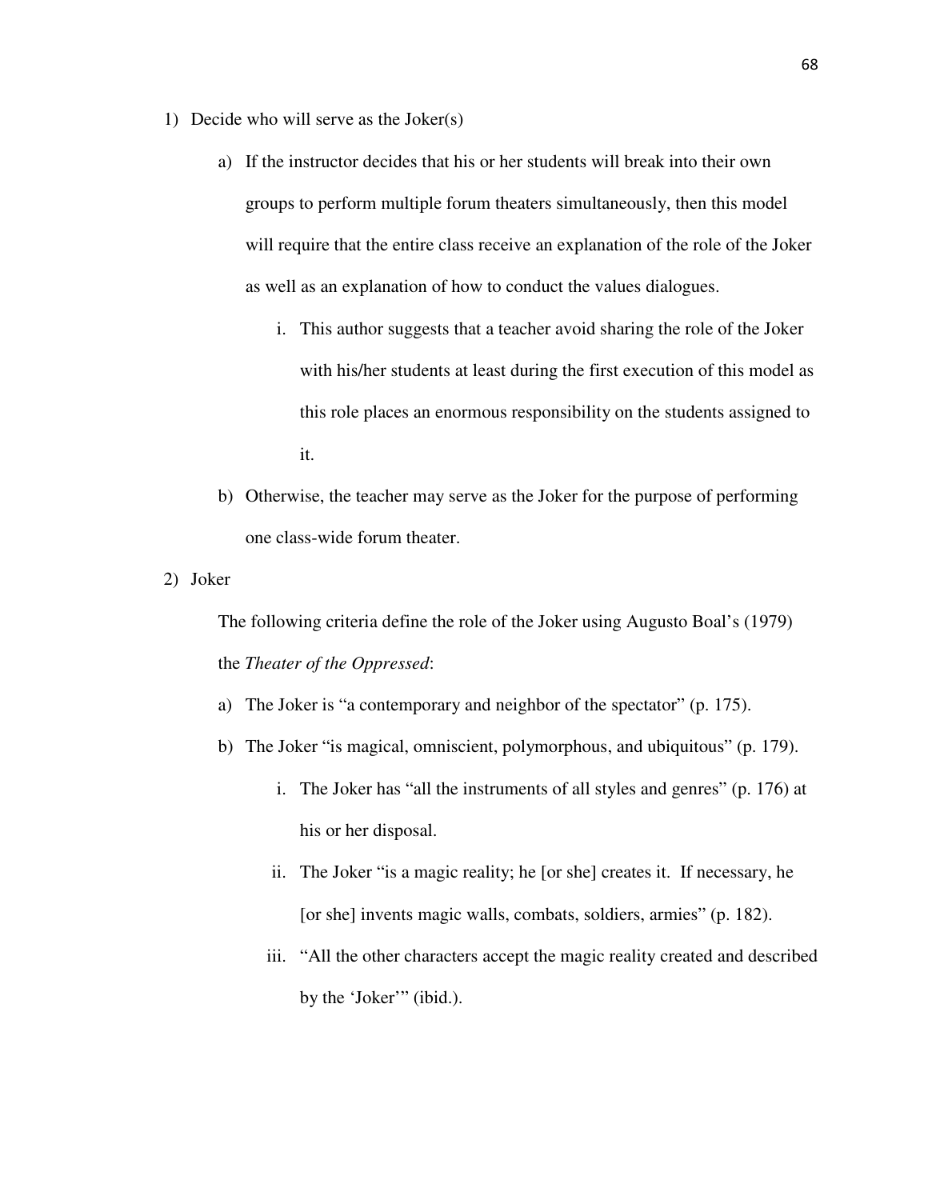1) Decide who will serve as the Joker(s)

    a) If the instructor decides that his or her students will break into their own groups to perform multiple forum theaters simultaneously, then this model will require that the entire class receive an explanation of the role of the Joker as well as an explanation of how to conduct the values dialogues.

        i. This author suggests that a teacher avoid sharing the role of the Joker with his/her students at least during the first execution of this model as this role places an enormous responsibility on the students assigned to it.

    b) Otherwise, the teacher may serve as the Joker for the purpose of performing one class-wide forum theater.

2) Joker

    The following criteria define the role of the Joker using Augusto Boal's (1979) the *Theater of the Oppressed*:

    a) The Joker is "a contemporary and neighbor of the spectator" (p. 175).

    b) The Joker "is magical, omniscient, polymorphous, and ubiquitous" (p. 179).

        i. The Joker has "all the instruments of all styles and genres" (p. 176) at his or her disposal.

        ii. The Joker "is a magic reality; he [or she] creates it. If necessary, he [or she] invents magic walls, combats, soldiers, armies" (p. 182).

        iii. "All the other characters accept the magic reality created and described by the 'Joker'" (ibid.).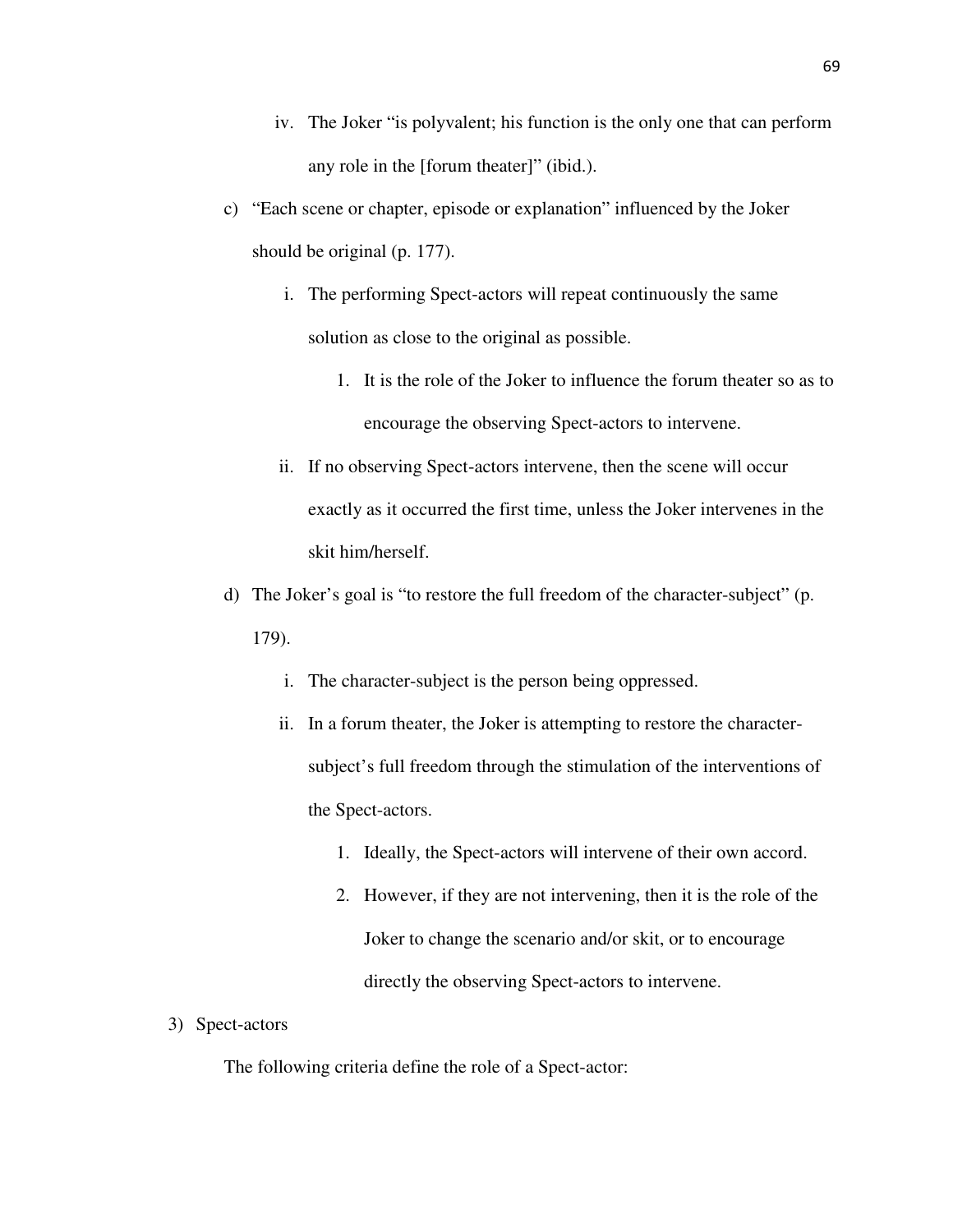iv. The Joker "is polyvalent; his function is the only one that can perform any role in the [forum theater]" (ibid.).

c) "Each scene or chapter, episode or explanation" influenced by the Joker should be original (p. 177).

   i. The performing Spect-actors will repeat continuously the same solution as close to the original as possible.

      1. It is the role of the Joker to influence the forum theater so as to encourage the observing Spect-actors to intervene.

   ii. If no observing Spect-actors intervene, then the scene will occur exactly as it occurred the first time, unless the Joker intervenes in the skit him/herself.

d) The Joker's goal is "to restore the full freedom of the character-subject" (p. 179).

   i. The character-subject is the person being oppressed.

   ii. In a forum theater, the Joker is attempting to restore the character-subject's full freedom through the stimulation of the interventions of the Spect-actors.

      1. Ideally, the Spect-actors will intervene of their own accord.

      2. However, if they are not intervening, then it is the role of the Joker to change the scenario and/or skit, or to encourage directly the observing Spect-actors to intervene.

3) Spect-actors

The following criteria define the role of a Spect-actor: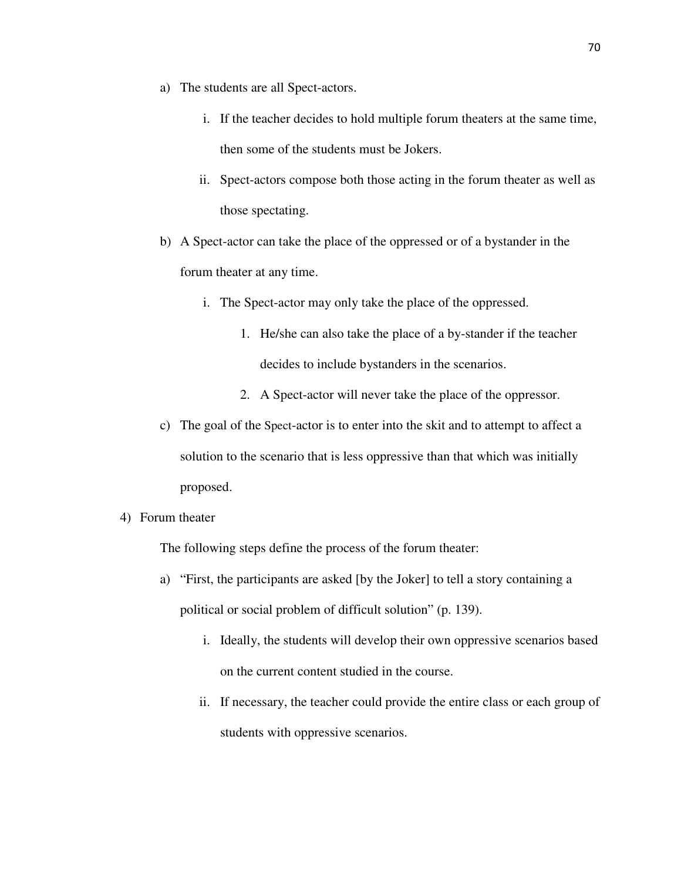a) The students are all Spect-actors.

   i. If the teacher decides to hold multiple forum theaters at the same time, then some of the students must be Jokers.

   ii. Spect-actors compose both those acting in the forum theater as well as those spectating.

b) A Spect-actor can take the place of the oppressed or of a bystander in the forum theater at any time.

   i. The Spect-actor may only take the place of the oppressed.

      1. He/she can also take the place of a by-stander if the teacher decides to include bystanders in the scenarios.

      2. A Spect-actor will never take the place of the oppressor.

c) The goal of the Spect-actor is to enter into the skit and to attempt to affect a solution to the scenario that is less oppressive than that which was initially proposed.

4) Forum theater

The following steps define the process of the forum theater:

a) "First, the participants are asked [by the Joker] to tell a story containing a political or social problem of difficult solution" (p. 139).

   i. Ideally, the students will develop their own oppressive scenarios based on the current content studied in the course.

   ii. If necessary, the teacher could provide the entire class or each group of students with oppressive scenarios.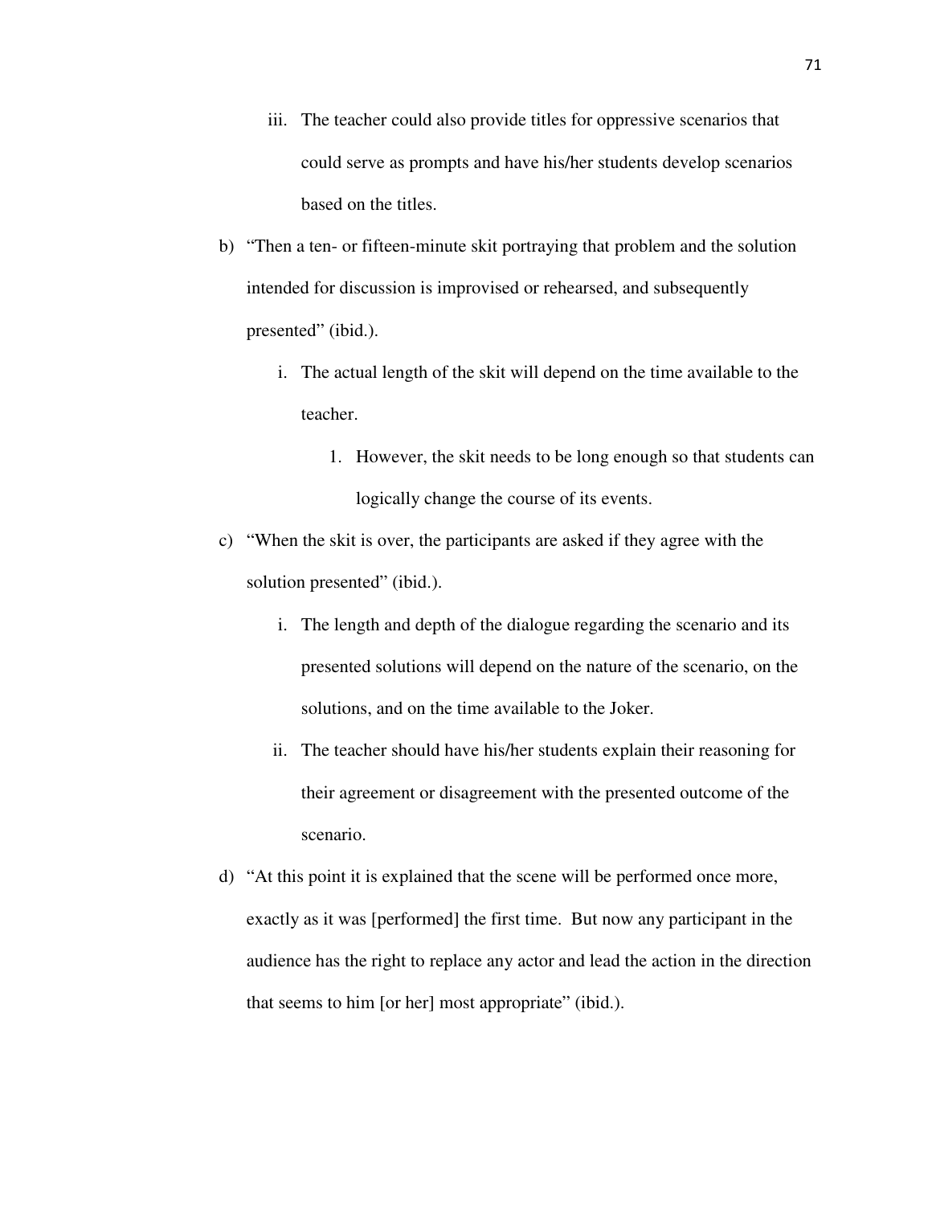iii. The teacher could also provide titles for oppressive scenarios that could serve as prompts and have his/her students develop scenarios based on the titles.

b) "Then a ten- or fifteen-minute skit portraying that problem and the solution intended for discussion is improvised or rehearsed, and subsequently presented" (ibid.).

   i. The actual length of the skit will depend on the time available to the teacher.

      1. However, the skit needs to be long enough so that students can logically change the course of its events.

c) "When the skit is over, the participants are asked if they agree with the solution presented" (ibid.).

   i. The length and depth of the dialogue regarding the scenario and its presented solutions will depend on the nature of the scenario, on the solutions, and on the time available to the Joker.

   ii. The teacher should have his/her students explain their reasoning for their agreement or disagreement with the presented outcome of the scenario.

d) "At this point it is explained that the scene will be performed once more, exactly as it was [performed] the first time. But now any participant in the audience has the right to replace any actor and lead the action in the direction that seems to him [or her] most appropriate" (ibid.).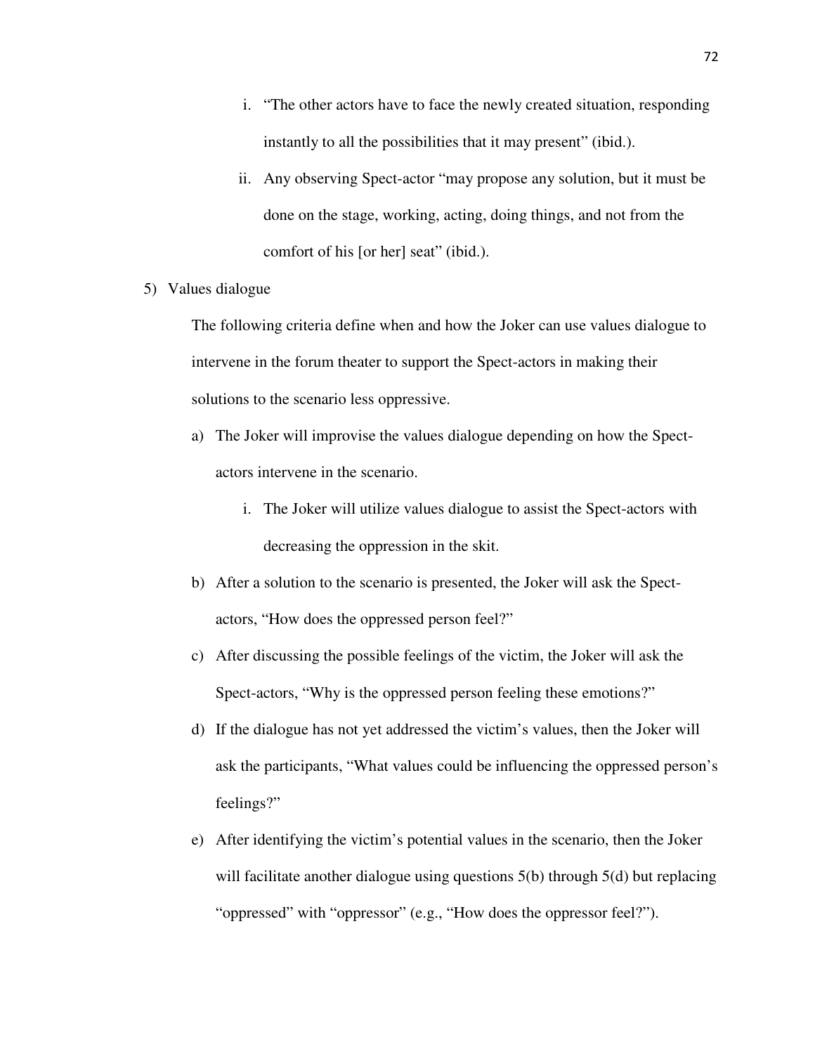i. "The other actors have to face the newly created situation, responding instantly to all the possibilities that it may present" (ibid.).

    ii. Any observing Spect-actor "may propose any solution, but it must be done on the stage, working, acting, doing things, and not from the comfort of his [or her] seat" (ibid.).

5) Values dialogue

   The following criteria define when and how the Joker can use values dialogue to intervene in the forum theater to support the Spect-actors in making their solutions to the scenario less oppressive.

   a) The Joker will improvise the values dialogue depending on how the Spect-actors intervene in the scenario.

      i. The Joker will utilize values dialogue to assist the Spect-actors with decreasing the oppression in the skit.

   b) After a solution to the scenario is presented, the Joker will ask the Spect-actors, "How does the oppressed person feel?"

   c) After discussing the possible feelings of the victim, the Joker will ask the Spect-actors, "Why is the oppressed person feeling these emotions?"

   d) If the dialogue has not yet addressed the victim's values, then the Joker will ask the participants, "What values could be influencing the oppressed person's feelings?"

   e) After identifying the victim's potential values in the scenario, then the Joker will facilitate another dialogue using questions 5(b) through 5(d) but replacing "oppressed" with "oppressor" (e.g., "How does the oppressor feel?").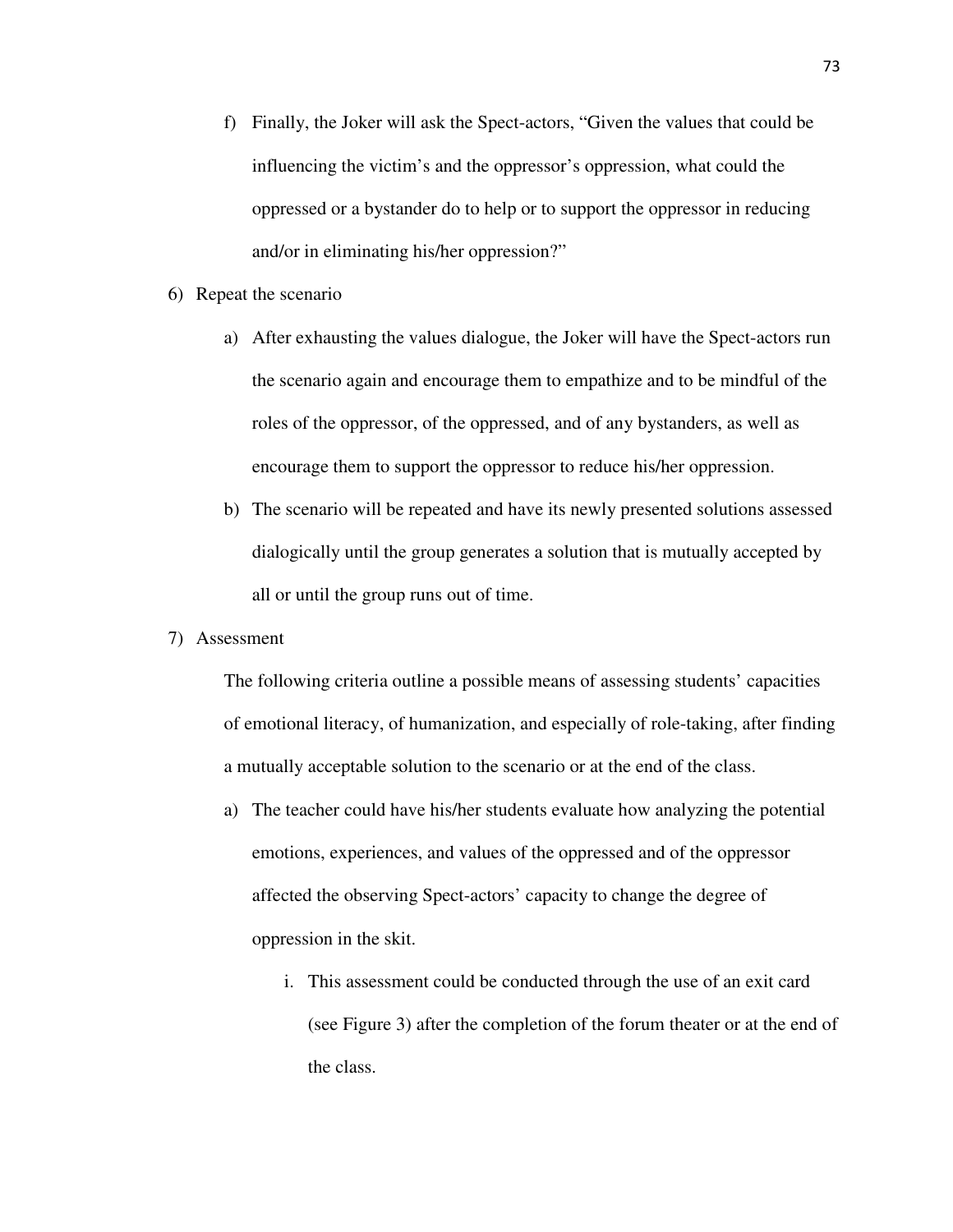f) Finally, the Joker will ask the Spect-actors, "Given the values that could be influencing the victim's and the oppressor's oppression, what could the oppressed or a bystander do to help or to support the oppressor in reducing and/or in eliminating his/her oppression?"

6) Repeat the scenario

   a) After exhausting the values dialogue, the Joker will have the Spect-actors run the scenario again and encourage them to empathize and to be mindful of the roles of the oppressor, of the oppressed, and of any bystanders, as well as encourage them to support the oppressor to reduce his/her oppression.

   b) The scenario will be repeated and have its newly presented solutions assessed dialogically until the group generates a solution that is mutually accepted by all or until the group runs out of time.

7) Assessment

   The following criteria outline a possible means of assessing students' capacities of emotional literacy, of humanization, and especially of role-taking, after finding a mutually acceptable solution to the scenario or at the end of the class.

   a) The teacher could have his/her students evaluate how analyzing the potential emotions, experiences, and values of the oppressed and of the oppressor affected the observing Spect-actors' capacity to change the degree of oppression in the skit.

      i. This assessment could be conducted through the use of an exit card (see Figure 3) after the completion of the forum theater or at the end of the class.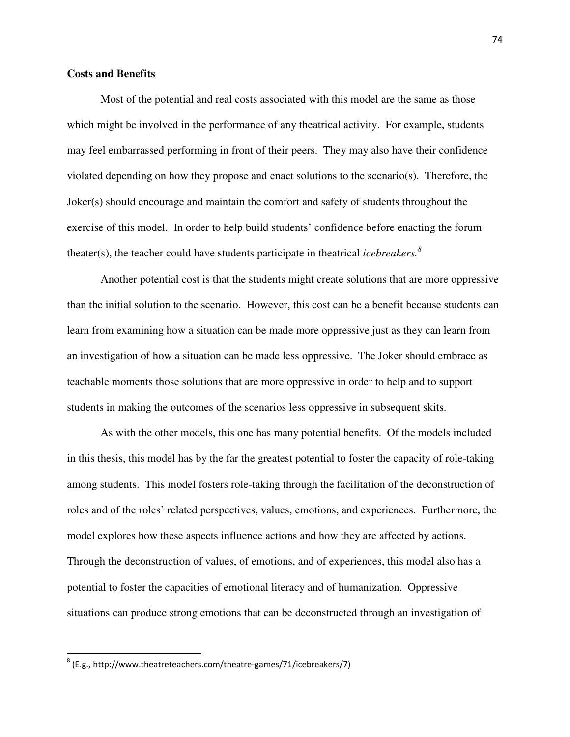**Costs and Benefits**

Most of the potential and real costs associated with this model are the same as those which might be involved in the performance of any theatrical activity. For example, students may feel embarrassed performing in front of their peers. They may also have their confidence violated depending on how they propose and enact solutions to the scenario(s). Therefore, the Joker(s) should encourage and maintain the comfort and safety of students throughout the exercise of this model. In order to help build students' confidence before enacting the forum theater(s), the teacher could have students participate in theatrical *icebreakers.*[8]

Another potential cost is that the students might create solutions that are more oppressive than the initial solution to the scenario. However, this cost can be a benefit because students can learn from examining how a situation can be made more oppressive just as they can learn from an investigation of how a situation can be made less oppressive. The Joker should embrace as teachable moments those solutions that are more oppressive in order to help and to support students in making the outcomes of the scenarios less oppressive in subsequent skits.

As with the other models, this one has many potential benefits. Of the models included in this thesis, this model has by the far the greatest potential to foster the capacity of role-taking among students. This model fosters role-taking through the facilitation of the deconstruction of roles and of the roles' related perspectives, values, emotions, and experiences. Furthermore, the model explores how these aspects influence actions and how they are affected by actions. Through the deconstruction of values, of emotions, and of experiences, this model also has a potential to foster the capacities of emotional literacy and of humanization. Oppressive situations can produce strong emotions that can be deconstructed through an investigation of

---

[8] (E.g., http://www.theatreteachers.com/theatre-games/71/icebreakers/7)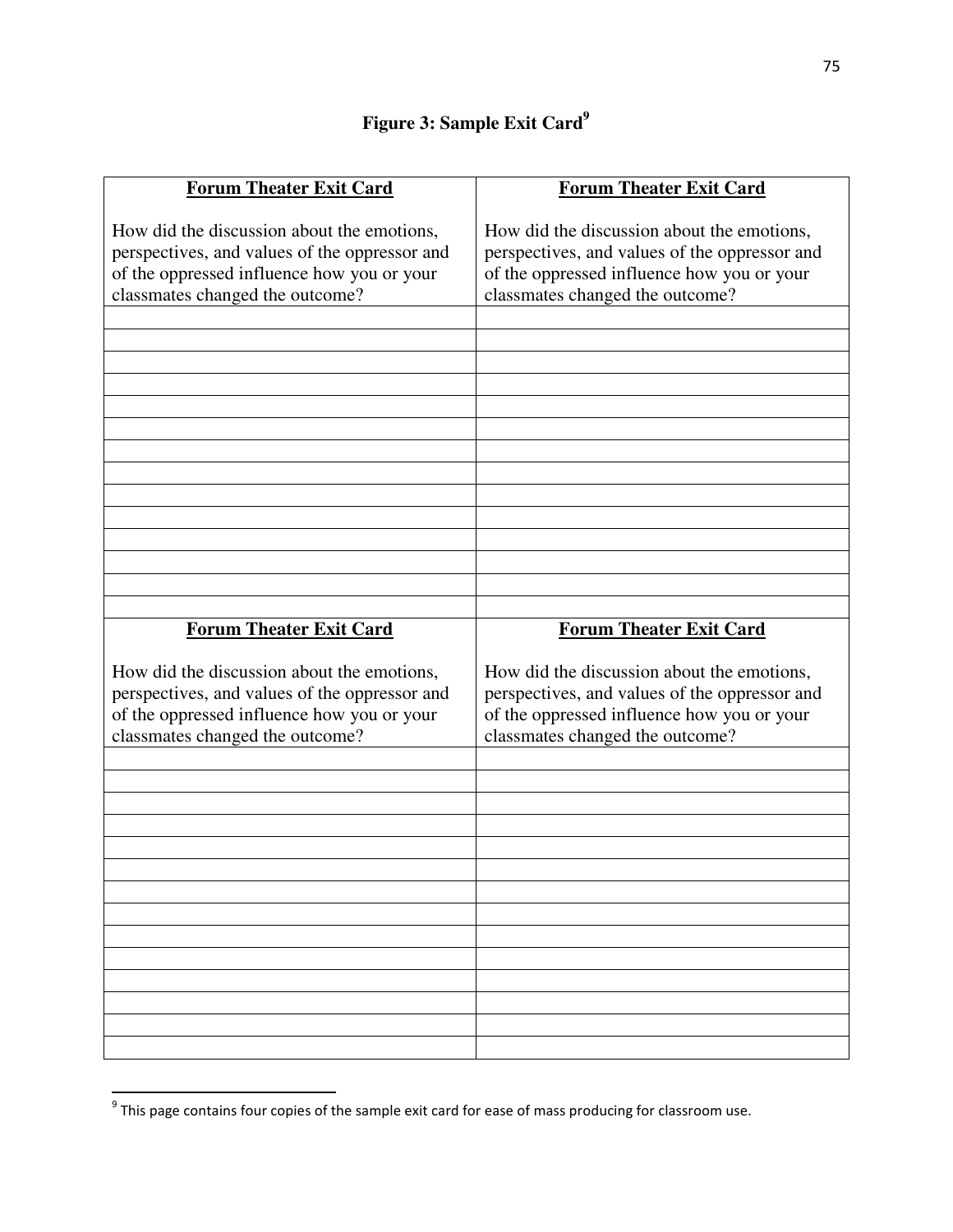# Figure 3: Sample Exit Card[9]

| Forum Theater Exit Card<br><br>How did the discussion about the emotions, perspectives, and values of the oppressor and of the oppressed influence how you or your classmates changed the outcome? | Forum Theater Exit Card<br><br>How did the discussion about the emotions, perspectives, and values of the oppressor and of the oppressed influence how you or your classmates changed the outcome? |
|---|---|
| | |
| | |
| | |
| | |
| | |
| | |
| | |
| | |
| | |
| | |
| | |
| | |
| | |
| | |
| **Forum Theater Exit Card**<br><br>How did the discussion about the emotions, perspectives, and values of the oppressor and of the oppressed influence how you or your classmates changed the outcome? | **Forum Theater Exit Card**<br><br>How did the discussion about the emotions, perspectives, and values of the oppressor and of the oppressed influence how you or your classmates changed the outcome? |
| | |
| | |
| | |
| | |
| | |
| | |
| | |
| | |
| | |
| | |
| | |
| | |
| | |
| | |

[9] This page contains four copies of the sample exit card for ease of mass producing for classroom use.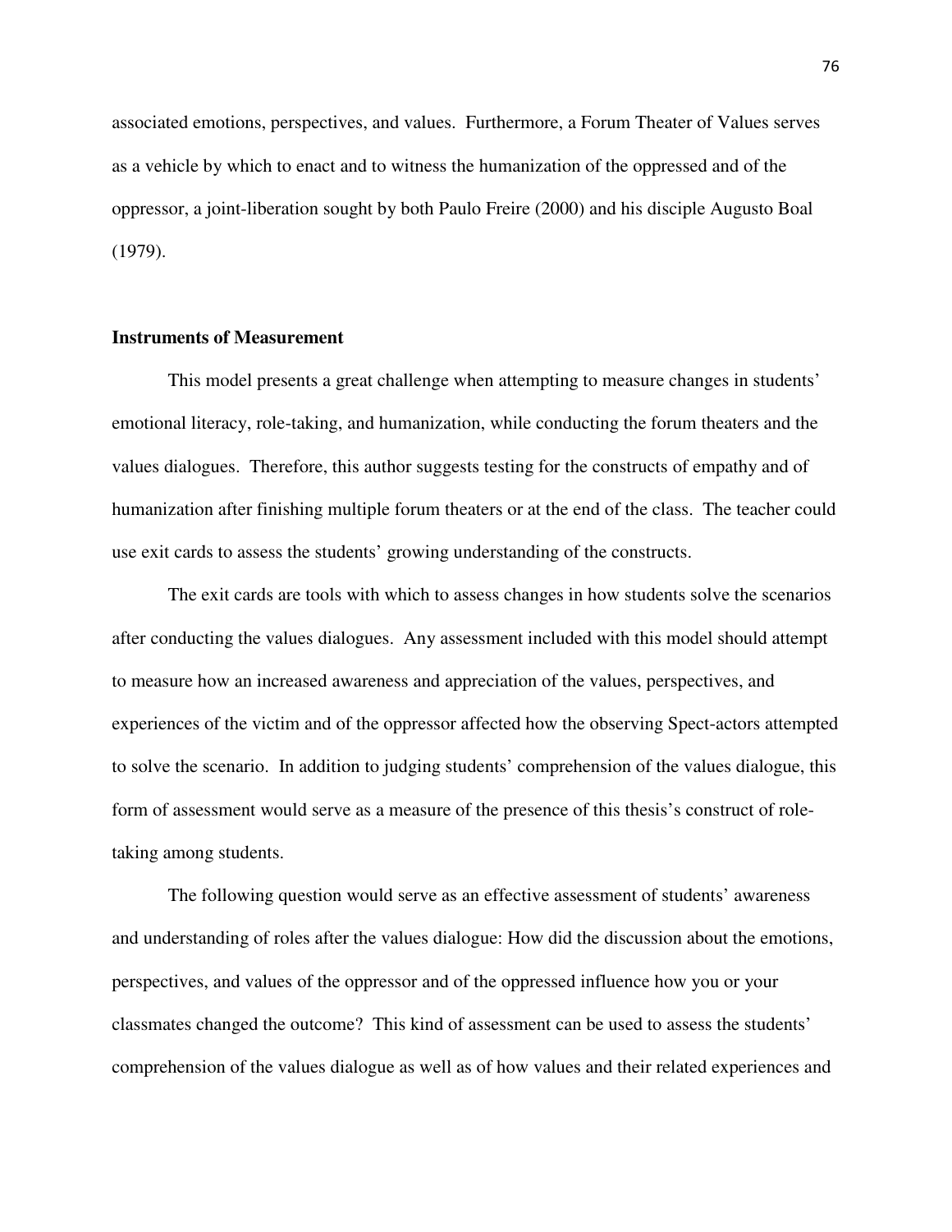associated emotions, perspectives, and values. Furthermore, a Forum Theater of Values serves as a vehicle by which to enact and to witness the humanization of the oppressed and of the oppressor, a joint-liberation sought by both Paulo Freire (2000) and his disciple Augusto Boal (1979).

### Instruments of Measurement

This model presents a great challenge when attempting to measure changes in students' emotional literacy, role-taking, and humanization, while conducting the forum theaters and the values dialogues. Therefore, this author suggests testing for the constructs of empathy and of humanization after finishing multiple forum theaters or at the end of the class. The teacher could use exit cards to assess the students' growing understanding of the constructs.

The exit cards are tools with which to assess changes in how students solve the scenarios after conducting the values dialogues. Any assessment included with this model should attempt to measure how an increased awareness and appreciation of the values, perspectives, and experiences of the victim and of the oppressor affected how the observing Spect-actors attempted to solve the scenario. In addition to judging students' comprehension of the values dialogue, this form of assessment would serve as a measure of the presence of this thesis's construct of role-taking among students.

The following question would serve as an effective assessment of students' awareness and understanding of roles after the values dialogue: How did the discussion about the emotions, perspectives, and values of the oppressor and of the oppressed influence how you or your classmates changed the outcome? This kind of assessment can be used to assess the students' comprehension of the values dialogue as well as of how values and their related experiences and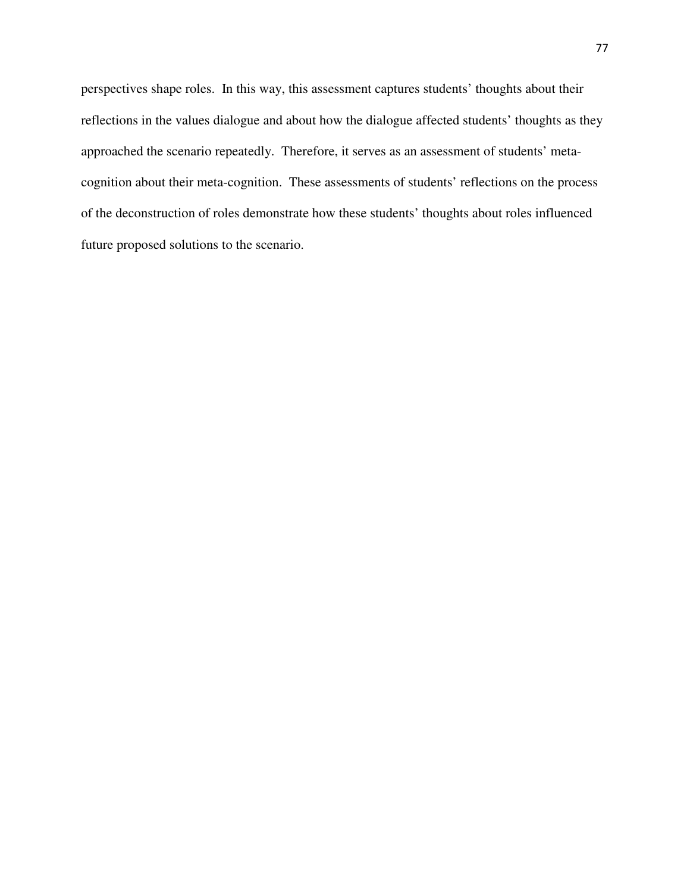perspectives shape roles. In this way, this assessment captures students' thoughts about their reflections in the values dialogue and about how the dialogue affected students' thoughts as they approached the scenario repeatedly. Therefore, it serves as an assessment of students' meta-cognition about their meta-cognition. These assessments of students' reflections on the process of the deconstruction of roles demonstrate how these students' thoughts about roles influenced future proposed solutions to the scenario.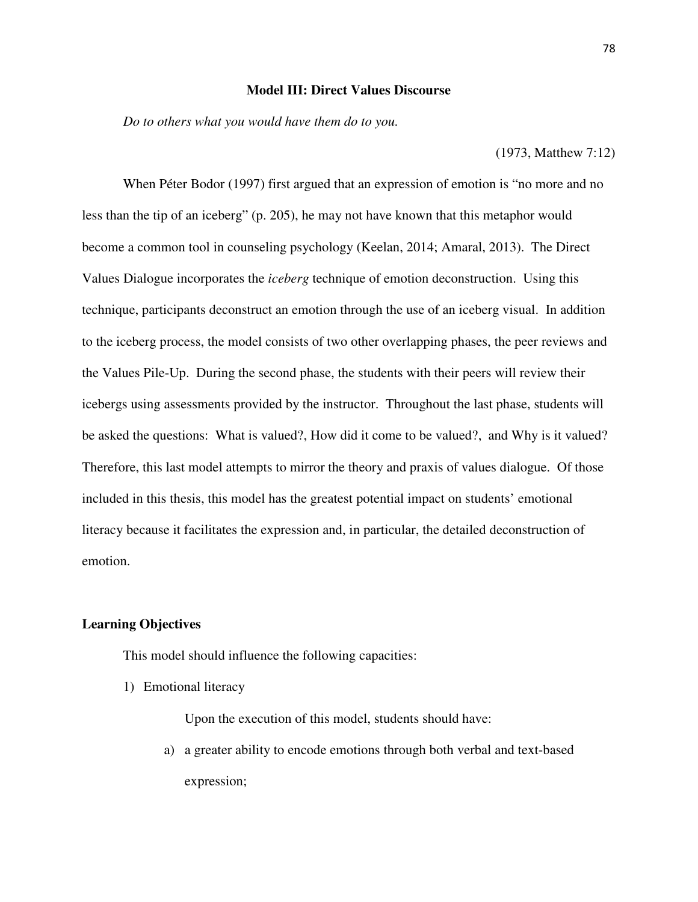## Model III: Direct Values Discourse

*Do to others what you would have them do to you.*

(1973, Matthew 7:12)

When Péter Bodor (1997) first argued that an expression of emotion is "no more and no less than the tip of an iceberg" (p. 205), he may not have known that this metaphor would become a common tool in counseling psychology (Keelan, 2014; Amaral, 2013). The Direct Values Dialogue incorporates the *iceberg* technique of emotion deconstruction. Using this technique, participants deconstruct an emotion through the use of an iceberg visual. In addition to the iceberg process, the model consists of two other overlapping phases, the peer reviews and the Values Pile-Up. During the second phase, the students with their peers will review their icebergs using assessments provided by the instructor. Throughout the last phase, students will be asked the questions: What is valued?, How did it come to be valued?, and Why is it valued? Therefore, this last model attempts to mirror the theory and praxis of values dialogue. Of those included in this thesis, this model has the greatest potential impact on students' emotional literacy because it facilitates the expression and, in particular, the detailed deconstruction of emotion.

### Learning Objectives

This model should influence the following capacities:

1) Emotional literacy

   Upon the execution of this model, students should have:

   a) a greater ability to encode emotions through both verbal and text-based expression;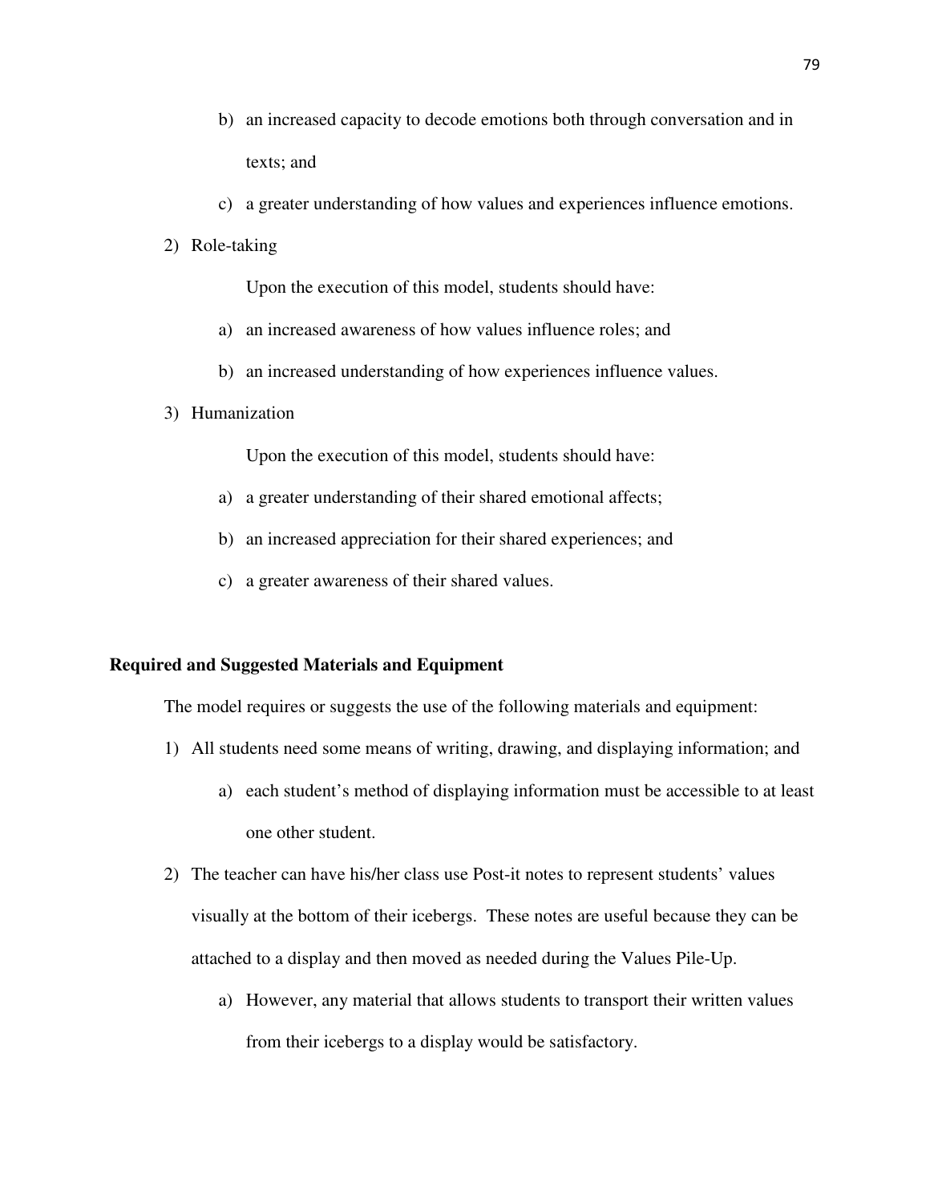b) an increased capacity to decode emotions both through conversation and in texts; and
   c) a greater understanding of how values and experiences influence emotions.

2) Role-taking

   Upon the execution of this model, students should have:

   a) an increased awareness of how values influence roles; and
   b) an increased understanding of how experiences influence values.

3) Humanization

   Upon the execution of this model, students should have:

   a) a greater understanding of their shared emotional affects;
   b) an increased appreciation for their shared experiences; and
   c) a greater awareness of their shared values.

**Required and Suggested Materials and Equipment**

The model requires or suggests the use of the following materials and equipment:

1) All students need some means of writing, drawing, and displaying information; and
   a) each student's method of displaying information must be accessible to at least one other student.
2) The teacher can have his/her class use Post-it notes to represent students' values visually at the bottom of their icebergs. These notes are useful because they can be attached to a display and then moved as needed during the Values Pile-Up.
   a) However, any material that allows students to transport their written values from their icebergs to a display would be satisfactory.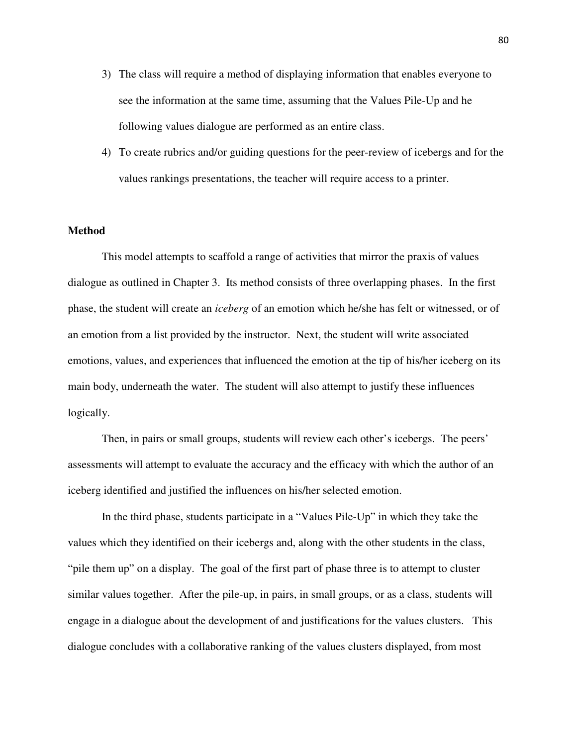3) The class will require a method of displaying information that enables everyone to see the information at the same time, assuming that the Values Pile-Up and he following values dialogue are performed as an entire class.
4) To create rubrics and/or guiding questions for the peer-review of icebergs and for the values rankings presentations, the teacher will require access to a printer.

**Method**

This model attempts to scaffold a range of activities that mirror the praxis of values dialogue as outlined in Chapter 3. Its method consists of three overlapping phases. In the first phase, the student will create an *iceberg* of an emotion which he/she has felt or witnessed, or of an emotion from a list provided by the instructor. Next, the student will write associated emotions, values, and experiences that influenced the emotion at the tip of his/her iceberg on its main body, underneath the water. The student will also attempt to justify these influences logically.

Then, in pairs or small groups, students will review each other's icebergs. The peers' assessments will attempt to evaluate the accuracy and the efficacy with which the author of an iceberg identified and justified the influences on his/her selected emotion.

In the third phase, students participate in a "Values Pile-Up" in which they take the values which they identified on their icebergs and, along with the other students in the class, "pile them up" on a display. The goal of the first part of phase three is to attempt to cluster similar values together. After the pile-up, in pairs, in small groups, or as a class, students will engage in a dialogue about the development of and justifications for the values clusters. This dialogue concludes with a collaborative ranking of the values clusters displayed, from most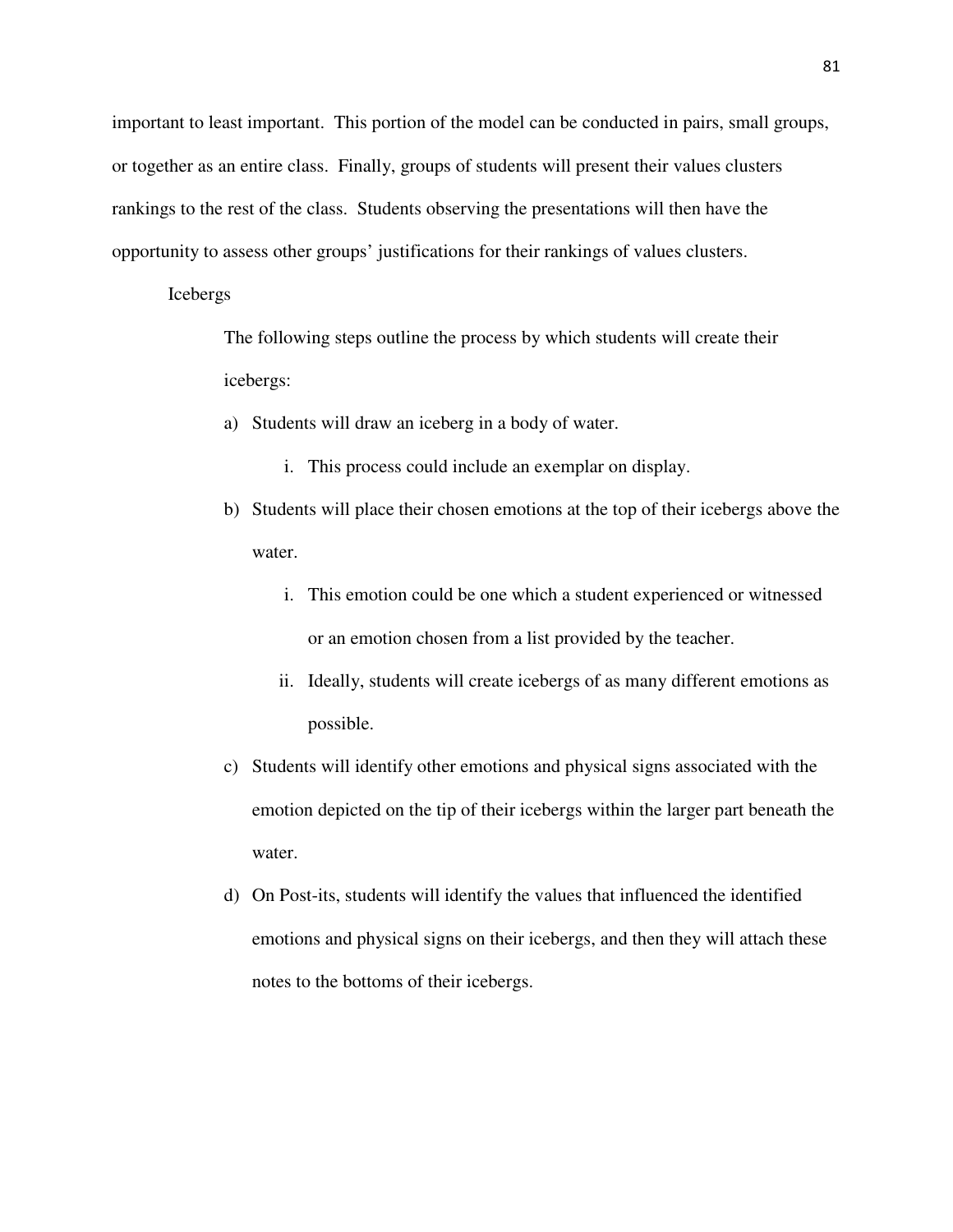important to least important. This portion of the model can be conducted in pairs, small groups, or together as an entire class. Finally, groups of students will present their values clusters rankings to the rest of the class. Students observing the presentations will then have the opportunity to assess other groups' justifications for their rankings of values clusters.

### Icebergs

The following steps outline the process by which students will create their icebergs:

a) Students will draw an iceberg in a body of water.
   - i. This process could include an exemplar on display.
b) Students will place their chosen emotions at the top of their icebergs above the water.
   - i. This emotion could be one which a student experienced or witnessed or an emotion chosen from a list provided by the teacher.
   - ii. Ideally, students will create icebergs of as many different emotions as possible.
c) Students will identify other emotions and physical signs associated with the emotion depicted on the tip of their icebergs within the larger part beneath the water.
d) On Post-its, students will identify the values that influenced the identified emotions and physical signs on their icebergs, and then they will attach these notes to the bottoms of their icebergs.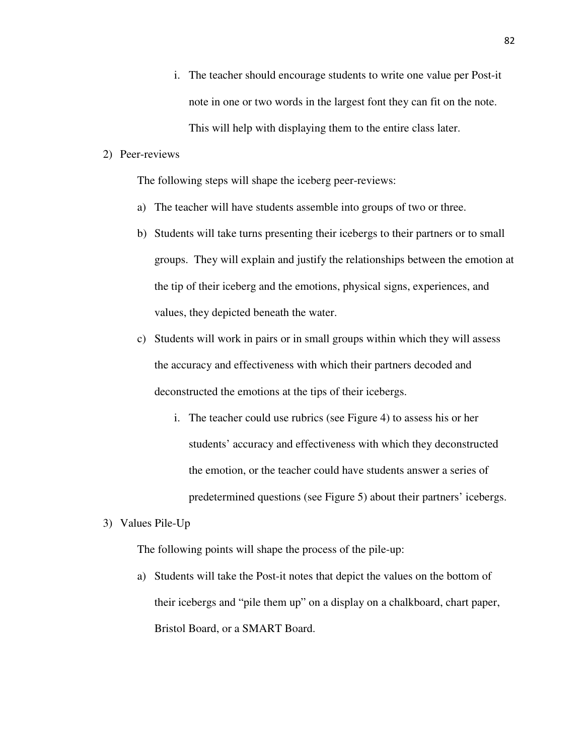i. The teacher should encourage students to write one value per Post-it note in one or two words in the largest font they can fit on the note. This will help with displaying them to the entire class later.

2) Peer-reviews

The following steps will shape the iceberg peer-reviews:

a) The teacher will have students assemble into groups of two or three.
b) Students will take turns presenting their icebergs to their partners or to small groups. They will explain and justify the relationships between the emotion at the tip of their iceberg and the emotions, physical signs, experiences, and values, they depicted beneath the water.
c) Students will work in pairs or in small groups within which they will assess the accuracy and effectiveness with which their partners decoded and deconstructed the emotions at the tips of their icebergs.
    i. The teacher could use rubrics (see Figure 4) to assess his or her students' accuracy and effectiveness with which they deconstructed the emotion, or the teacher could have students answer a series of predetermined questions (see Figure 5) about their partners' icebergs.

3) Values Pile-Up

The following points will shape the process of the pile-up:

a) Students will take the Post-it notes that depict the values on the bottom of their icebergs and "pile them up" on a display on a chalkboard, chart paper, Bristol Board, or a SMART Board.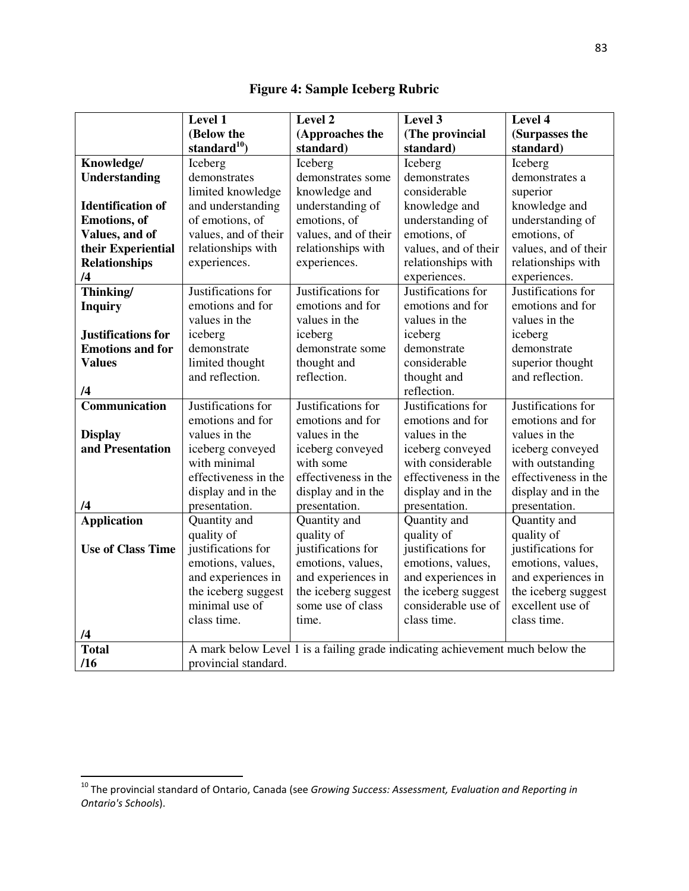**Figure 4: Sample Iceberg Rubric**

| | **Level 1 (Below the standard[10])** | **Level 2 (Approaches the standard)** | **Level 3 (The provincial standard)** | **Level 4 (Surpasses the standard)** |
|---|---|---|---|---|
| **Knowledge/ Understanding** <br><br> **Identification of Emotions, of Values, and of their Experiential Relationships** <br> **/4** | Iceberg demonstrates limited knowledge and understanding of emotions, of values, and of their relationships with experiences. | Iceberg demonstrates some knowledge and understanding of emotions, of values, and of their relationships with experiences. | Iceberg demonstrates considerable knowledge and understanding of emotions, of values, and of their relationships with experiences. | Iceberg demonstrates a superior knowledge and understanding of emotions, of values, and of their relationships with experiences. |
| **Thinking/ Inquiry** <br><br> **Justifications for Emotions and for Values** <br><br> **/4** | Justifications for emotions and for values in the iceberg demonstrate limited thought and reflection. | Justifications for emotions and for values in the iceberg demonstrate some thought and reflection. | Justifications for emotions and for values in the iceberg demonstrate considerable thought and reflection. | Justifications for emotions and for values in the iceberg demonstrate superior thought and reflection. |
| **Communication** <br><br> **Display and Presentation** <br><br> **/4** | Justifications for emotions and for values in the iceberg conveyed with minimal effectiveness in the display and in the presentation. | Justifications for emotions and for values in the iceberg conveyed with some effectiveness in the display and in the presentation. | Justifications for emotions and for values in the iceberg conveyed with considerable effectiveness in the display and in the presentation. | Justifications for emotions and for values in the iceberg conveyed with outstanding effectiveness in the display and in the presentation. |
| **Application** <br><br> **Use of Class Time** <br><br> **/4** | Quantity and quality of justifications for emotions, values, and experiences in the iceberg suggest minimal use of class time. | Quantity and quality of justifications for emotions, values, and experiences in the iceberg suggest some use of class time. | Quantity and quality of justifications for emotions, values, and experiences in the iceberg suggest considerable use of class time. | Quantity and quality of justifications for emotions, values, and experiences in the iceberg suggest excellent use of class time. |
| **Total** <br> **/16** | A mark below Level 1 is a failing grade indicating achievement much below the provincial standard. | | | |

[10] The provincial standard of Ontario, Canada (see *Growing Success: Assessment, Evaluation and Reporting in Ontario's Schools*).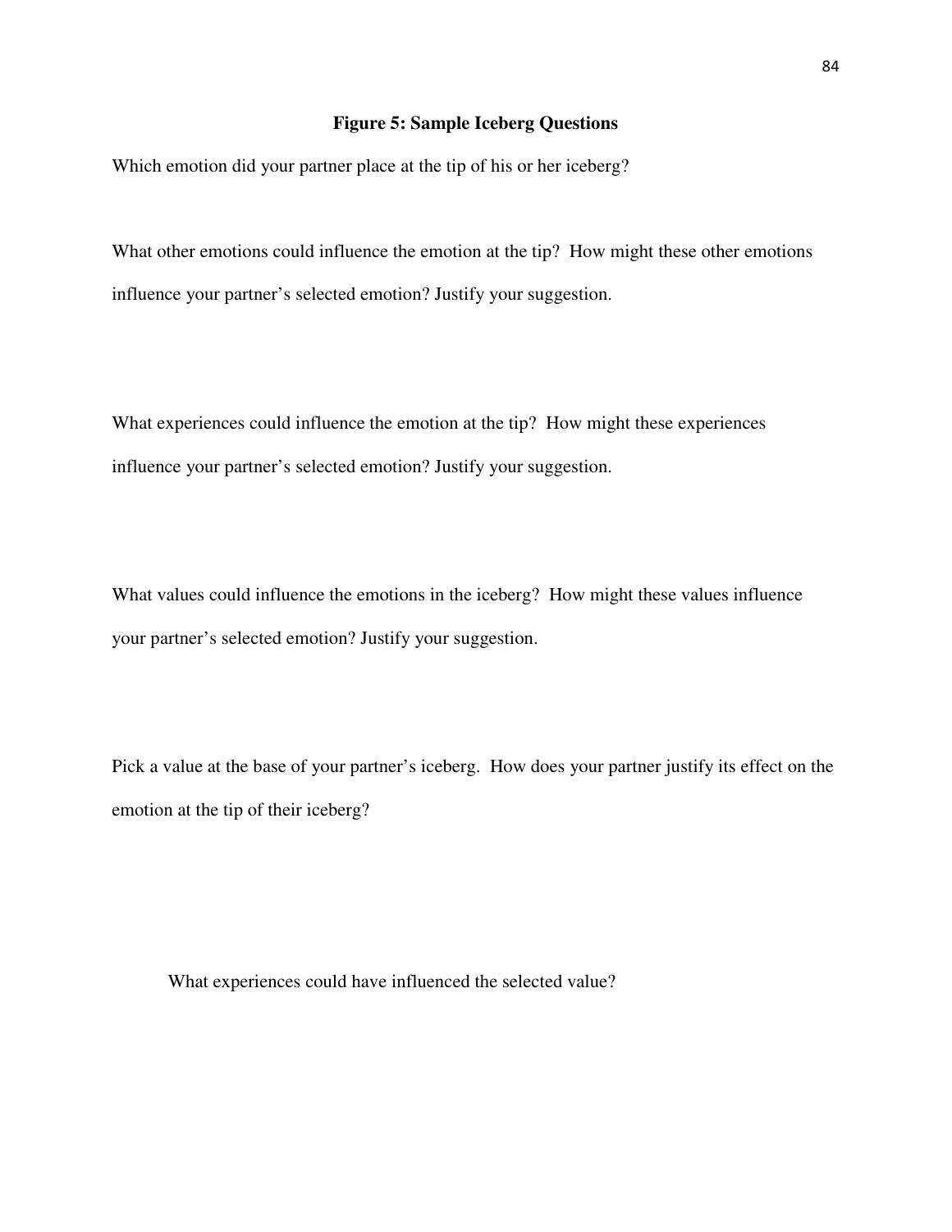**Figure 5: Sample Iceberg Questions**

Which emotion did your partner place at the tip of his or her iceberg?

What other emotions could influence the emotion at the tip? How might these other emotions influence your partner's selected emotion? Justify your suggestion.

What experiences could influence the emotion at the tip? How might these experiences influence your partner's selected emotion? Justify your suggestion.

What values could influence the emotions in the iceberg? How might these values influence your partner's selected emotion? Justify your suggestion.

Pick a value at the base of your partner's iceberg. How does your partner justify its effect on the emotion at the tip of their iceberg?

What experiences could have influenced the selected value?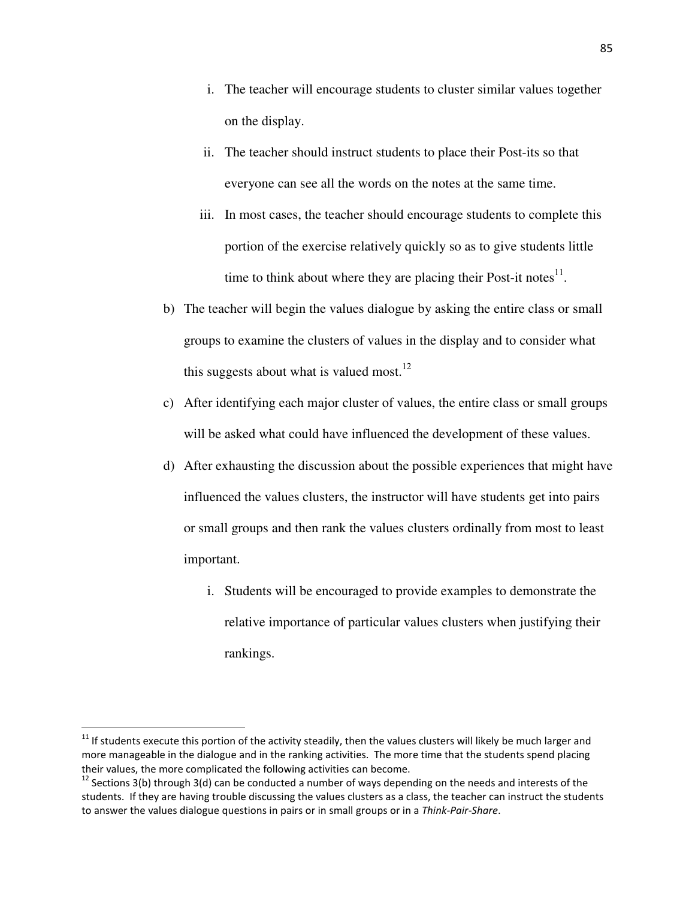i. The teacher will encourage students to cluster similar values together on the display.

ii. The teacher should instruct students to place their Post-its so that everyone can see all the words on the notes at the same time.

iii. In most cases, the teacher should encourage students to complete this portion of the exercise relatively quickly so as to give students little time to think about where they are placing their Post-it notes[11].

b) The teacher will begin the values dialogue by asking the entire class or small groups to examine the clusters of values in the display and to consider what this suggests about what is valued most.[12]

c) After identifying each major cluster of values, the entire class or small groups will be asked what could have influenced the development of these values.

d) After exhausting the discussion about the possible experiences that might have influenced the values clusters, the instructor will have students get into pairs or small groups and then rank the values clusters ordinally from most to least important.

   i. Students will be encouraged to provide examples to demonstrate the relative importance of particular values clusters when justifying their rankings.

---

[11] If students execute this portion of the activity steadily, then the values clusters will likely be much larger and more manageable in the dialogue and in the ranking activities. The more time that the students spend placing their values, the more complicated the following activities can become.

[12] Sections 3(b) through 3(d) can be conducted a number of ways depending on the needs and interests of the students. If they are having trouble discussing the values clusters as a class, the teacher can instruct the students to answer the values dialogue questions in pairs or in small groups or in a *Think-Pair-Share*.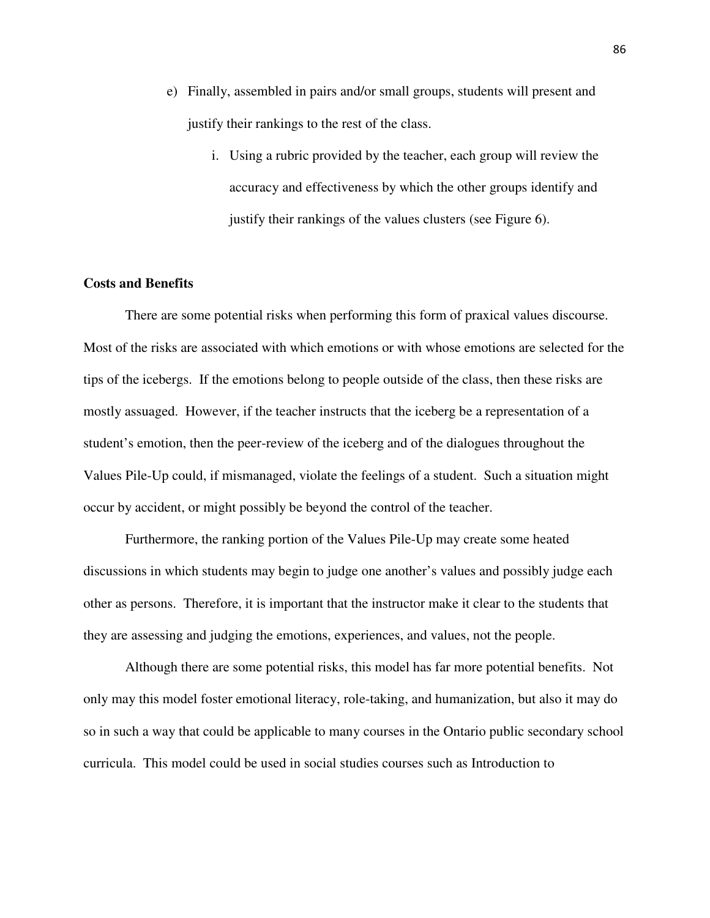e) Finally, assembled in pairs and/or small groups, students will present and justify their rankings to the rest of the class.

   i. Using a rubric provided by the teacher, each group will review the accuracy and effectiveness by which the other groups identify and justify their rankings of the values clusters (see Figure 6).

**Costs and Benefits**

There are some potential risks when performing this form of praxical values discourse. Most of the risks are associated with which emotions or with whose emotions are selected for the tips of the icebergs. If the emotions belong to people outside of the class, then these risks are mostly assuaged. However, if the teacher instructs that the iceberg be a representation of a student's emotion, then the peer-review of the iceberg and of the dialogues throughout the Values Pile-Up could, if mismanaged, violate the feelings of a student. Such a situation might occur by accident, or might possibly be beyond the control of the teacher.

Furthermore, the ranking portion of the Values Pile-Up may create some heated discussions in which students may begin to judge one another's values and possibly judge each other as persons. Therefore, it is important that the instructor make it clear to the students that they are assessing and judging the emotions, experiences, and values, not the people.

Although there are some potential risks, this model has far more potential benefits. Not only may this model foster emotional literacy, role-taking, and humanization, but also it may do so in such a way that could be applicable to many courses in the Ontario public secondary school curricula. This model could be used in social studies courses such as Introduction to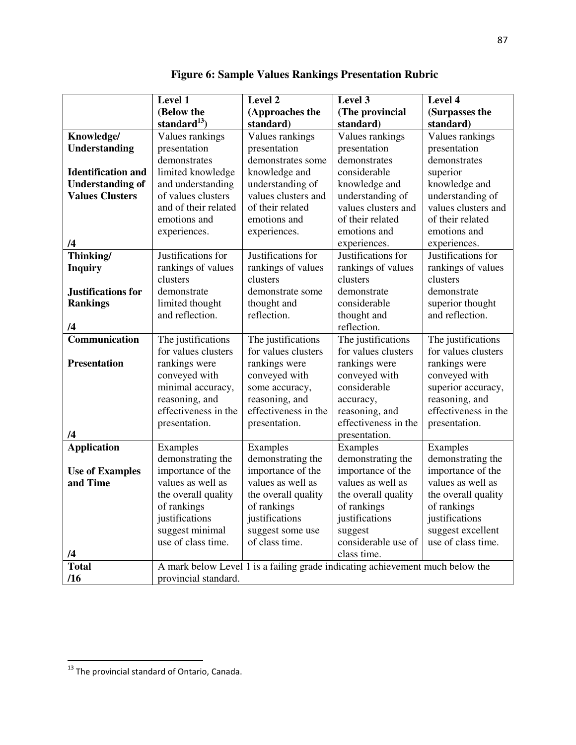**Figure 6: Sample Values Rankings Presentation Rubric**

| | Level 1 (Below the standard[13]) | Level 2 (Approaches the standard) | Level 3 (The provincial standard) | Level 4 (Surpasses the standard) |
|---|---|---|---|---|
| **Knowledge/ Understanding**<br><br>**Identification and Understanding of Values Clusters**<br><br>**/4** | Values rankings presentation demonstrates limited knowledge and understanding of values clusters and of their related emotions and experiences. | Values rankings presentation demonstrates some knowledge and understanding of values clusters and of their related emotions and experiences. | Values rankings presentation demonstrates considerable knowledge and understanding of values clusters and of their related emotions and experiences. | Values rankings presentation demonstrates superior knowledge and understanding of values clusters and of their related emotions and experiences. |
| **Thinking/ Inquiry**<br><br>**Justifications for Rankings**<br><br>**/4** | Justifications for rankings of values clusters demonstrate limited thought and reflection. | Justifications for rankings of values clusters demonstrate some thought and reflection. | Justifications for rankings of values clusters demonstrate considerable thought and reflection. | Justifications for rankings of values clusters demonstrate superior thought and reflection. |
| **Communication**<br><br>**Presentation**<br><br>**/4** | The justifications for values clusters rankings were conveyed with minimal accuracy, reasoning, and effectiveness in the presentation. | The justifications for values clusters rankings were conveyed with some accuracy, reasoning, and effectiveness in the presentation. | The justifications for values clusters rankings were conveyed with considerable accuracy, reasoning, and effectiveness in the presentation. | The justifications for values clusters rankings were conveyed with superior accuracy, reasoning, and effectiveness in the presentation. |
| **Application**<br><br>**Use of Examples and Time**<br><br>**/4** | Examples demonstrating the importance of the values as well as the overall quality of rankings justifications suggest minimal use of class time. | Examples demonstrating the importance of the values as well as the overall quality of rankings justifications suggest some use of class time. | Examples demonstrating the importance of the values as well as the overall quality of rankings justifications suggest considerable use of class time. | Examples demonstrating the importance of the values as well as the overall quality of rankings justifications suggest excellent use of class time. |
| **Total**<br>**/16** | A mark below Level 1 is a failing grade indicating achievement much below the provincial standard. | | | |

[13] The provincial standard of Ontario, Canada.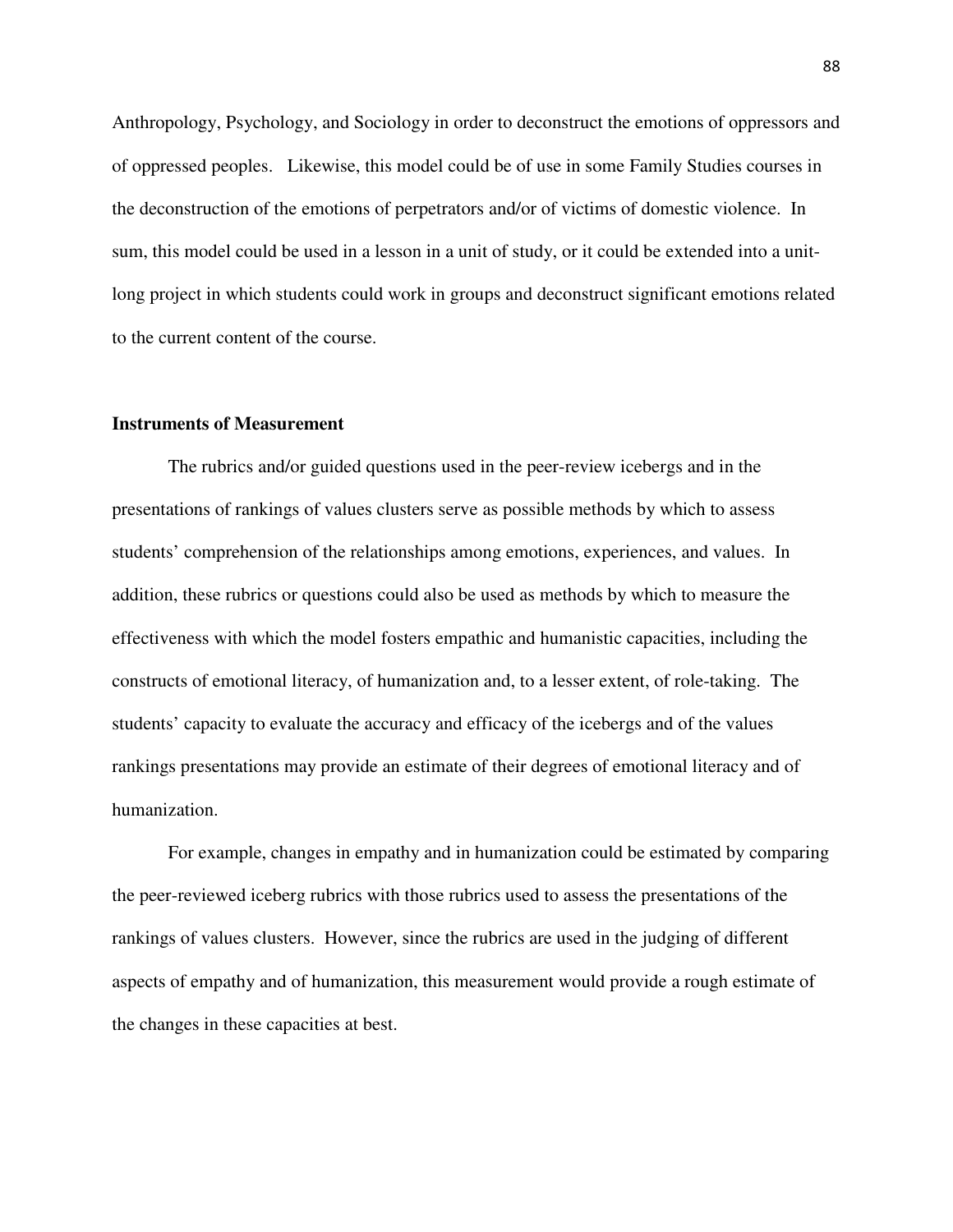Anthropology, Psychology, and Sociology in order to deconstruct the emotions of oppressors and of oppressed peoples. Likewise, this model could be of use in some Family Studies courses in the deconstruction of the emotions of perpetrators and/or of victims of domestic violence. In sum, this model could be used in a lesson in a unit of study, or it could be extended into a unit-long project in which students could work in groups and deconstruct significant emotions related to the current content of the course.

### Instruments of Measurement

The rubrics and/or guided questions used in the peer-review icebergs and in the presentations of rankings of values clusters serve as possible methods by which to assess students' comprehension of the relationships among emotions, experiences, and values. In addition, these rubrics or questions could also be used as methods by which to measure the effectiveness with which the model fosters empathic and humanistic capacities, including the constructs of emotional literacy, of humanization and, to a lesser extent, of role-taking. The students' capacity to evaluate the accuracy and efficacy of the icebergs and of the values rankings presentations may provide an estimate of their degrees of emotional literacy and of humanization.

For example, changes in empathy and in humanization could be estimated by comparing the peer-reviewed iceberg rubrics with those rubrics used to assess the presentations of the rankings of values clusters. However, since the rubrics are used in the judging of different aspects of empathy and of humanization, this measurement would provide a rough estimate of the changes in these capacities at best.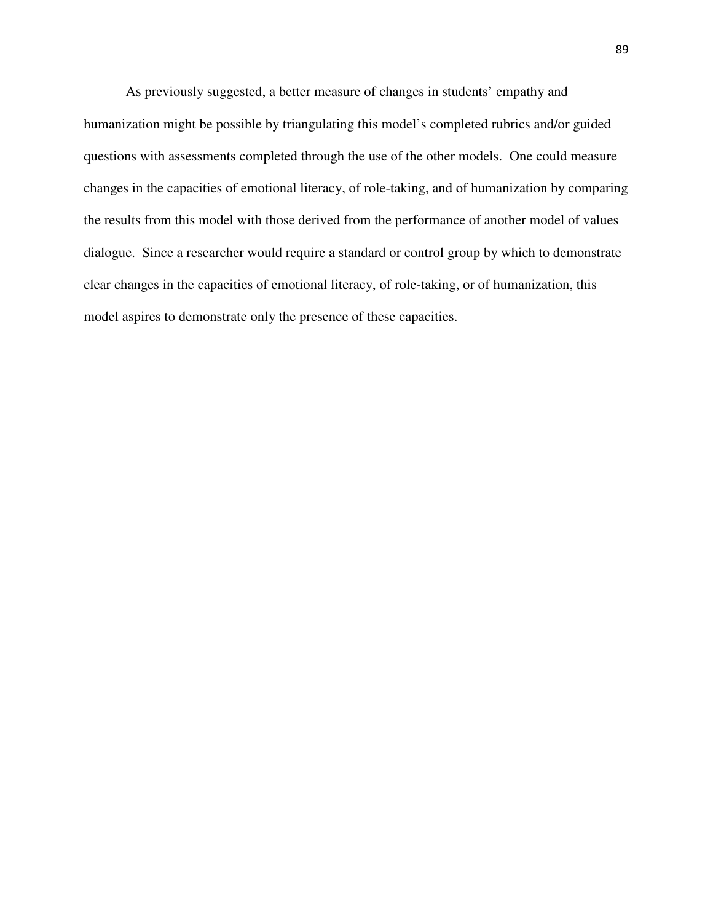As previously suggested, a better measure of changes in students' empathy and humanization might be possible by triangulating this model's completed rubrics and/or guided questions with assessments completed through the use of the other models. One could measure changes in the capacities of emotional literacy, of role-taking, and of humanization by comparing the results from this model with those derived from the performance of another model of values dialogue. Since a researcher would require a standard or control group by which to demonstrate clear changes in the capacities of emotional literacy, of role-taking, or of humanization, this model aspires to demonstrate only the presence of these capacities.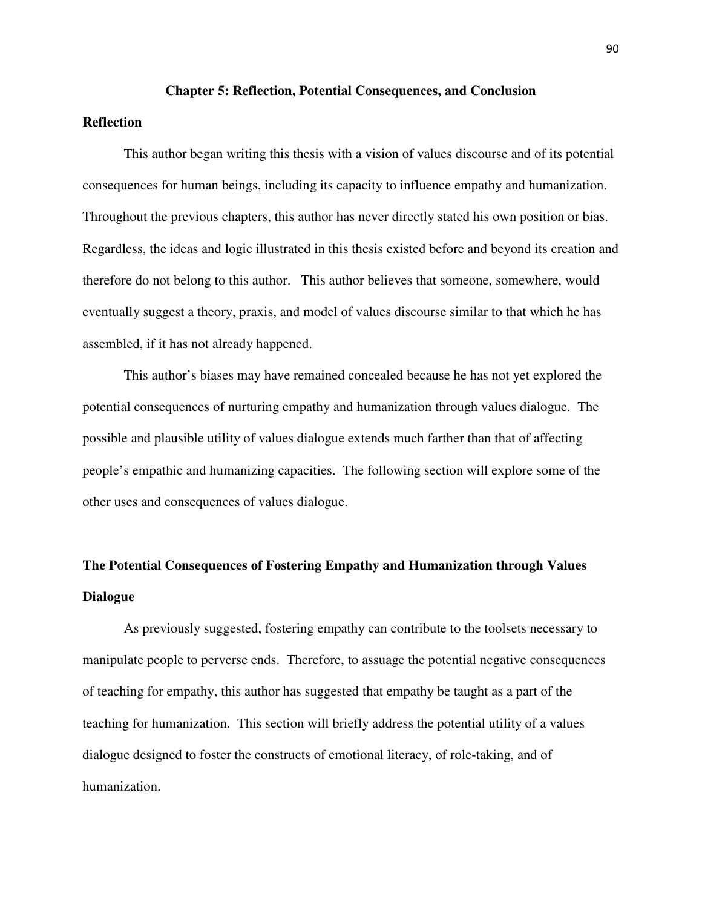# Chapter 5: Reflection, Potential Consequences, and Conclusion

## Reflection

This author began writing this thesis with a vision of values discourse and of its potential consequences for human beings, including its capacity to influence empathy and humanization. Throughout the previous chapters, this author has never directly stated his own position or bias. Regardless, the ideas and logic illustrated in this thesis existed before and beyond its creation and therefore do not belong to this author. This author believes that someone, somewhere, would eventually suggest a theory, praxis, and model of values discourse similar to that which he has assembled, if it has not already happened.

This author's biases may have remained concealed because he has not yet explored the potential consequences of nurturing empathy and humanization through values dialogue. The possible and plausible utility of values dialogue extends much farther than that of affecting people's empathic and humanizing capacities. The following section will explore some of the other uses and consequences of values dialogue.

## The Potential Consequences of Fostering Empathy and Humanization through Values Dialogue

As previously suggested, fostering empathy can contribute to the toolsets necessary to manipulate people to perverse ends. Therefore, to assuage the potential negative consequences of teaching for empathy, this author has suggested that empathy be taught as a part of the teaching for humanization. This section will briefly address the potential utility of a values dialogue designed to foster the constructs of emotional literacy, of role-taking, and of humanization.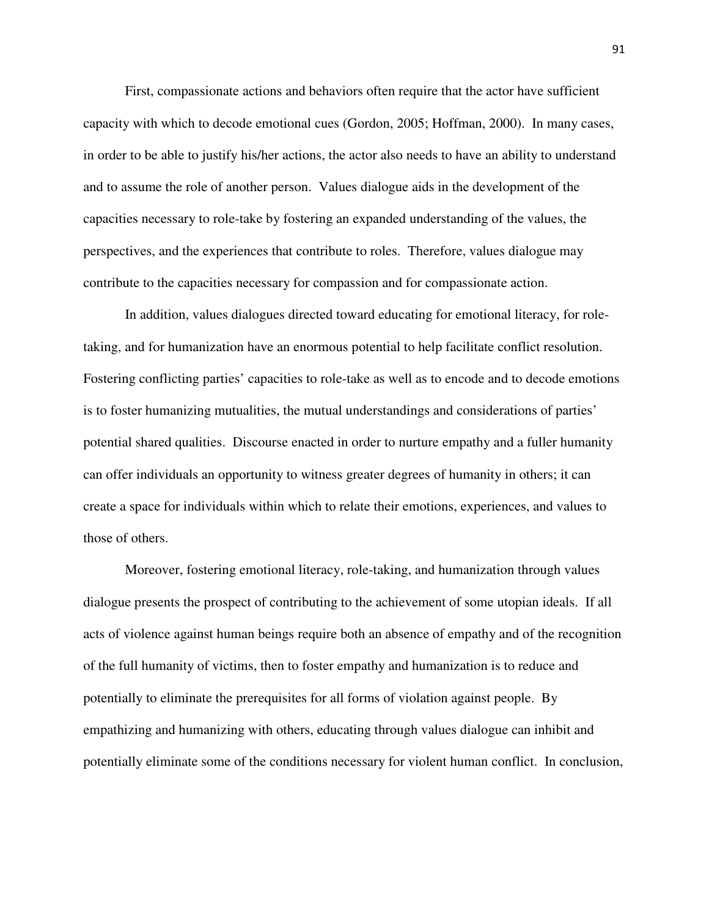First, compassionate actions and behaviors often require that the actor have sufficient capacity with which to decode emotional cues (Gordon, 2005; Hoffman, 2000). In many cases, in order to be able to justify his/her actions, the actor also needs to have an ability to understand and to assume the role of another person. Values dialogue aids in the development of the capacities necessary to role-take by fostering an expanded understanding of the values, the perspectives, and the experiences that contribute to roles. Therefore, values dialogue may contribute to the capacities necessary for compassion and for compassionate action.

In addition, values dialogues directed toward educating for emotional literacy, for role-taking, and for humanization have an enormous potential to help facilitate conflict resolution. Fostering conflicting parties' capacities to role-take as well as to encode and to decode emotions is to foster humanizing mutualities, the mutual understandings and considerations of parties' potential shared qualities. Discourse enacted in order to nurture empathy and a fuller humanity can offer individuals an opportunity to witness greater degrees of humanity in others; it can create a space for individuals within which to relate their emotions, experiences, and values to those of others.

Moreover, fostering emotional literacy, role-taking, and humanization through values dialogue presents the prospect of contributing to the achievement of some utopian ideals. If all acts of violence against human beings require both an absence of empathy and of the recognition of the full humanity of victims, then to foster empathy and humanization is to reduce and potentially to eliminate the prerequisites for all forms of violation against people. By empathizing and humanizing with others, educating through values dialogue can inhibit and potentially eliminate some of the conditions necessary for violent human conflict. In conclusion,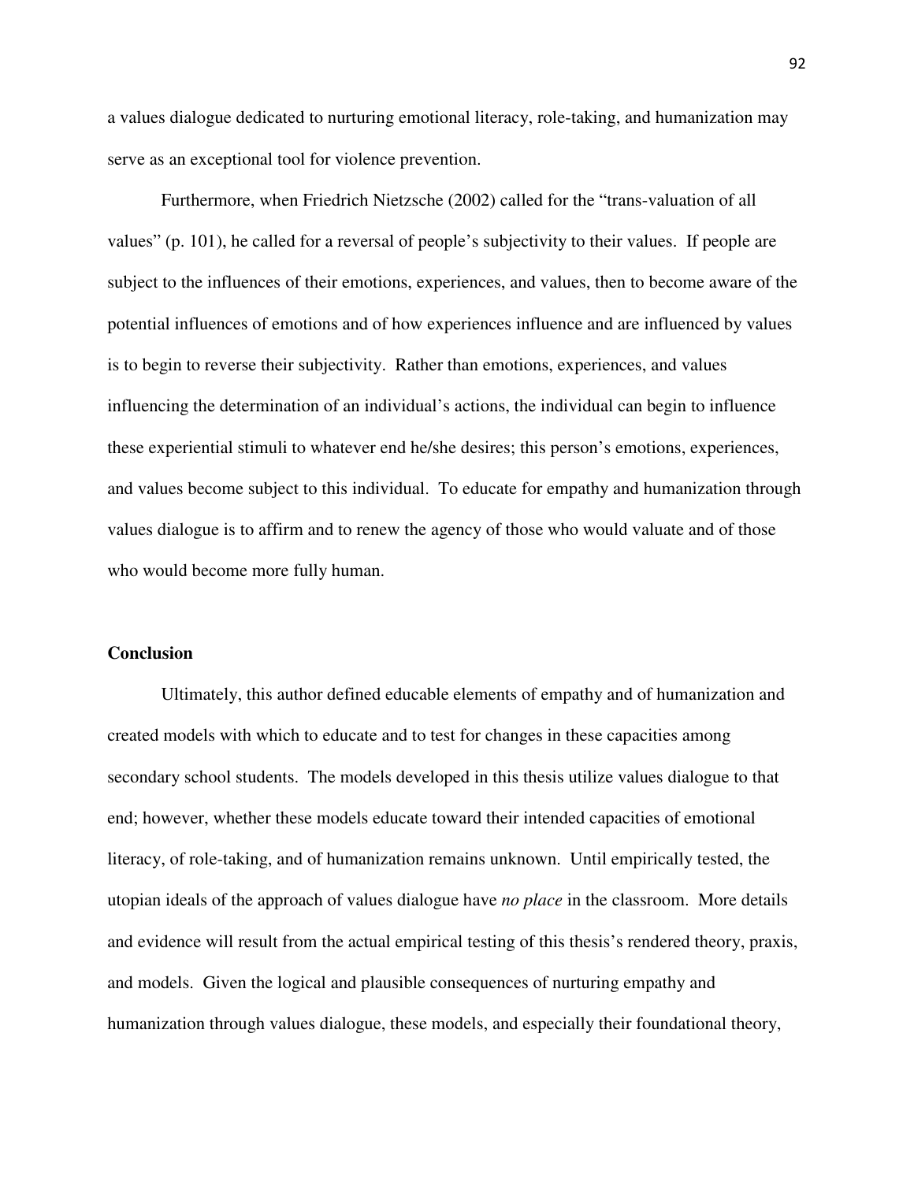a values dialogue dedicated to nurturing emotional literacy, role-taking, and humanization may serve as an exceptional tool for violence prevention.

Furthermore, when Friedrich Nietzsche (2002) called for the "trans-valuation of all values" (p. 101), he called for a reversal of people's subjectivity to their values. If people are subject to the influences of their emotions, experiences, and values, then to become aware of the potential influences of emotions and of how experiences influence and are influenced by values is to begin to reverse their subjectivity. Rather than emotions, experiences, and values influencing the determination of an individual's actions, the individual can begin to influence these experiential stimuli to whatever end he/she desires; this person's emotions, experiences, and values become subject to this individual. To educate for empathy and humanization through values dialogue is to affirm and to renew the agency of those who would valuate and of those who would become more fully human.

## Conclusion

Ultimately, this author defined educable elements of empathy and of humanization and created models with which to educate and to test for changes in these capacities among secondary school students. The models developed in this thesis utilize values dialogue to that end; however, whether these models educate toward their intended capacities of emotional literacy, of role-taking, and of humanization remains unknown. Until empirically tested, the utopian ideals of the approach of values dialogue have *no place* in the classroom. More details and evidence will result from the actual empirical testing of this thesis's rendered theory, praxis, and models. Given the logical and plausible consequences of nurturing empathy and humanization through values dialogue, these models, and especially their foundational theory,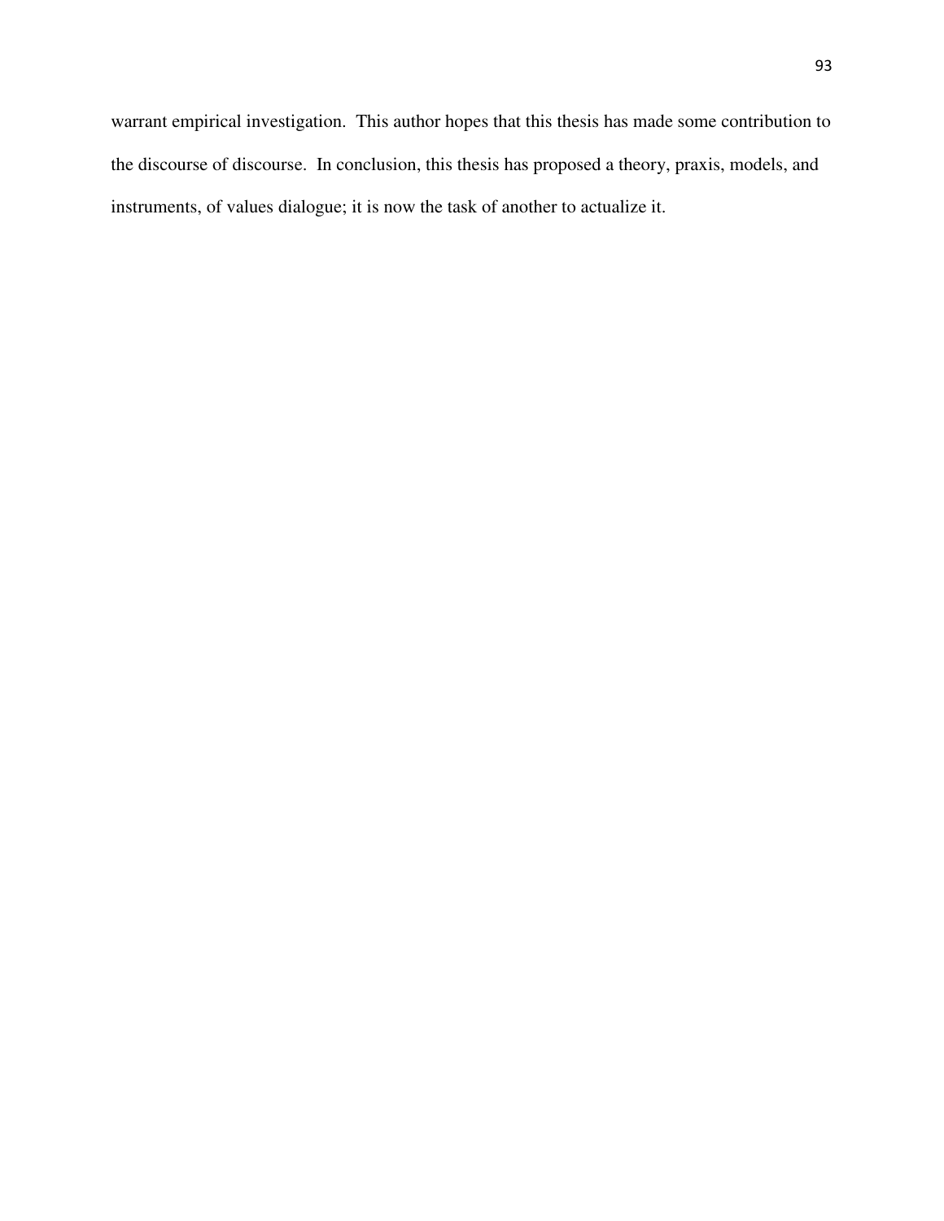warrant empirical investigation.  This author hopes that this thesis has made some contribution to the discourse of discourse.  In conclusion, this thesis has proposed a theory, praxis, models, and instruments, of values dialogue; it is now the task of another to actualize it.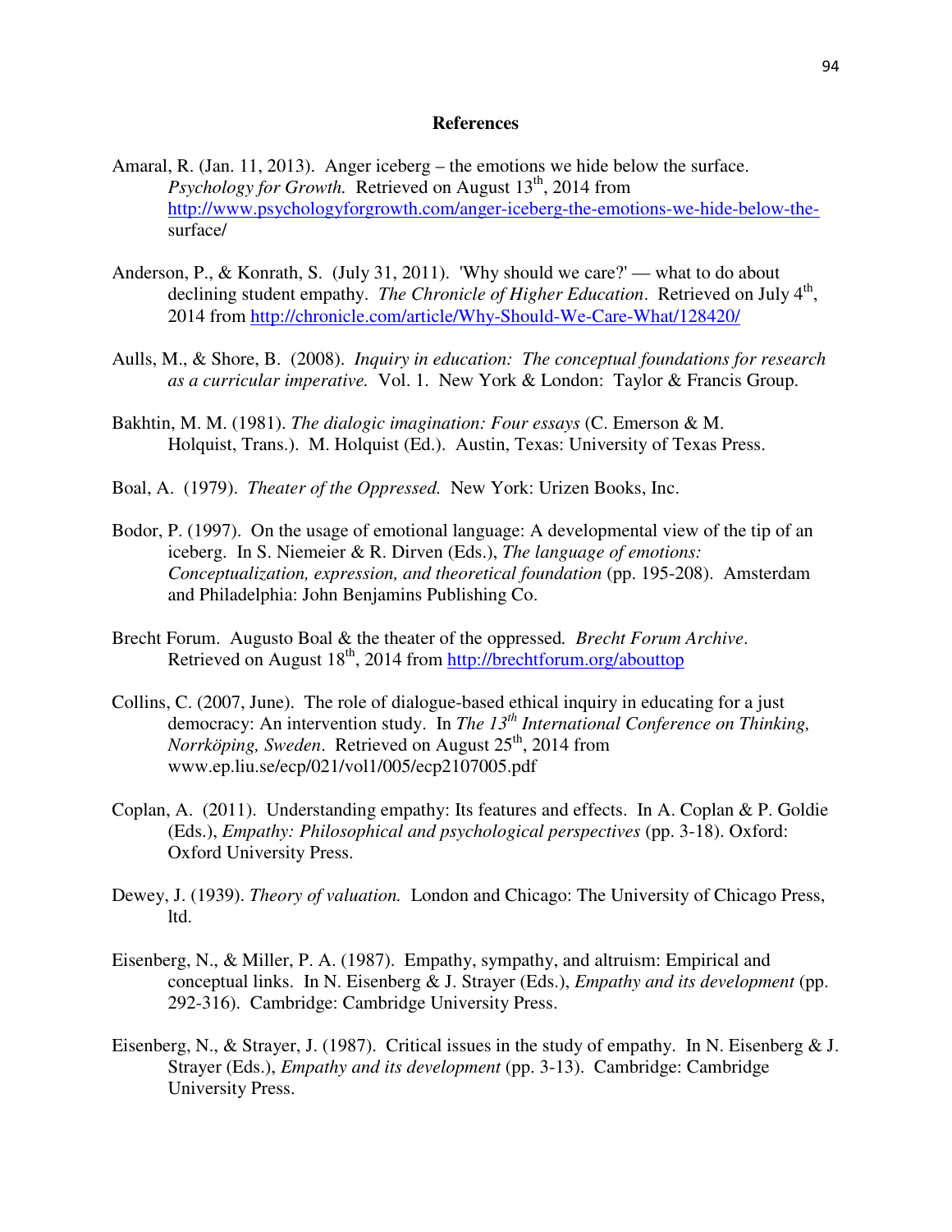## References

Amaral, R. (Jan. 11, 2013). Anger iceberg – the emotions we hide below the surface. *Psychology for Growth.* Retrieved on August 13th, 2014 from http://www.psychologyforgrowth.com/anger-iceberg-the-emotions-we-hide-below-the-surface/

Anderson, P., & Konrath, S. (July 31, 2011). 'Why should we care?' — what to do about declining student empathy. *The Chronicle of Higher Education*. Retrieved on July 4th, 2014 from http://chronicle.com/article/Why-Should-We-Care-What/128420/

Aulls, M., & Shore, B. (2008). *Inquiry in education: The conceptual foundations for research as a curricular imperative.* Vol. 1. New York & London: Taylor & Francis Group.

Bakhtin, M. M. (1981). *The dialogic imagination: Four essays* (C. Emerson & M. Holquist, Trans.). M. Holquist (Ed.). Austin, Texas: University of Texas Press.

Boal, A. (1979). *Theater of the Oppressed.* New York: Urizen Books, Inc.

Bodor, P. (1997). On the usage of emotional language: A developmental view of the tip of an iceberg. In S. Niemeier & R. Dirven (Eds.), *The language of emotions: Conceptualization, expression, and theoretical foundation* (pp. 195-208). Amsterdam and Philadelphia: John Benjamins Publishing Co.

Brecht Forum. Augusto Boal & the theater of the oppressed*. Brecht Forum Archive*. Retrieved on August 18th, 2014 from http://brechtforum.org/abouttop

Collins, C. (2007, June). The role of dialogue-based ethical inquiry in educating for a just democracy: An intervention study. In *The 13th International Conference on Thinking, Norrköping, Sweden*. Retrieved on August 25th, 2014 from www.ep.liu.se/ecp/021/vol1/005/ecp2107005.pdf

Coplan, A. (2011). Understanding empathy: Its features and effects. In A. Coplan & P. Goldie (Eds.), *Empathy: Philosophical and psychological perspectives* (pp. 3-18). Oxford: Oxford University Press.

Dewey, J. (1939). *Theory of valuation.* London and Chicago: The University of Chicago Press, ltd.

Eisenberg, N., & Miller, P. A. (1987). Empathy, sympathy, and altruism: Empirical and conceptual links. In N. Eisenberg & J. Strayer (Eds.), *Empathy and its development* (pp. 292-316). Cambridge: Cambridge University Press.

Eisenberg, N., & Strayer, J. (1987). Critical issues in the study of empathy. In N. Eisenberg & J. Strayer (Eds.), *Empathy and its development* (pp. 3-13). Cambridge: Cambridge University Press.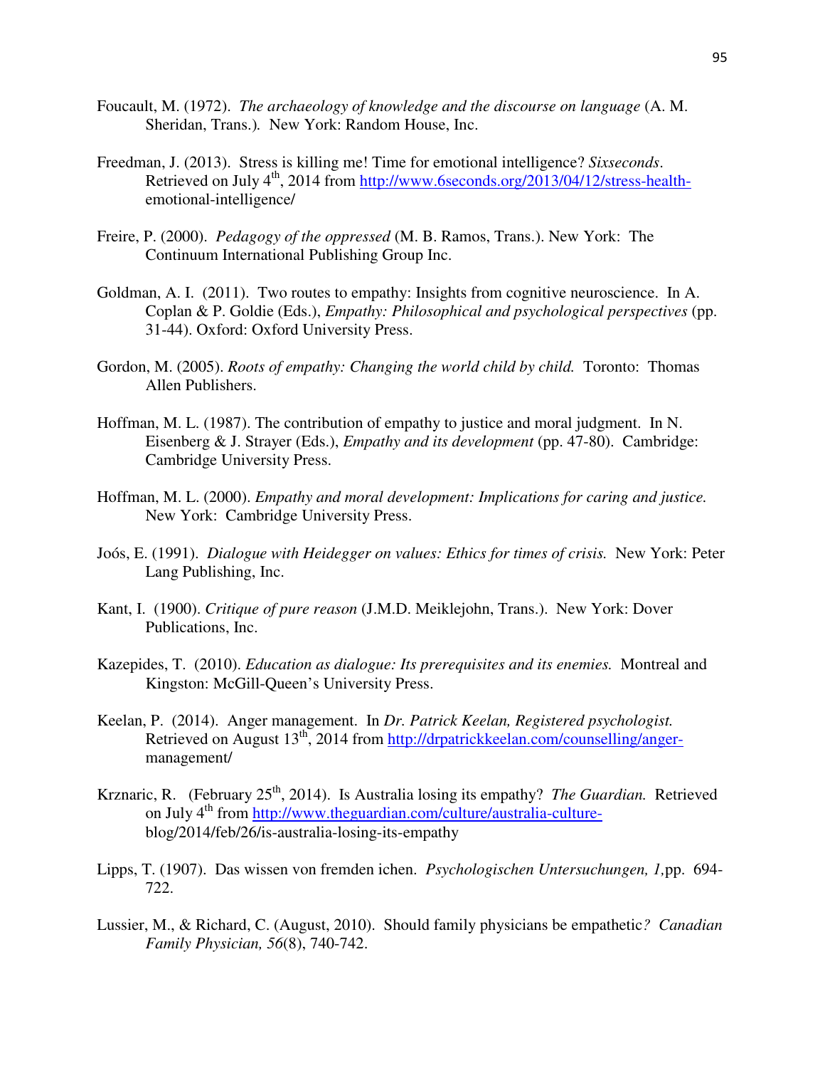Foucault, M. (1972). *The archaeology of knowledge and the discourse on language* (A. M. Sheridan, Trans.). New York: Random House, Inc.

Freedman, J. (2013). Stress is killing me! Time for emotional intelligence? *Sixseconds*. Retrieved on July 4th, 2014 from http://www.6seconds.org/2013/04/12/stress-health-emotional-intelligence/

Freire, P. (2000). *Pedagogy of the oppressed* (M. B. Ramos, Trans.). New York: The Continuum International Publishing Group Inc.

Goldman, A. I. (2011). Two routes to empathy: Insights from cognitive neuroscience. In A. Coplan & P. Goldie (Eds.), *Empathy: Philosophical and psychological perspectives* (pp. 31-44). Oxford: Oxford University Press.

Gordon, M. (2005). *Roots of empathy: Changing the world child by child.* Toronto: Thomas Allen Publishers.

Hoffman, M. L. (1987). The contribution of empathy to justice and moral judgment. In N. Eisenberg & J. Strayer (Eds.), *Empathy and its development* (pp. 47-80). Cambridge: Cambridge University Press.

Hoffman, M. L. (2000). *Empathy and moral development: Implications for caring and justice.* New York: Cambridge University Press.

Joós, E. (1991). *Dialogue with Heidegger on values: Ethics for times of crisis.* New York: Peter Lang Publishing, Inc.

Kant, I. (1900). *Critique of pure reason* (J.M.D. Meiklejohn, Trans.). New York: Dover Publications, Inc.

Kazepides, T. (2010). *Education as dialogue: Its prerequisites and its enemies.* Montreal and Kingston: McGill-Queen's University Press.

Keelan, P. (2014). Anger management. In *Dr. Patrick Keelan, Registered psychologist.* Retrieved on August 13th, 2014 from http://drpatrickkeelan.com/counselling/anger-management/

Krznaric, R. (February 25th, 2014). Is Australia losing its empathy? *The Guardian.* Retrieved on July 4th from http://www.theguardian.com/culture/australia-culture-blog/2014/feb/26/is-australia-losing-its-empathy

Lipps, T. (1907). Das wissen von fremden ichen. *Psychologischen Untersuchungen, 1,* pp. 694-722.

Lussier, M., & Richard, C. (August, 2010). Should family physicians be empathetic? *Canadian Family Physician, 56*(8), 740-742.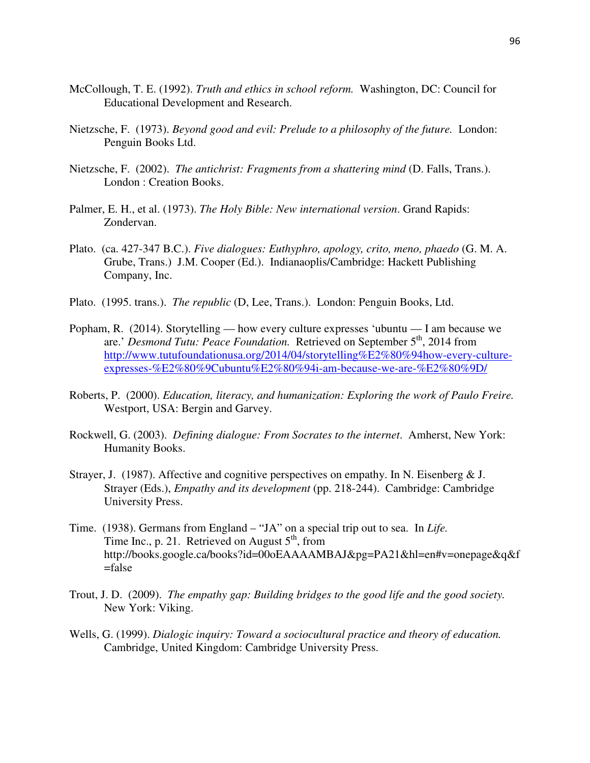McCollough, T. E. (1992). *Truth and ethics in school reform.* Washington, DC: Council for Educational Development and Research.

Nietzsche, F. (1973). *Beyond good and evil: Prelude to a philosophy of the future.* London: Penguin Books Ltd.

Nietzsche, F. (2002). *The antichrist: Fragments from a shattering mind* (D. Falls, Trans.). London : Creation Books.

Palmer, E. H., et al. (1973). *The Holy Bible: New international version*. Grand Rapids: Zondervan.

Plato. (ca. 427-347 B.C.). *Five dialogues: Euthyphro, apology, crito, meno, phaedo* (G. M. A. Grube, Trans.) J.M. Cooper (Ed.). Indianaoplis/Cambridge: Hackett Publishing Company, Inc.

Plato. (1995. trans.). *The republic* (D, Lee, Trans.). London: Penguin Books, Ltd.

Popham, R. (2014). Storytelling — how every culture expresses 'ubuntu — I am because we are.' *Desmond Tutu: Peace Foundation.* Retrieved on September 5th, 2014 from http://www.tutufoundationusa.org/2014/04/storytelling%E2%80%94how-every-culture-expresses-%E2%80%9Cubuntu%E2%80%94i-am-because-we-are-%E2%80%9D/

Roberts, P. (2000). *Education, literacy, and humanization: Exploring the work of Paulo Freire.* Westport, USA: Bergin and Garvey.

Rockwell, G. (2003). *Defining dialogue: From Socrates to the internet*. Amherst, New York: Humanity Books.

Strayer, J. (1987). Affective and cognitive perspectives on empathy. In N. Eisenberg & J. Strayer (Eds.), *Empathy and its development* (pp. 218-244). Cambridge: Cambridge University Press.

Time. (1938). Germans from England – "JA" on a special trip out to sea. In *Life.* Time Inc., p. 21. Retrieved on August 5th, from http://books.google.ca/books?id=00oEAAAAMBAJ&pg=PA21&hl=en#v=onepage&q&f=false

Trout, J. D. (2009). *The empathy gap: Building bridges to the good life and the good society.* New York: Viking.

Wells, G. (1999). *Dialogic inquiry: Toward a sociocultural practice and theory of education.* Cambridge, United Kingdom: Cambridge University Press.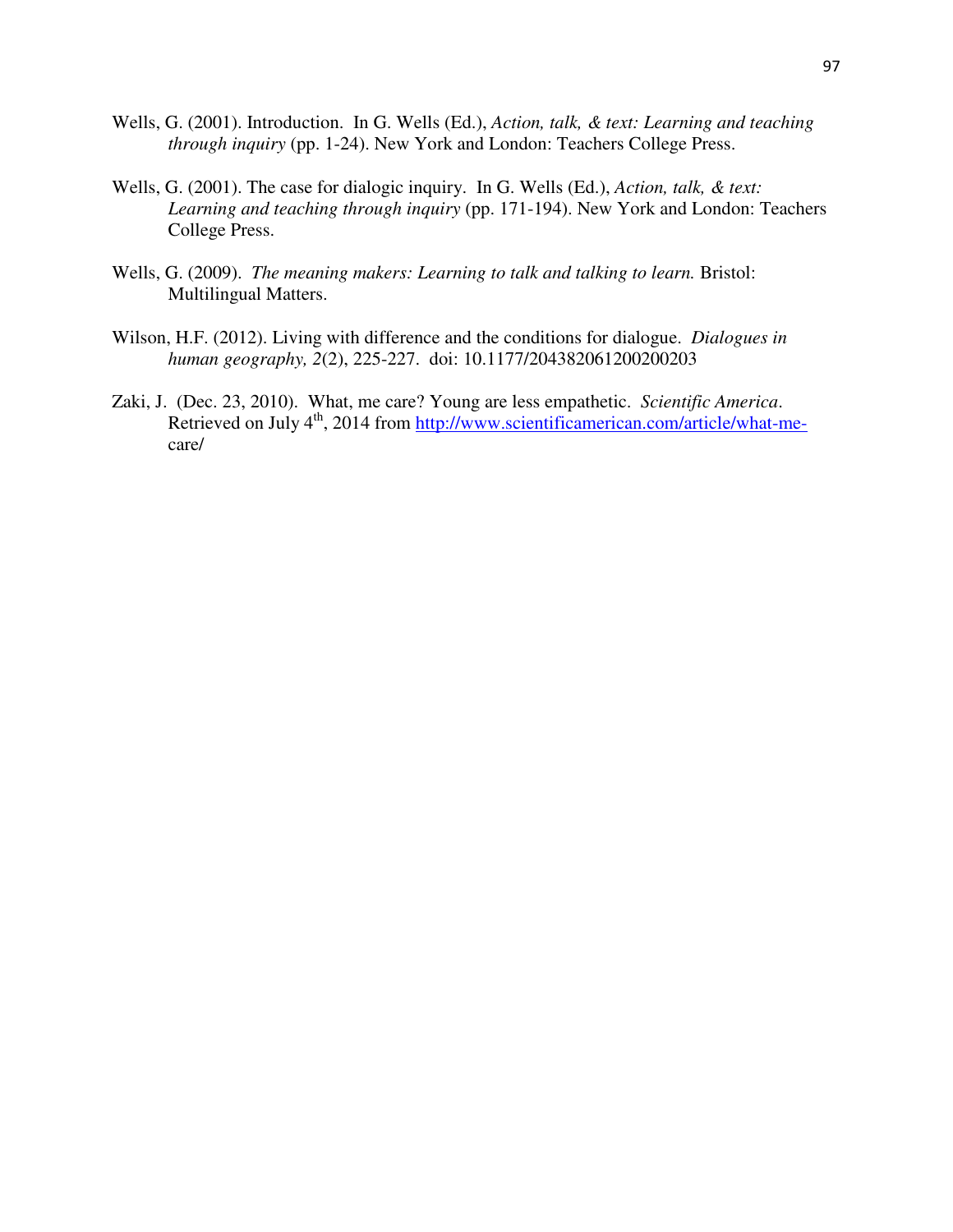Wells, G. (2001). Introduction. In G. Wells (Ed.), *Action, talk, & text: Learning and teaching through inquiry* (pp. 1-24). New York and London: Teachers College Press.

Wells, G. (2001). The case for dialogic inquiry. In G. Wells (Ed.), *Action, talk, & text: Learning and teaching through inquiry* (pp. 171-194). New York and London: Teachers College Press.

Wells, G. (2009). *The meaning makers: Learning to talk and talking to learn.* Bristol: Multilingual Matters.

Wilson, H.F. (2012). Living with difference and the conditions for dialogue. *Dialogues in human geography, 2*(2), 225-227. doi: 10.1177/2043820612002002003

Zaki, J. (Dec. 23, 2010). What, me care? Young are less empathetic. *Scientific America*. Retrieved on July 4th, 2014 from http://www.scientificamerican.com/article/what-me-care/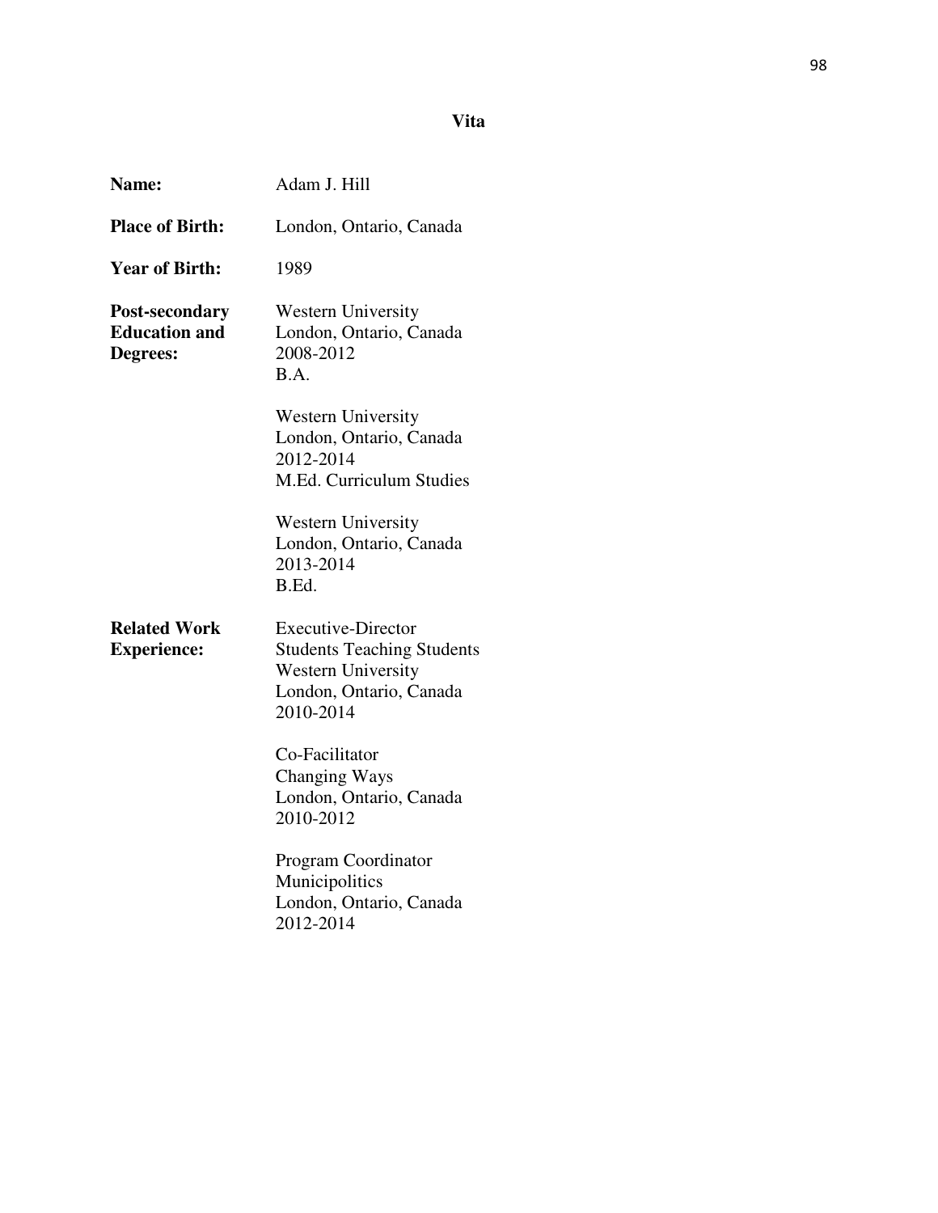# Vita

**Name:** Adam J. Hill

**Place of Birth:** London, Ontario, Canada

**Year of Birth:** 1989

**Post-secondary Education and Degrees:**

Western University
London, Ontario, Canada
2008-2012
B.A.

Western University
London, Ontario, Canada
2012-2014
M.Ed. Curriculum Studies

Western University
London, Ontario, Canada
2013-2014
B.Ed.

**Related Work Experience:**

Executive-Director
Students Teaching Students
Western University
London, Ontario, Canada
2010-2014

Co-Facilitator
Changing Ways
London, Ontario, Canada
2010-2012

Program Coordinator
Municipolitics
London, Ontario, Canada
2012-2014